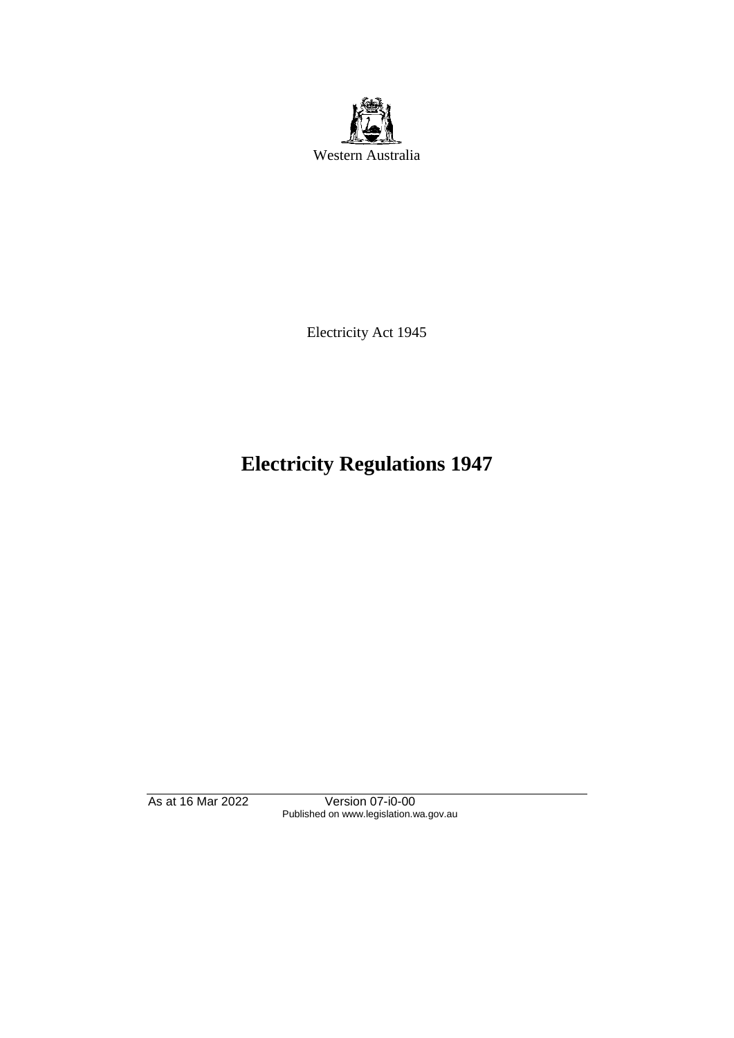Western Australia

Electricity Act 1945

# Electricity Regulations 1947

As at 16 Mar 2022 Version 07-i0-00
Published on www.legislation.wa.gov.au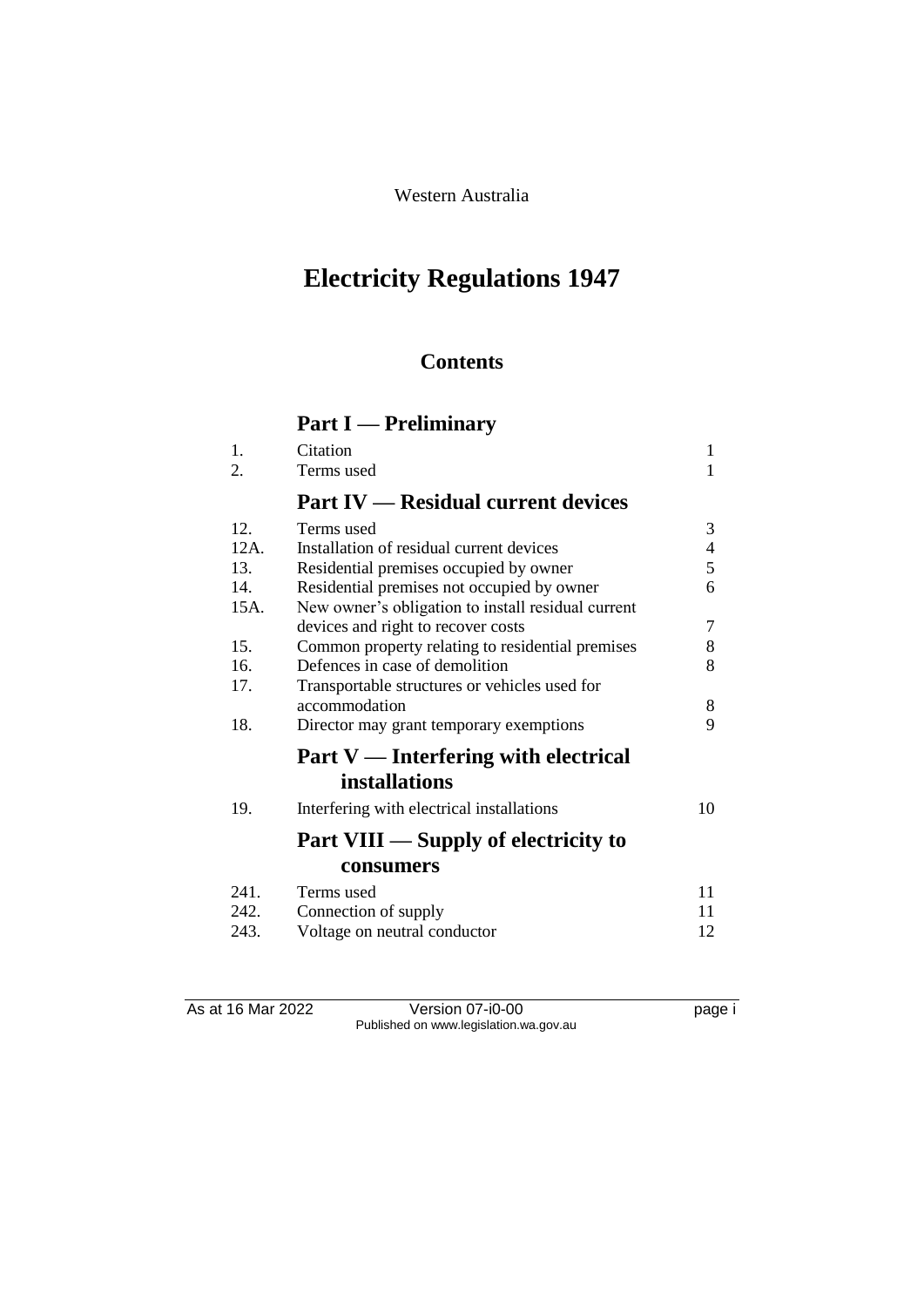Western Australia

# Electricity Regulations 1947

## Contents

### Part I — Preliminary

| | | |
|---|---|---|
| 1. | Citation | 1 |
| 2. | Terms used | 1 |

### Part IV — Residual current devices

| | | |
|---|---|---|
| 12. | Terms used | 3 |
| 12A. | Installation of residual current devices | 4 |
| 13. | Residential premises occupied by owner | 5 |
| 14. | Residential premises not occupied by owner | 6 |
| 15A. | New owner's obligation to install residual current devices and right to recover costs | 7 |
| 15. | Common property relating to residential premises | 8 |
| 16. | Defences in case of demolition | 8 |
| 17. | Transportable structures or vehicles used for accommodation | 8 |
| 18. | Director may grant temporary exemptions | 9 |

### Part V — Interfering with electrical installations

| | | |
|---|---|---|
| 19. | Interfering with electrical installations | 10 |

### Part VIII — Supply of electricity to consumers

| | | |
|---|---|---|
| 241. | Terms used | 11 |
| 242. | Connection of supply | 11 |
| 243. | Voltage on neutral conductor | 12 |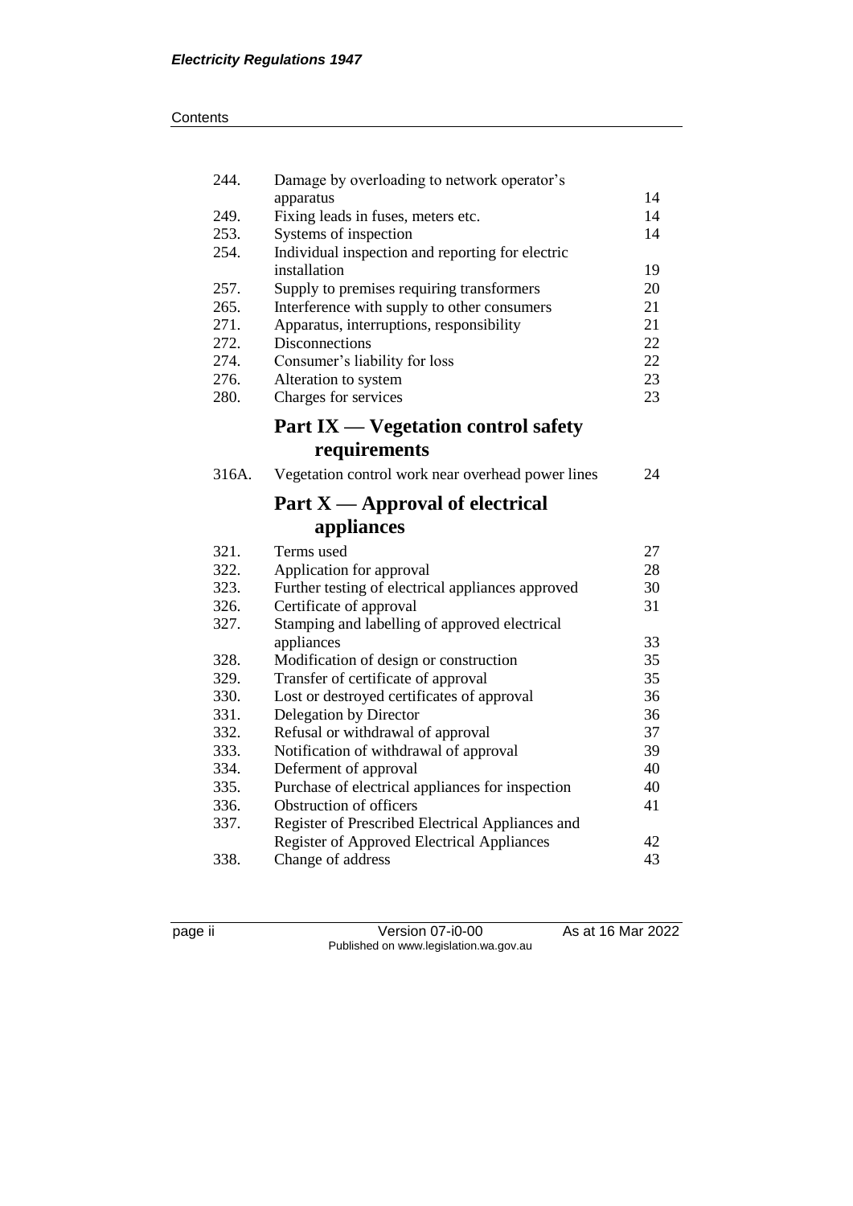| | | |
|---|---|---|
| 244. | Damage by overloading to network operator's apparatus | 14 |
| 249. | Fixing leads in fuses, meters etc. | 14 |
| 253. | Systems of inspection | 14 |
| 254. | Individual inspection and reporting for electric installation | 19 |
| 257. | Supply to premises requiring transformers | 20 |
| 265. | Interference with supply to other consumers | 21 |
| 271. | Apparatus, interruptions, responsibility | 21 |
| 272. | Disconnections | 22 |
| 274. | Consumer's liability for loss | 22 |
| 276. | Alteration to system | 23 |
| 280. | Charges for services | 23 |

## Part IX — Vegetation control safety requirements

| | | |
|---|---|---|
| 316A. | Vegetation control work near overhead power lines | 24 |

## Part X — Approval of electrical appliances

| | | |
|---|---|---|
| 321. | Terms used | 27 |
| 322. | Application for approval | 28 |
| 323. | Further testing of electrical appliances approved | 30 |
| 326. | Certificate of approval | 31 |
| 327. | Stamping and labelling of approved electrical appliances | 33 |
| 328. | Modification of design or construction | 35 |
| 329. | Transfer of certificate of approval | 35 |
| 330. | Lost or destroyed certificates of approval | 36 |
| 331. | Delegation by Director | 36 |
| 332. | Refusal or withdrawal of approval | 37 |
| 333. | Notification of withdrawal of approval | 39 |
| 334. | Deferment of approval | 40 |
| 335. | Purchase of electrical appliances for inspection | 40 |
| 336. | Obstruction of officers | 41 |
| 337. | Register of Prescribed Electrical Appliances and Register of Approved Electrical Appliances | 42 |
| 338. | Change of address | 43 |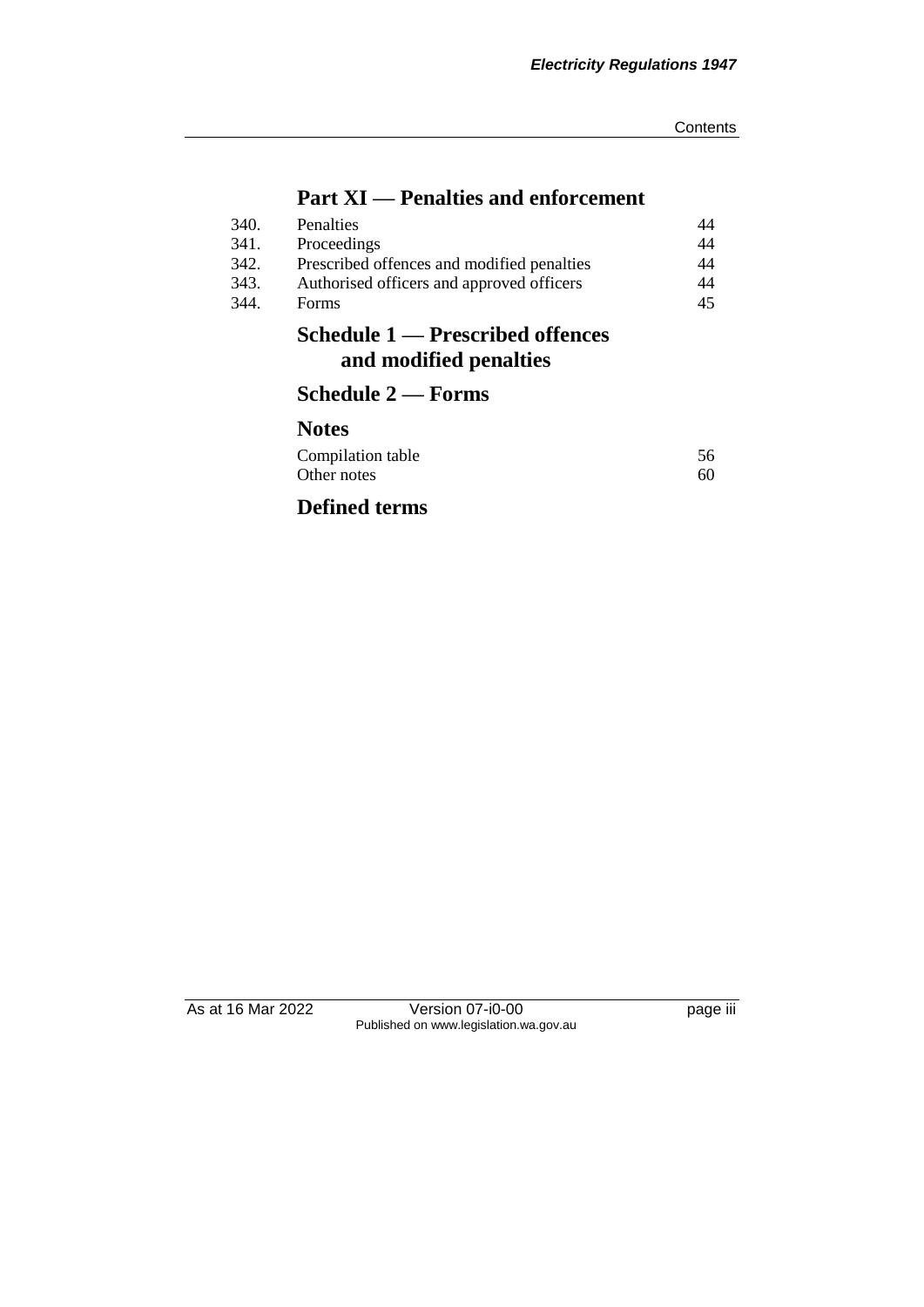## Part XI — Penalties and enforcement

| | | |
|---|---|---|
| 340. | Penalties | 44 |
| 341. | Proceedings | 44 |
| 342. | Prescribed offences and modified penalties | 44 |
| 343. | Authorised officers and approved officers | 44 |
| 344. | Forms | 45 |

## Schedule 1 — Prescribed offences and modified penalties

## Schedule 2 — Forms

## Notes

| | |
|---|---|
| Compilation table | 56 |
| Other notes | 60 |

## Defined terms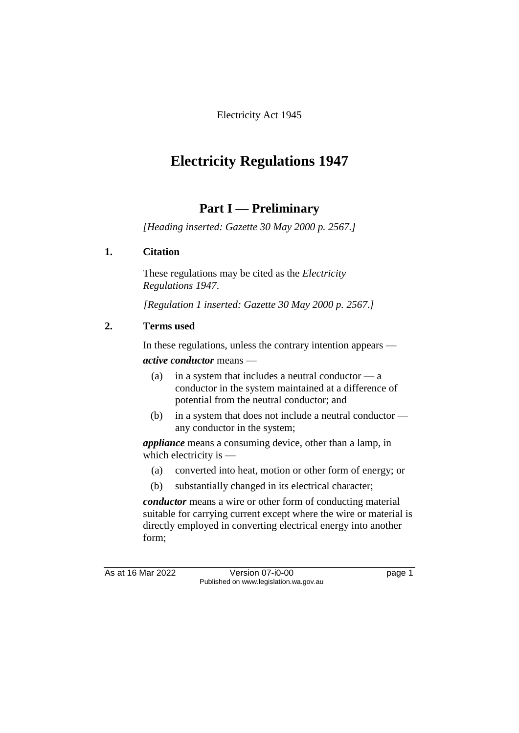Electricity Act 1945

# Electricity Regulations 1947

## Part I — Preliminary

*[Heading inserted: Gazette 30 May 2000 p. 2567.]*

### 1. Citation

These regulations may be cited as the *Electricity Regulations 1947*.

*[Regulation 1 inserted: Gazette 30 May 2000 p. 2567.]*

### 2. Terms used

In these regulations, unless the contrary intention appears —

***active conductor*** means —

(a) in a system that includes a neutral conductor — a conductor in the system maintained at a difference of potential from the neutral conductor; and

(b) in a system that does not include a neutral conductor — any conductor in the system;

***appliance*** means a consuming device, other than a lamp, in which electricity is —

(a) converted into heat, motion or other form of energy; or

(b) substantially changed in its electrical character;

***conductor*** means a wire or other form of conducting material suitable for carrying current except where the wire or material is directly employed in converting electrical energy into another form;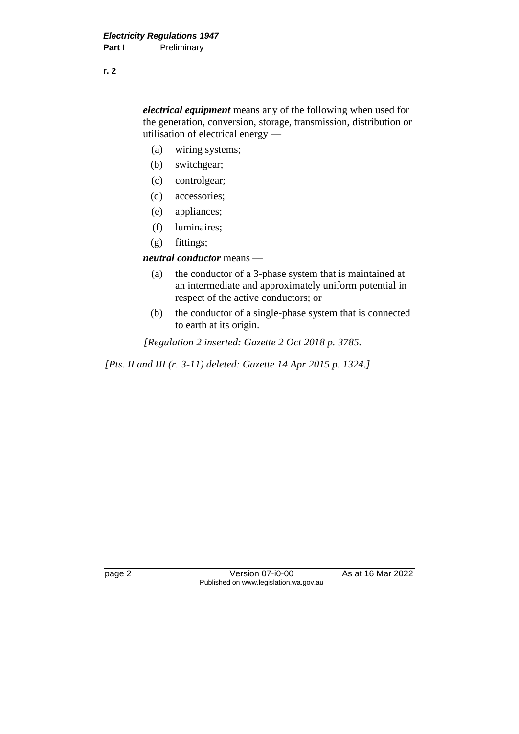***electrical equipment*** means any of the following when used for the generation, conversion, storage, transmission, distribution or utilisation of electrical energy —

(a) wiring systems;

(b) switchgear;

(c) controlgear;

(d) accessories;

(e) appliances;

(f) luminaires;

(g) fittings;

***neutral conductor*** means —

(a) the conductor of a 3-phase system that is maintained at an intermediate and approximately uniform potential in respect of the active conductors; or

(b) the conductor of a single-phase system that is connected to earth at its origin.

*[Regulation 2 inserted: Gazette 2 Oct 2018 p. 3785.*

*[Pts. II and III (r. 3-11) deleted: Gazette 14 Apr 2015 p. 1324.]*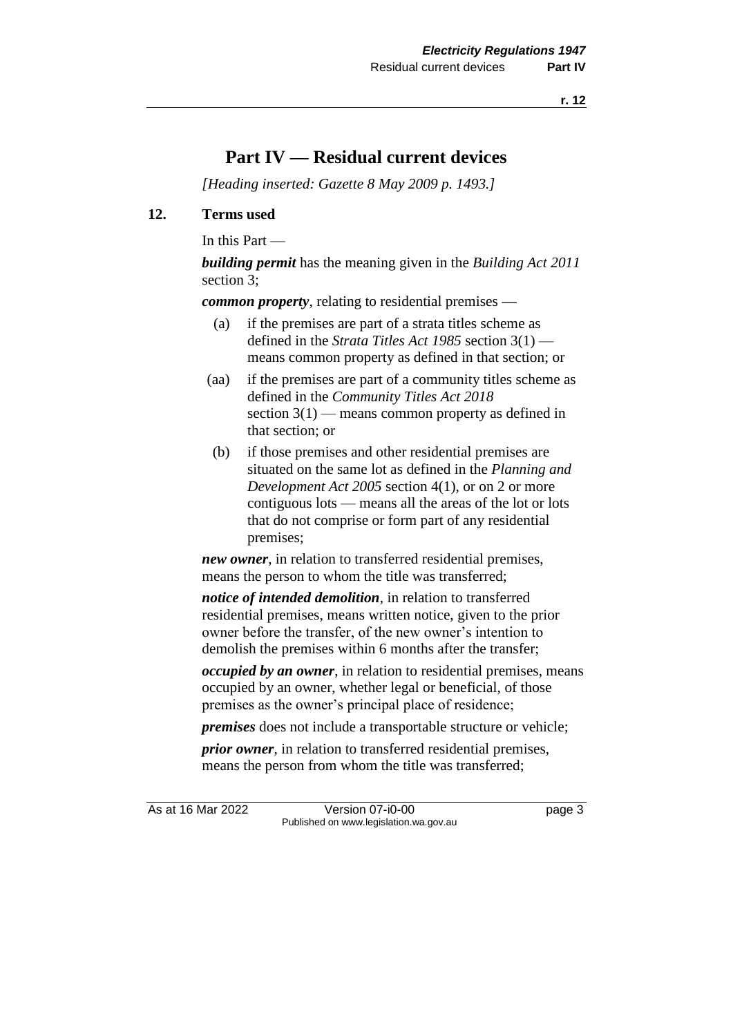# Part IV — Residual current devices

*[Heading inserted: Gazette 8 May 2009 p. 1493.]*

## 12. Terms used

In this Part —

***building permit*** has the meaning given in the *Building Act 2011* section 3;

***common property***, relating to residential premises —

- (a) if the premises are part of a strata titles scheme as defined in the *Strata Titles Act 1985* section 3(1) — means common property as defined in that section; or
- (aa) if the premises are part of a community titles scheme as defined in the *Community Titles Act 2018* section 3(1) — means common property as defined in that section; or
- (b) if those premises and other residential premises are situated on the same lot as defined in the *Planning and Development Act 2005* section 4(1), or on 2 or more contiguous lots — means all the areas of the lot or lots that do not comprise or form part of any residential premises;

***new owner***, in relation to transferred residential premises, means the person to whom the title was transferred;

***notice of intended demolition***, in relation to transferred residential premises, means written notice, given to the prior owner before the transfer, of the new owner's intention to demolish the premises within 6 months after the transfer;

***occupied by an owner***, in relation to residential premises, means occupied by an owner, whether legal or beneficial, of those premises as the owner's principal place of residence;

***premises*** does not include a transportable structure or vehicle;

***prior owner***, in relation to transferred residential premises, means the person from whom the title was transferred;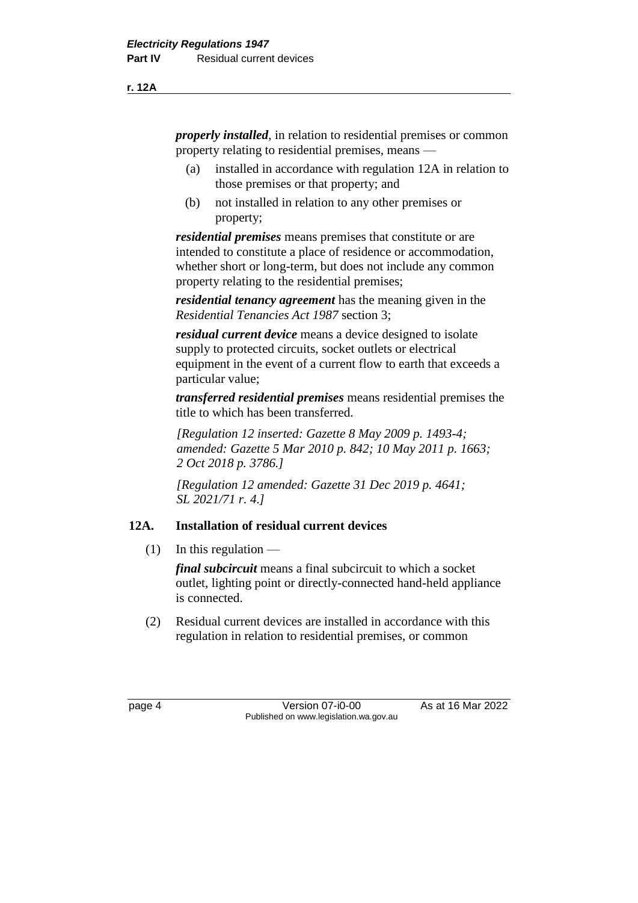***properly installed***, in relation to residential premises or common property relating to residential premises, means —

(a) installed in accordance with regulation 12A in relation to those premises or that property; and

(b) not installed in relation to any other premises or property;

***residential premises*** means premises that constitute or are intended to constitute a place of residence or accommodation, whether short or long-term, but does not include any common property relating to the residential premises;

***residential tenancy agreement*** has the meaning given in the *Residential Tenancies Act 1987* section 3;

***residual current device*** means a device designed to isolate supply to protected circuits, socket outlets or electrical equipment in the event of a current flow to earth that exceeds a particular value;

***transferred residential premises*** means residential premises the title to which has been transferred.

*[Regulation 12 inserted: Gazette 8 May 2009 p. 1493-4; amended: Gazette 5 Mar 2010 p. 842; 10 May 2011 p. 1663; 2 Oct 2018 p. 3786.]*

*[Regulation 12 amended: Gazette 31 Dec 2019 p. 4641; SL 2021/71 r. 4.]*

### 12A. Installation of residual current devices

(1) In this regulation —

***final subcircuit*** means a final subcircuit to which a socket outlet, lighting point or directly-connected hand-held appliance is connected.

(2) Residual current devices are installed in accordance with this regulation in relation to residential premises, or common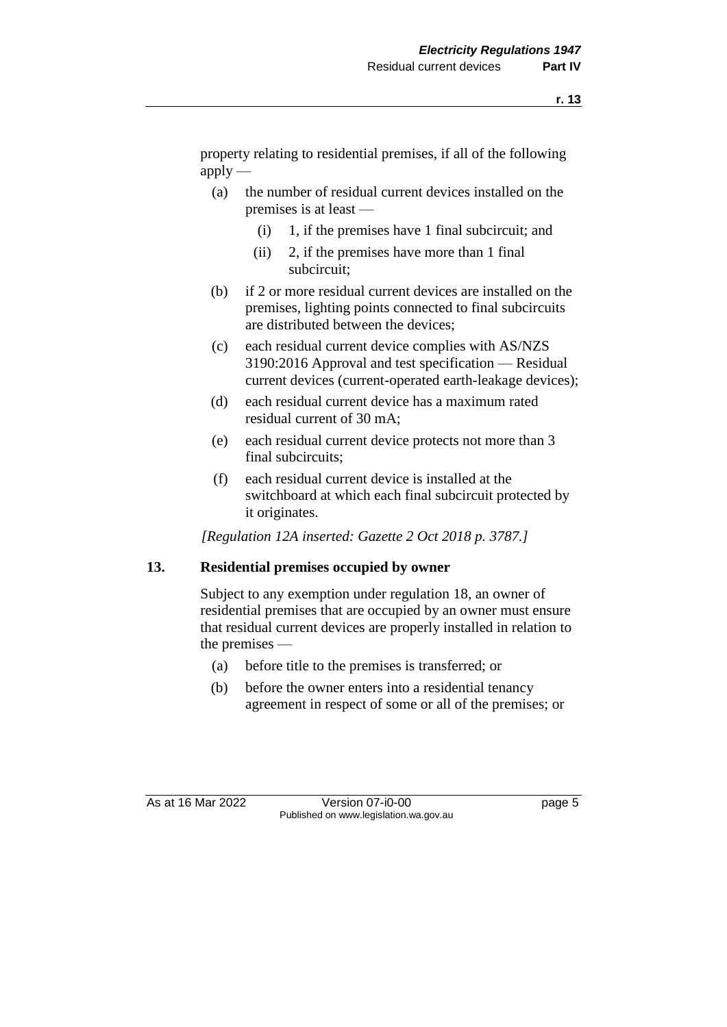property relating to residential premises, if all of the following apply —

(a) the number of residual current devices installed on the premises is at least —

(i) 1, if the premises have 1 final subcircuit; and

(ii) 2, if the premises have more than 1 final subcircuit;

(b) if 2 or more residual current devices are installed on the premises, lighting points connected to final subcircuits are distributed between the devices;

(c) each residual current device complies with AS/NZS 3190:2016 Approval and test specification — Residual current devices (current-operated earth-leakage devices);

(d) each residual current device has a maximum rated residual current of 30 mA;

(e) each residual current device protects not more than 3 final subcircuits;

(f) each residual current device is installed at the switchboard at which each final subcircuit protected by it originates.

*[Regulation 12A inserted: Gazette 2 Oct 2018 p. 3787.]*

## 13. Residential premises occupied by owner

Subject to any exemption under regulation 18, an owner of residential premises that are occupied by an owner must ensure that residual current devices are properly installed in relation to the premises —

(a) before title to the premises is transferred; or

(b) before the owner enters into a residential tenancy agreement in respect of some or all of the premises; or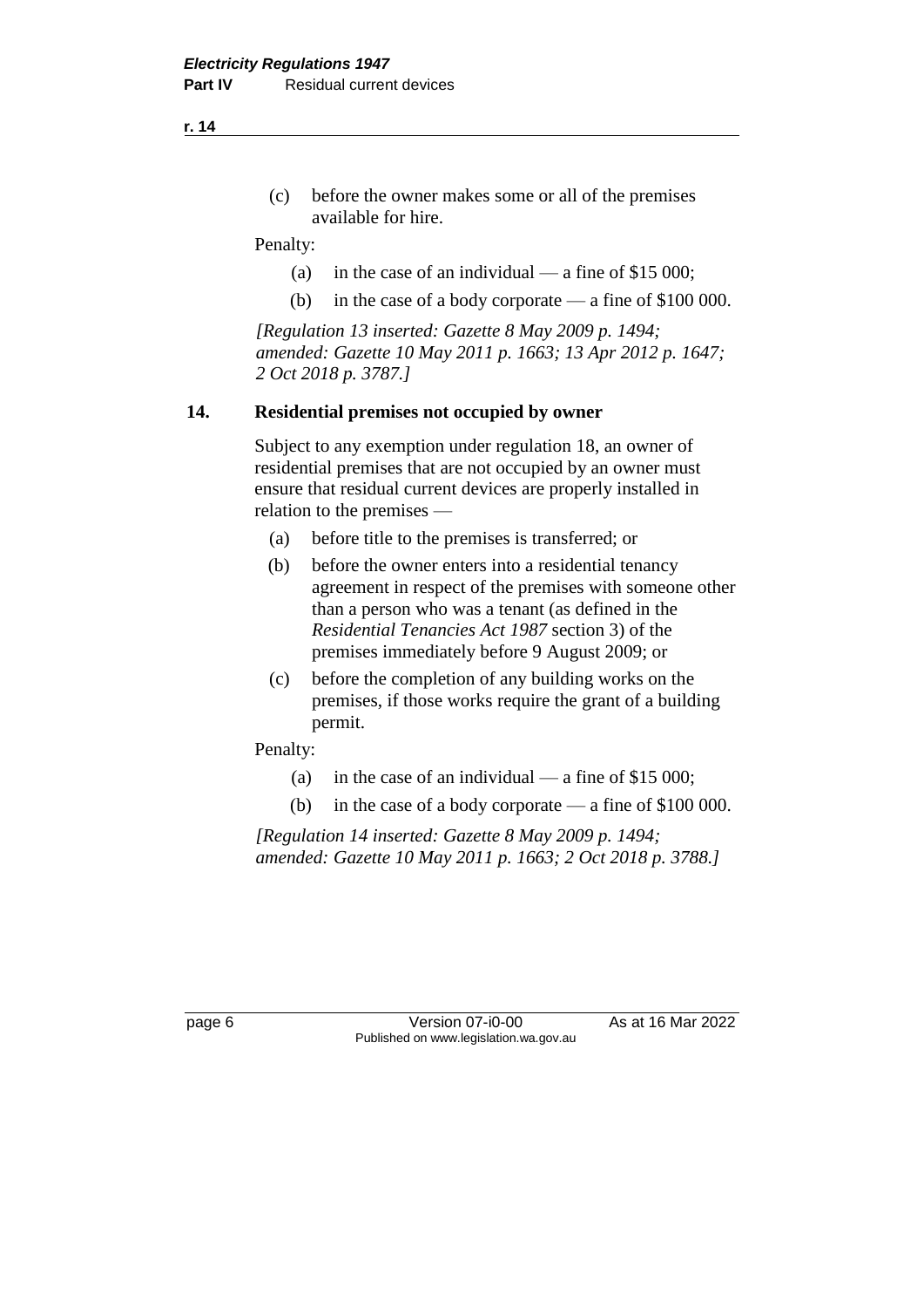(c) before the owner makes some or all of the premises available for hire.

Penalty:

(a) in the case of an individual — a fine of $15 000;

(b) in the case of a body corporate — a fine of $100 000.

*[Regulation 13 inserted: Gazette 8 May 2009 p. 1494; amended: Gazette 10 May 2011 p. 1663; 13 Apr 2012 p. 1647; 2 Oct 2018 p. 3787.]*

### 14. Residential premises not occupied by owner

Subject to any exemption under regulation 18, an owner of residential premises that are not occupied by an owner must ensure that residual current devices are properly installed in relation to the premises —

(a) before title to the premises is transferred; or

(b) before the owner enters into a residential tenancy agreement in respect of the premises with someone other than a person who was a tenant (as defined in the *Residential Tenancies Act 1987* section 3) of the premises immediately before 9 August 2009; or

(c) before the completion of any building works on the premises, if those works require the grant of a building permit.

Penalty:

(a) in the case of an individual — a fine of $15 000;

(b) in the case of a body corporate — a fine of $100 000.

*[Regulation 14 inserted: Gazette 8 May 2009 p. 1494; amended: Gazette 10 May 2011 p. 1663; 2 Oct 2018 p. 3788.]*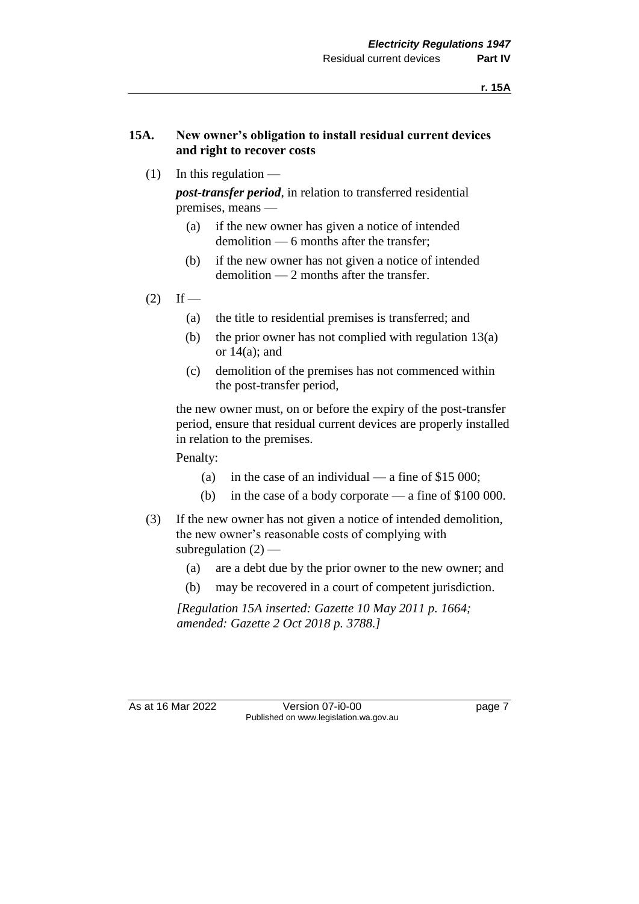## 15A. New owner's obligation to install residual current devices and right to recover costs

(1) In this regulation —

***post-transfer period***, in relation to transferred residential premises, means —

(a) if the new owner has given a notice of intended demolition — 6 months after the transfer;

(b) if the new owner has not given a notice of intended demolition — 2 months after the transfer.

(2) If —

(a) the title to residential premises is transferred; and

(b) the prior owner has not complied with regulation 13(a) or 14(a); and

(c) demolition of the premises has not commenced within the post-transfer period,

the new owner must, on or before the expiry of the post-transfer period, ensure that residual current devices are properly installed in relation to the premises.

Penalty:

(a) in the case of an individual — a fine of $15 000;

(b) in the case of a body corporate — a fine of $100 000.

(3) If the new owner has not given a notice of intended demolition, the new owner's reasonable costs of complying with subregulation (2) —

(a) are a debt due by the prior owner to the new owner; and

(b) may be recovered in a court of competent jurisdiction.

*[Regulation 15A inserted: Gazette 10 May 2011 p. 1664; amended: Gazette 2 Oct 2018 p. 3788.]*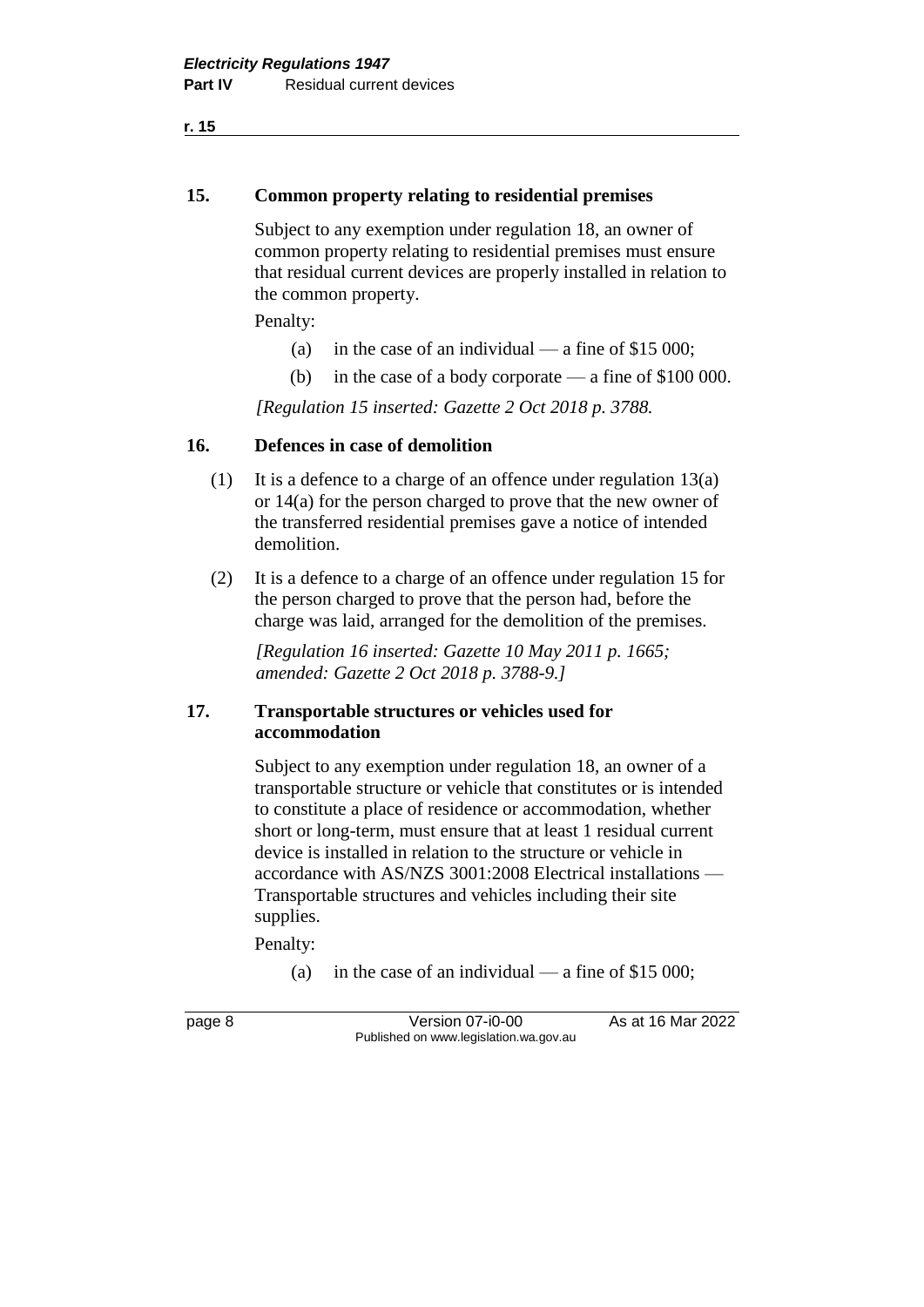### 15. Common property relating to residential premises

Subject to any exemption under regulation 18, an owner of common property relating to residential premises must ensure that residual current devices are properly installed in relation to the common property.

Penalty:

(a) in the case of an individual — a fine of $15 000;

(b) in the case of a body corporate — a fine of $100 000.

*[Regulation 15 inserted: Gazette 2 Oct 2018 p. 3788.*

### 16. Defences in case of demolition

(1) It is a defence to a charge of an offence under regulation 13(a) or 14(a) for the person charged to prove that the new owner of the transferred residential premises gave a notice of intended demolition.

(2) It is a defence to a charge of an offence under regulation 15 for the person charged to prove that the person had, before the charge was laid, arranged for the demolition of the premises.

*[Regulation 16 inserted: Gazette 10 May 2011 p. 1665; amended: Gazette 2 Oct 2018 p. 3788-9.]*

### 17. Transportable structures or vehicles used for accommodation

Subject to any exemption under regulation 18, an owner of a transportable structure or vehicle that constitutes or is intended to constitute a place of residence or accommodation, whether short or long-term, must ensure that at least 1 residual current device is installed in relation to the structure or vehicle in accordance with AS/NZS 3001:2008 Electrical installations — Transportable structures and vehicles including their site supplies.

Penalty:

(a) in the case of an individual — a fine of $15 000;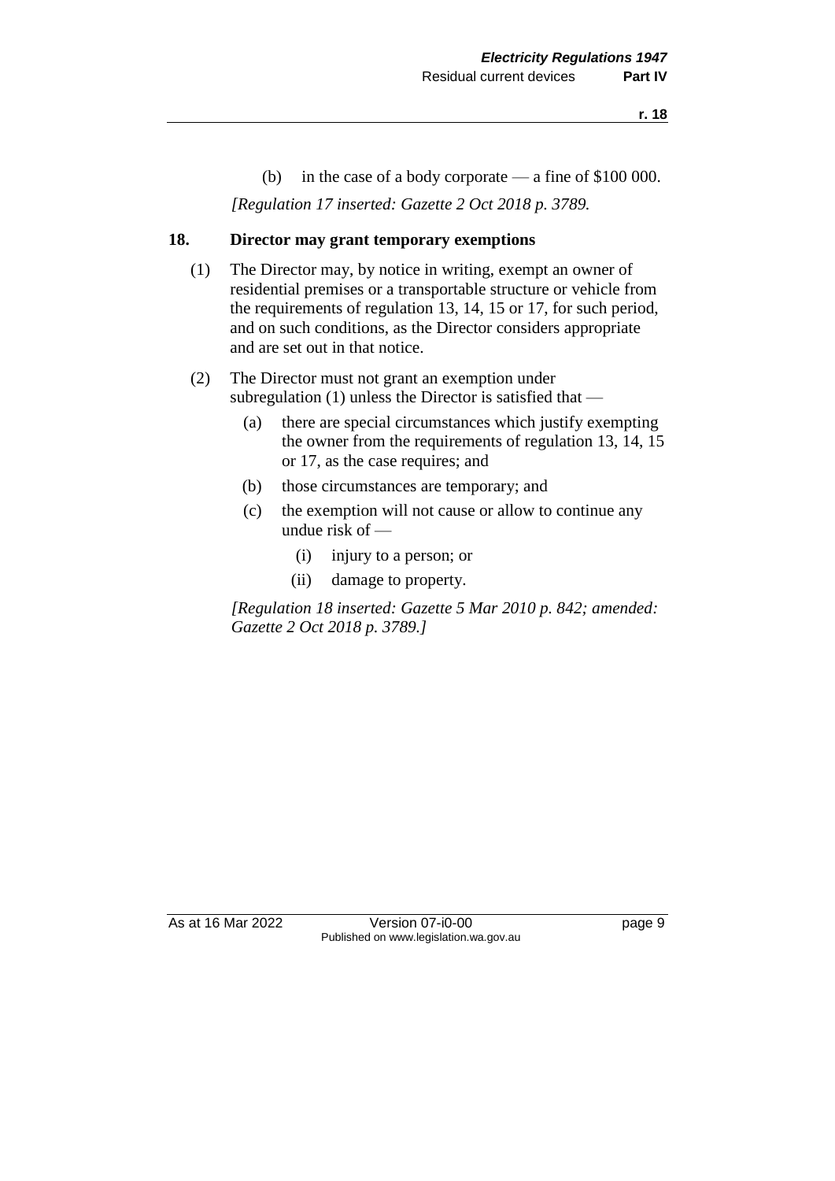(b) in the case of a body corporate — a fine of $100 000.

*[Regulation 17 inserted: Gazette 2 Oct 2018 p. 3789.*

### 18. Director may grant temporary exemptions

(1) The Director may, by notice in writing, exempt an owner of residential premises or a transportable structure or vehicle from the requirements of regulation 13, 14, 15 or 17, for such period, and on such conditions, as the Director considers appropriate and are set out in that notice.

(2) The Director must not grant an exemption under subregulation (1) unless the Director is satisfied that —

- (a) there are special circumstances which justify exempting the owner from the requirements of regulation 13, 14, 15 or 17, as the case requires; and
- (b) those circumstances are temporary; and
- (c) the exemption will not cause or allow to continue any undue risk of —
  - (i) injury to a person; or
  - (ii) damage to property.

*[Regulation 18 inserted: Gazette 5 Mar 2010 p. 842; amended: Gazette 2 Oct 2018 p. 3789.]*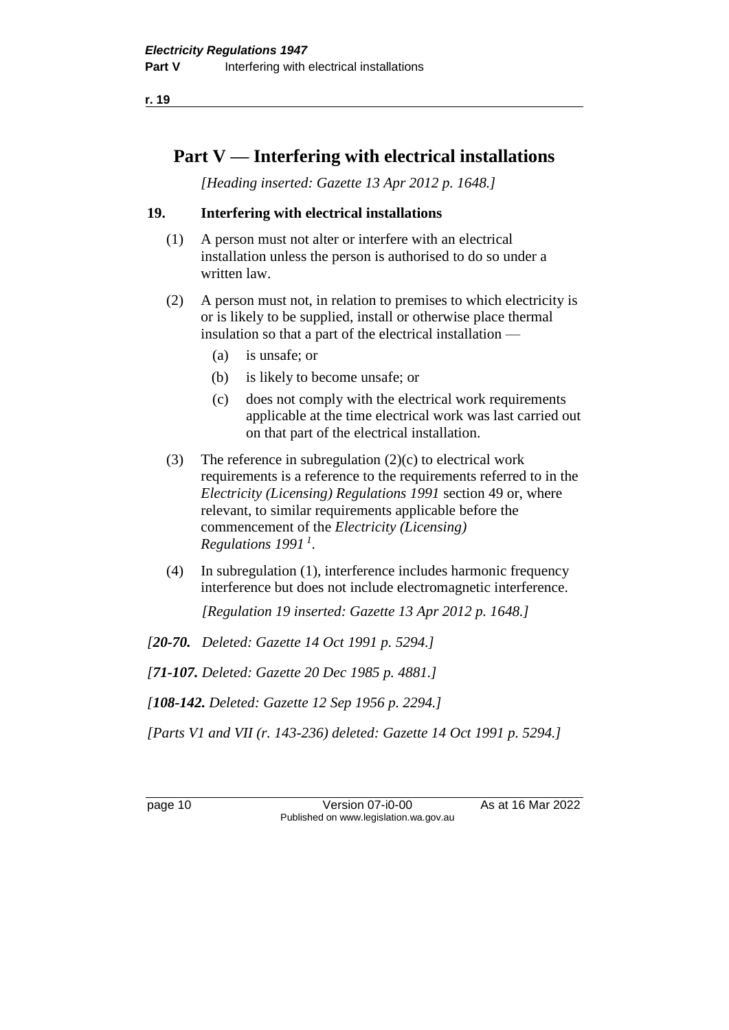# Part V — Interfering with electrical installations

*[Heading inserted: Gazette 13 Apr 2012 p. 1648.]*

## 19. Interfering with electrical installations

(1) A person must not alter or interfere with an electrical installation unless the person is authorised to do so under a written law.

(2) A person must not, in relation to premises to which electricity is or is likely to be supplied, install or otherwise place thermal insulation so that a part of the electrical installation —

(a) is unsafe; or

(b) is likely to become unsafe; or

(c) does not comply with the electrical work requirements applicable at the time electrical work was last carried out on that part of the electrical installation.

(3) The reference in subregulation (2)(c) to electrical work requirements is a reference to the requirements referred to in the *Electricity (Licensing) Regulations 1991* section 49 or, where relevant, to similar requirements applicable before the commencement of the *Electricity (Licensing) Regulations 1991* [1].

(4) In subregulation (1), interference includes harmonic frequency interference but does not include electromagnetic interference.

*[Regulation 19 inserted: Gazette 13 Apr 2012 p. 1648.]*

*[**20-70.** Deleted: Gazette 14 Oct 1991 p. 5294.]*

*[**71-107.** Deleted: Gazette 20 Dec 1985 p. 4881.]*

*[**108-142.** Deleted: Gazette 12 Sep 1956 p. 2294.]*

*[Parts V1 and VII (r. 143-236) deleted: Gazette 14 Oct 1991 p. 5294.]*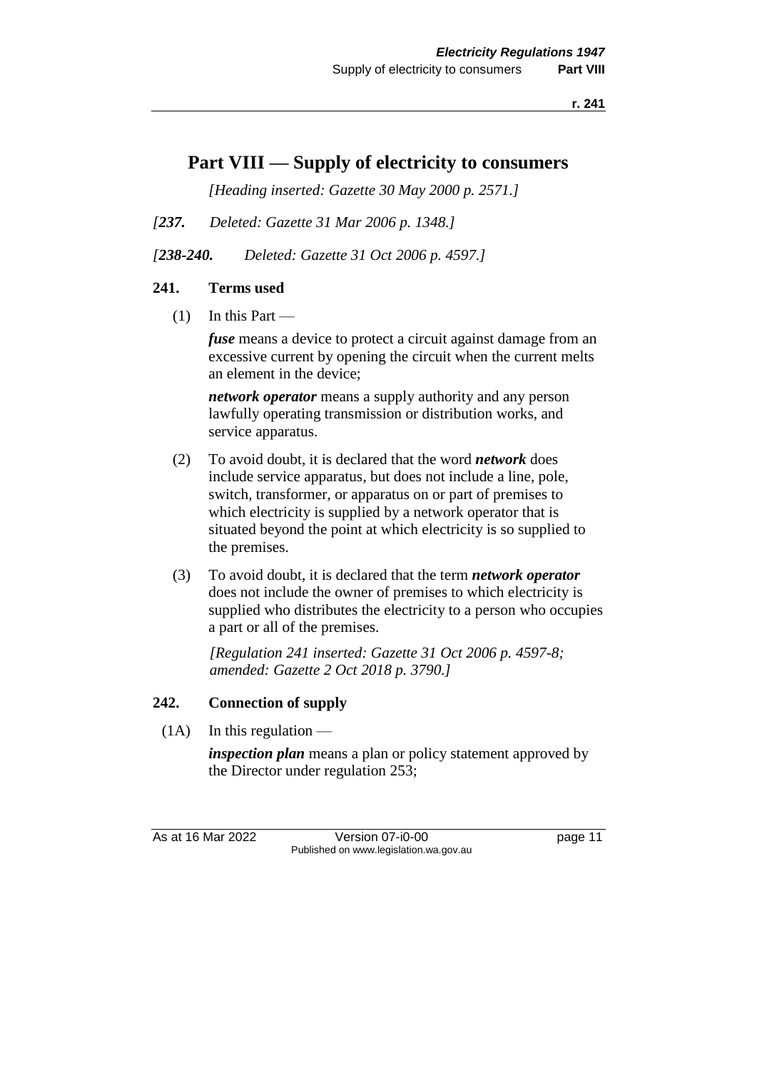# Part VIII — Supply of electricity to consumers

*[Heading inserted: Gazette 30 May 2000 p. 2571.]*

*[**237.** Deleted: Gazette 31 Mar 2006 p. 1348.]*

*[**238-240.** Deleted: Gazette 31 Oct 2006 p. 4597.]*

## 241. Terms used

(1) In this Part —

***fuse*** means a device to protect a circuit against damage from an excessive current by opening the circuit when the current melts an element in the device;

***network operator*** means a supply authority and any person lawfully operating transmission or distribution works, and service apparatus.

(2) To avoid doubt, it is declared that the word ***network*** does include service apparatus, but does not include a line, pole, switch, transformer, or apparatus on or part of premises to which electricity is supplied by a network operator that is situated beyond the point at which electricity is so supplied to the premises.

(3) To avoid doubt, it is declared that the term ***network operator*** does not include the owner of premises to which electricity is supplied who distributes the electricity to a person who occupies a part or all of the premises.

*[Regulation 241 inserted: Gazette 31 Oct 2006 p. 4597-8; amended: Gazette 2 Oct 2018 p. 3790.]*

## 242. Connection of supply

(1A) In this regulation —

***inspection plan*** means a plan or policy statement approved by the Director under regulation 253;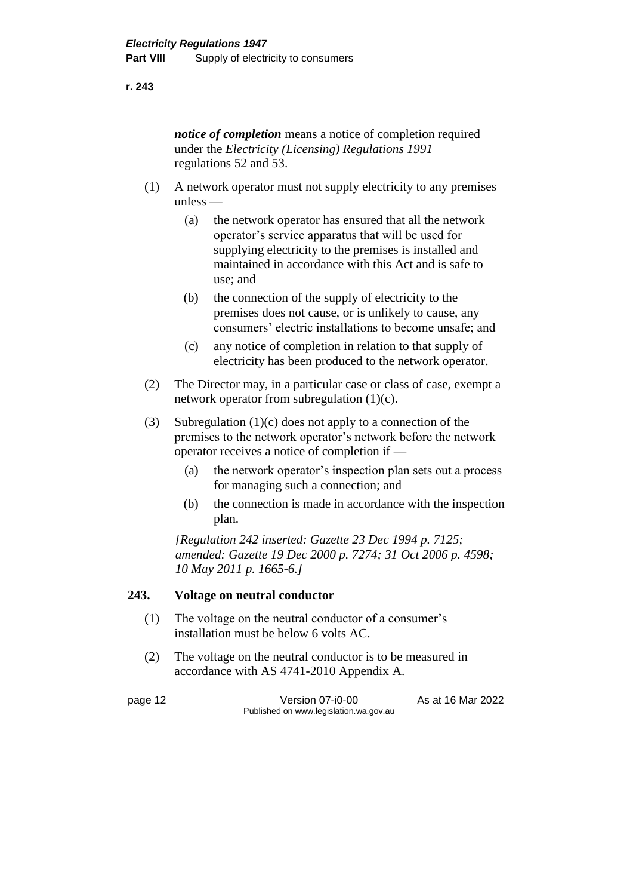***notice of completion*** means a notice of completion required under the *Electricity (Licensing) Regulations 1991* regulations 52 and 53.

(1) A network operator must not supply electricity to any premises unless —

- (a) the network operator has ensured that all the network operator's service apparatus that will be used for supplying electricity to the premises is installed and maintained in accordance with this Act and is safe to use; and
- (b) the connection of the supply of electricity to the premises does not cause, or is unlikely to cause, any consumers' electric installations to become unsafe; and
- (c) any notice of completion in relation to that supply of electricity has been produced to the network operator.

(2) The Director may, in a particular case or class of case, exempt a network operator from subregulation (1)(c).

(3) Subregulation (1)(c) does not apply to a connection of the premises to the network operator's network before the network operator receives a notice of completion if —

- (a) the network operator's inspection plan sets out a process for managing such a connection; and
- (b) the connection is made in accordance with the inspection plan.

*[Regulation 242 inserted: Gazette 23 Dec 1994 p. 7125; amended: Gazette 19 Dec 2000 p. 7274; 31 Oct 2006 p. 4598; 10 May 2011 p. 1665-6.]*

## 243. Voltage on neutral conductor

(1) The voltage on the neutral conductor of a consumer's installation must be below 6 volts AC.

(2) The voltage on the neutral conductor is to be measured in accordance with AS 4741-2010 Appendix A.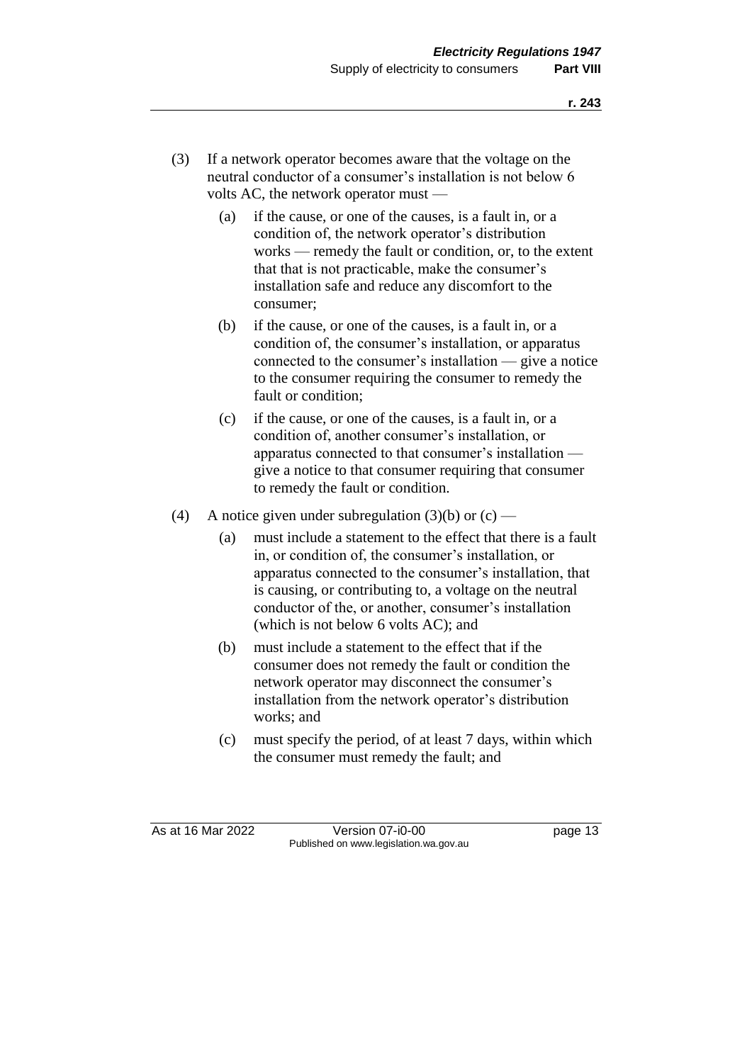(3) If a network operator becomes aware that the voltage on the neutral conductor of a consumer's installation is not below 6 volts AC, the network operator must —

(a) if the cause, or one of the causes, is a fault in, or a condition of, the network operator's distribution works — remedy the fault or condition, or, to the extent that that is not practicable, make the consumer's installation safe and reduce any discomfort to the consumer;

(b) if the cause, or one of the causes, is a fault in, or a condition of, the consumer's installation, or apparatus connected to the consumer's installation — give a notice to the consumer requiring the consumer to remedy the fault or condition;

(c) if the cause, or one of the causes, is a fault in, or a condition of, another consumer's installation, or apparatus connected to that consumer's installation — give a notice to that consumer requiring that consumer to remedy the fault or condition.

(4) A notice given under subregulation (3)(b) or (c) —

(a) must include a statement to the effect that there is a fault in, or condition of, the consumer's installation, or apparatus connected to the consumer's installation, that is causing, or contributing to, a voltage on the neutral conductor of the, or another, consumer's installation (which is not below 6 volts AC); and

(b) must include a statement to the effect that if the consumer does not remedy the fault or condition the network operator may disconnect the consumer's installation from the network operator's distribution works; and

(c) must specify the period, of at least 7 days, within which the consumer must remedy the fault; and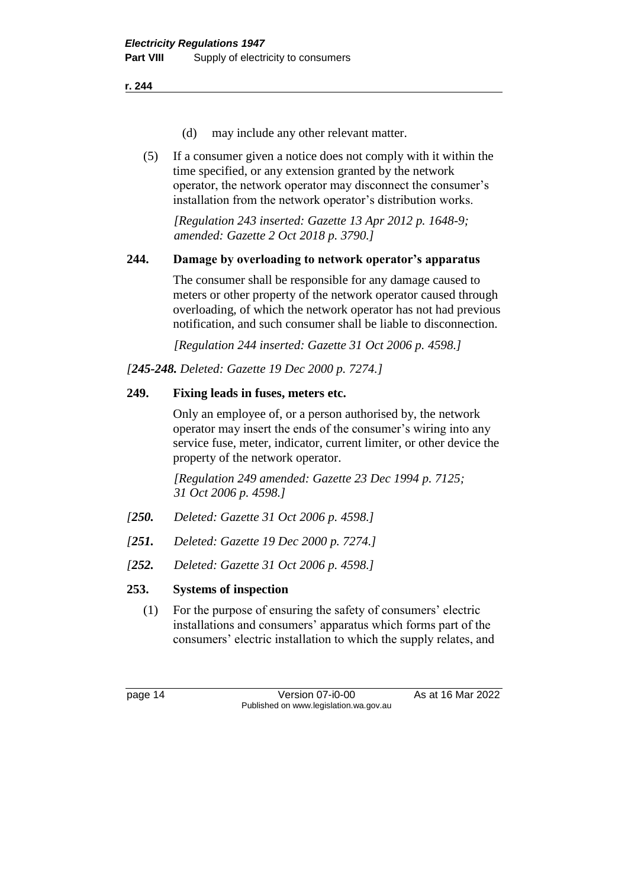(d) may include any other relevant matter.

(5) If a consumer given a notice does not comply with it within the time specified, or any extension granted by the network operator, the network operator may disconnect the consumer's installation from the network operator's distribution works.

*[Regulation 243 inserted: Gazette 13 Apr 2012 p. 1648-9; amended: Gazette 2 Oct 2018 p. 3790.]*

### 244. Damage by overloading to network operator's apparatus

The consumer shall be responsible for any damage caused to meters or other property of the network operator caused through overloading, of which the network operator has not had previous notification, and such consumer shall be liable to disconnection.

*[Regulation 244 inserted: Gazette 31 Oct 2006 p. 4598.]*

*[**245-248.** Deleted: Gazette 19 Dec 2000 p. 7274.]*

### 249. Fixing leads in fuses, meters etc.

Only an employee of, or a person authorised by, the network operator may insert the ends of the consumer's wiring into any service fuse, meter, indicator, current limiter, or other device the property of the network operator.

*[Regulation 249 amended: Gazette 23 Dec 1994 p. 7125; 31 Oct 2006 p. 4598.]*

*[**250.** Deleted: Gazette 31 Oct 2006 p. 4598.]*

*[**251.** Deleted: Gazette 19 Dec 2000 p. 7274.]*

*[**252.** Deleted: Gazette 31 Oct 2006 p. 4598.]*

### 253. Systems of inspection

(1) For the purpose of ensuring the safety of consumers' electric installations and consumers' apparatus which forms part of the consumers' electric installation to which the supply relates, and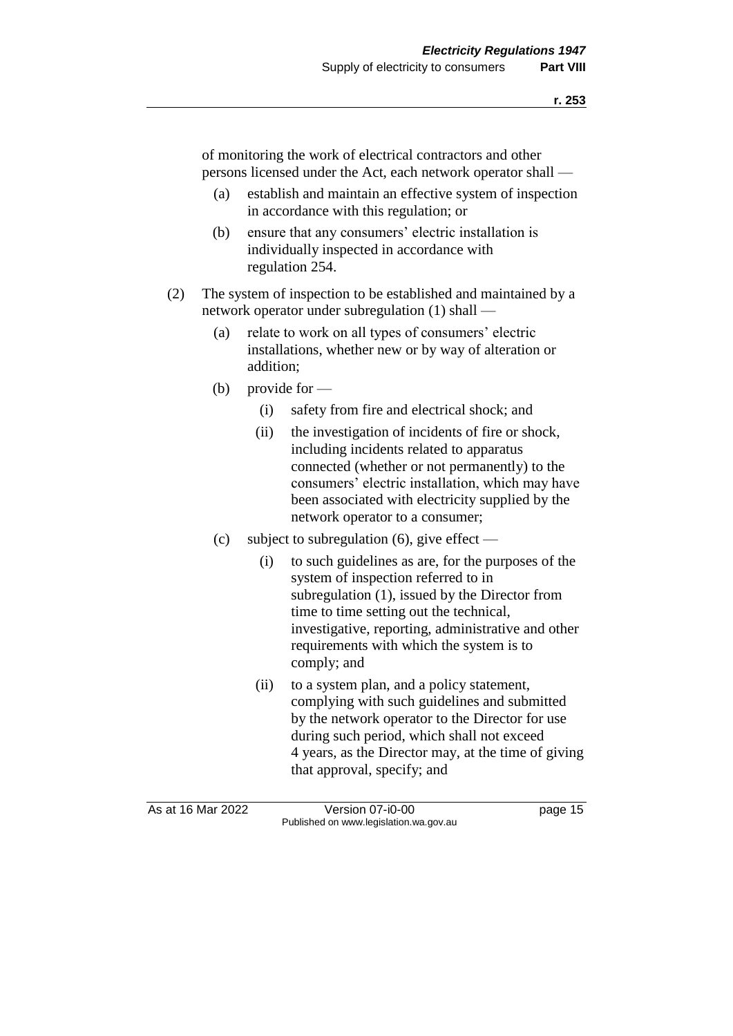of monitoring the work of electrical contractors and other persons licensed under the Act, each network operator shall —

(a) establish and maintain an effective system of inspection in accordance with this regulation; or

(b) ensure that any consumers' electric installation is individually inspected in accordance with regulation 254.

(2) The system of inspection to be established and maintained by a network operator under subregulation (1) shall —

(a) relate to work on all types of consumers' electric installations, whether new or by way of alteration or addition;

(b) provide for —

(i) safety from fire and electrical shock; and

(ii) the investigation of incidents of fire or shock, including incidents related to apparatus connected (whether or not permanently) to the consumers' electric installation, which may have been associated with electricity supplied by the network operator to a consumer;

(c) subject to subregulation (6), give effect —

(i) to such guidelines as are, for the purposes of the system of inspection referred to in subregulation (1), issued by the Director from time to time setting out the technical, investigative, reporting, administrative and other requirements with which the system is to comply; and

(ii) to a system plan, and a policy statement, complying with such guidelines and submitted by the network operator to the Director for use during such period, which shall not exceed 4 years, as the Director may, at the time of giving that approval, specify; and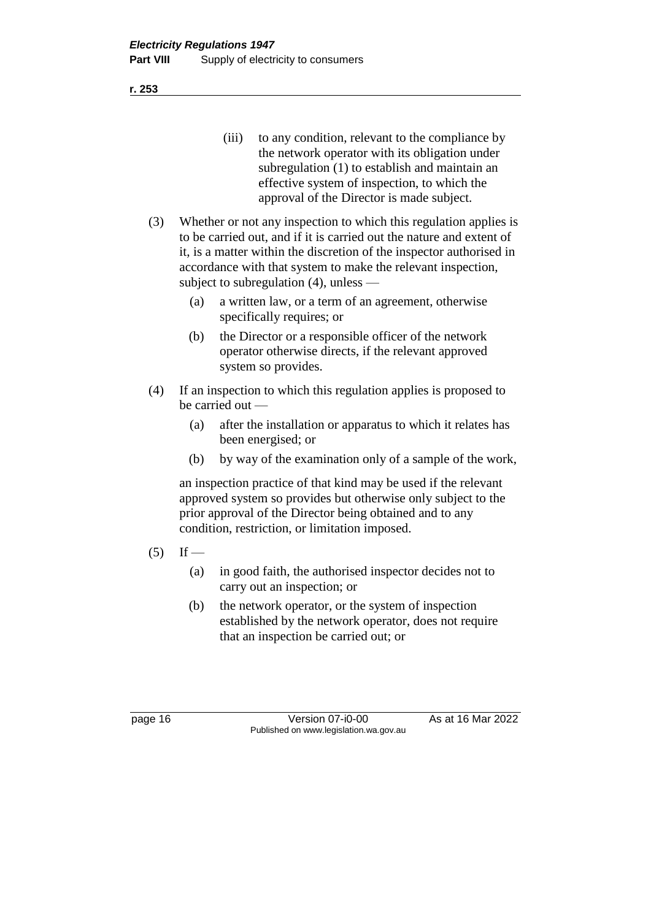(iii) to any condition, relevant to the compliance by the network operator with its obligation under subregulation (1) to establish and maintain an effective system of inspection, to which the approval of the Director is made subject.

(3) Whether or not any inspection to which this regulation applies is to be carried out, and if it is carried out the nature and extent of it, is a matter within the discretion of the inspector authorised in accordance with that system to make the relevant inspection, subject to subregulation (4), unless —

(a) a written law, or a term of an agreement, otherwise specifically requires; or

(b) the Director or a responsible officer of the network operator otherwise directs, if the relevant approved system so provides.

(4) If an inspection to which this regulation applies is proposed to be carried out —

(a) after the installation or apparatus to which it relates has been energised; or

(b) by way of the examination only of a sample of the work,

an inspection practice of that kind may be used if the relevant approved system so provides but otherwise only subject to the prior approval of the Director being obtained and to any condition, restriction, or limitation imposed.

(5) If —

(a) in good faith, the authorised inspector decides not to carry out an inspection; or

(b) the network operator, or the system of inspection established by the network operator, does not require that an inspection be carried out; or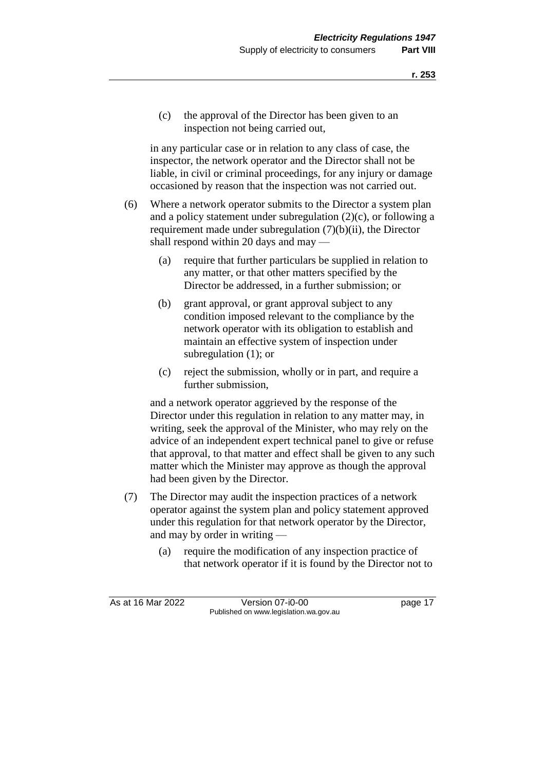(c) the approval of the Director has been given to an inspection not being carried out,

in any particular case or in relation to any class of case, the inspector, the network operator and the Director shall not be liable, in civil or criminal proceedings, for any injury or damage occasioned by reason that the inspection was not carried out.

(6) Where a network operator submits to the Director a system plan and a policy statement under subregulation (2)(c), or following a requirement made under subregulation (7)(b)(ii), the Director shall respond within 20 days and may —

(a) require that further particulars be supplied in relation to any matter, or that other matters specified by the Director be addressed, in a further submission; or

(b) grant approval, or grant approval subject to any condition imposed relevant to the compliance by the network operator with its obligation to establish and maintain an effective system of inspection under subregulation (1); or

(c) reject the submission, wholly or in part, and require a further submission,

and a network operator aggrieved by the response of the Director under this regulation in relation to any matter may, in writing, seek the approval of the Minister, who may rely on the advice of an independent expert technical panel to give or refuse that approval, to that matter and effect shall be given to any such matter which the Minister may approve as though the approval had been given by the Director.

(7) The Director may audit the inspection practices of a network operator against the system plan and policy statement approved under this regulation for that network operator by the Director, and may by order in writing —

(a) require the modification of any inspection practice of that network operator if it is found by the Director not to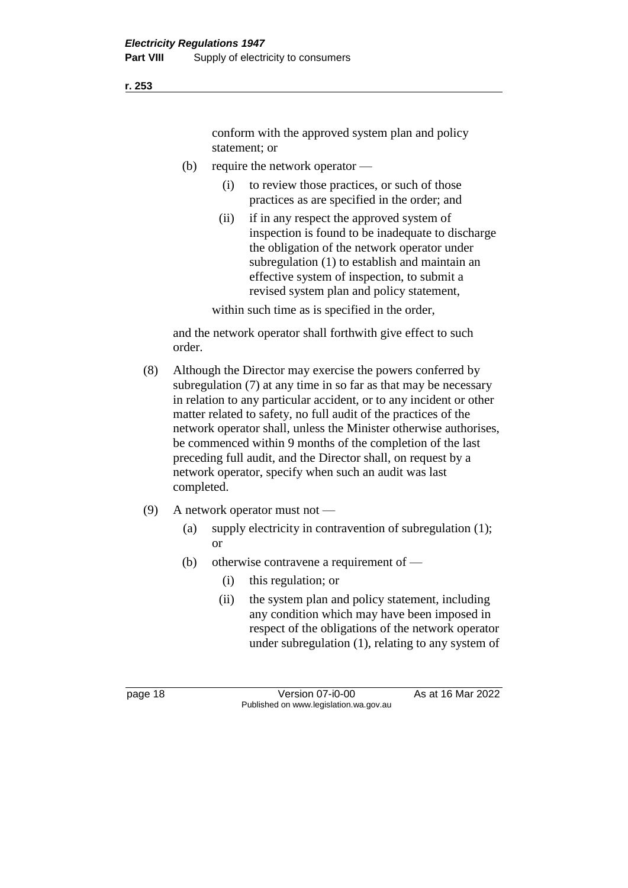conform with the approved system plan and policy statement; or

(b) require the network operator —

(i) to review those practices, or such of those practices as are specified in the order; and

(ii) if in any respect the approved system of inspection is found to be inadequate to discharge the obligation of the network operator under subregulation (1) to establish and maintain an effective system of inspection, to submit a revised system plan and policy statement,

within such time as is specified in the order,

and the network operator shall forthwith give effect to such order.

(8) Although the Director may exercise the powers conferred by subregulation (7) at any time in so far as that may be necessary in relation to any particular accident, or to any incident or other matter related to safety, no full audit of the practices of the network operator shall, unless the Minister otherwise authorises, be commenced within 9 months of the completion of the last preceding full audit, and the Director shall, on request by a network operator, specify when such an audit was last completed.

(9) A network operator must not —

(a) supply electricity in contravention of subregulation (1); or

(b) otherwise contravene a requirement of —

(i) this regulation; or

(ii) the system plan and policy statement, including any condition which may have been imposed in respect of the obligations of the network operator under subregulation (1), relating to any system of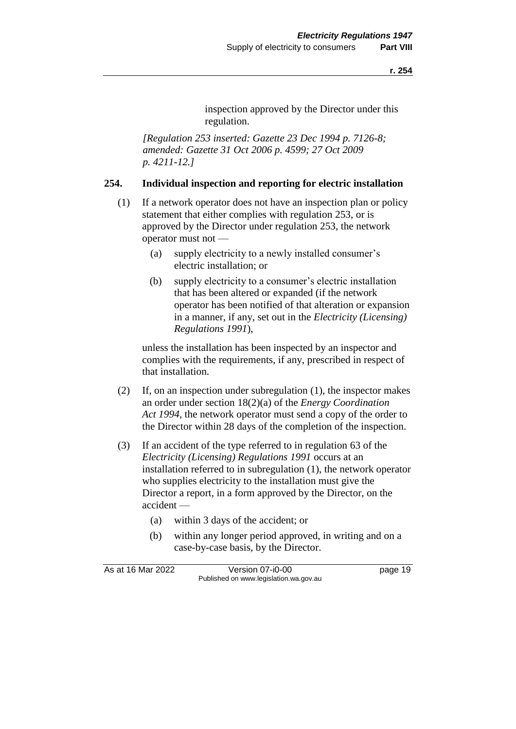inspection approved by the Director under this regulation.

*[Regulation 253 inserted: Gazette 23 Dec 1994 p. 7126-8; amended: Gazette 31 Oct 2006 p. 4599; 27 Oct 2009 p. 4211-12.]*

## 254. Individual inspection and reporting for electric installation

(1) If a network operator does not have an inspection plan or policy statement that either complies with regulation 253, or is approved by the Director under regulation 253, the network operator must not —

- (a) supply electricity to a newly installed consumer's electric installation; or
- (b) supply electricity to a consumer's electric installation that has been altered or expanded (if the network operator has been notified of that alteration or expansion in a manner, if any, set out in the *Electricity (Licensing) Regulations 1991*),

unless the installation has been inspected by an inspector and complies with the requirements, if any, prescribed in respect of that installation.

(2) If, on an inspection under subregulation (1), the inspector makes an order under section 18(2)(a) of the *Energy Coordination Act 1994*, the network operator must send a copy of the order to the Director within 28 days of the completion of the inspection.

(3) If an accident of the type referred to in regulation 63 of the *Electricity (Licensing) Regulations 1991* occurs at an installation referred to in subregulation (1), the network operator who supplies electricity to the installation must give the Director a report, in a form approved by the Director, on the accident —

- (a) within 3 days of the accident; or
- (b) within any longer period approved, in writing and on a case-by-case basis, by the Director.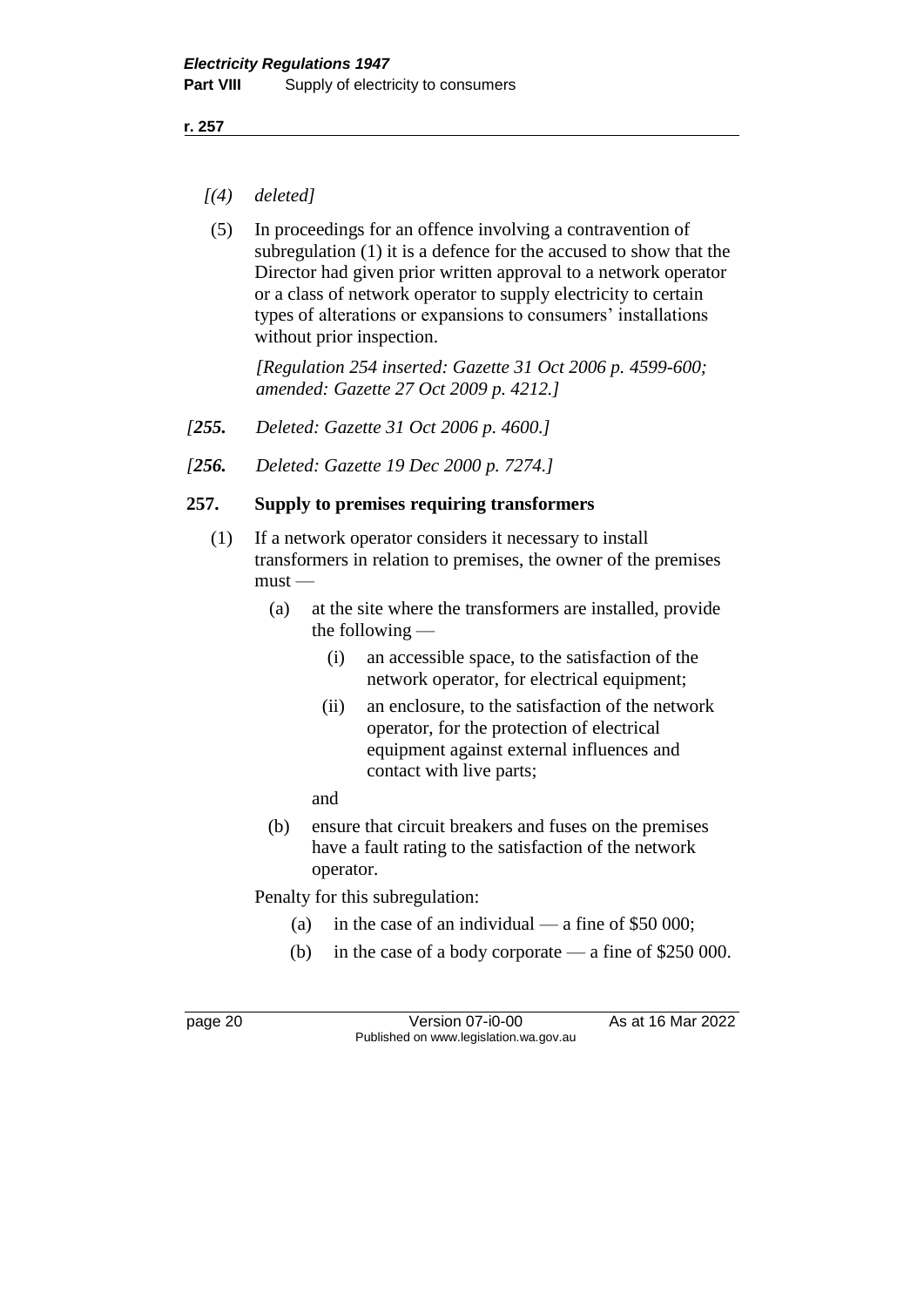*[(4) deleted]*

(5) In proceedings for an offence involving a contravention of subregulation (1) it is a defence for the accused to show that the Director had given prior written approval to a network operator or a class of network operator to supply electricity to certain types of alterations or expansions to consumers' installations without prior inspection.

*[Regulation 254 inserted: Gazette 31 Oct 2006 p. 4599-600; amended: Gazette 27 Oct 2009 p. 4212.]*

*[**255.** Deleted: Gazette 31 Oct 2006 p. 4600.]*

*[**256.** Deleted: Gazette 19 Dec 2000 p. 7274.]*

### 257. Supply to premises requiring transformers

(1) If a network operator considers it necessary to install transformers in relation to premises, the owner of the premises must —

- (a) at the site where the transformers are installed, provide the following —
  - (i) an accessible space, to the satisfaction of the network operator, for electrical equipment;
  - (ii) an enclosure, to the satisfaction of the network operator, for the protection of electrical equipment against external influences and contact with live parts;

  and
- (b) ensure that circuit breakers and fuses on the premises have a fault rating to the satisfaction of the network operator.

Penalty for this subregulation:

- (a) in the case of an individual — a fine of $50 000;
- (b) in the case of a body corporate — a fine of $250 000.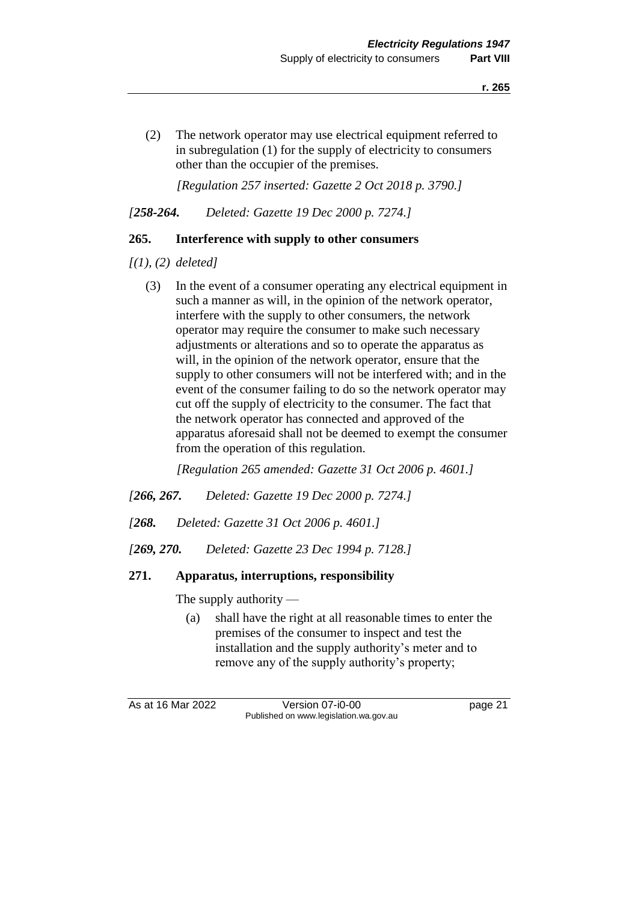(2) The network operator may use electrical equipment referred to in subregulation (1) for the supply of electricity to consumers other than the occupier of the premises.

*[Regulation 257 inserted: Gazette 2 Oct 2018 p. 3790.]*

*[**258-264.** Deleted: Gazette 19 Dec 2000 p. 7274.]*

### 265. Interference with supply to other consumers

*[(1), (2) deleted]*

(3) In the event of a consumer operating any electrical equipment in such a manner as will, in the opinion of the network operator, interfere with the supply to other consumers, the network operator may require the consumer to make such necessary adjustments or alterations and so to operate the apparatus as will, in the opinion of the network operator, ensure that the supply to other consumers will not be interfered with; and in the event of the consumer failing to do so the network operator may cut off the supply of electricity to the consumer. The fact that the network operator has connected and approved of the apparatus aforesaid shall not be deemed to exempt the consumer from the operation of this regulation.

*[Regulation 265 amended: Gazette 31 Oct 2006 p. 4601.]*

*[**266, 267.** Deleted: Gazette 19 Dec 2000 p. 7274.]*

*[**268.** Deleted: Gazette 31 Oct 2006 p. 4601.]*

*[**269, 270.** Deleted: Gazette 23 Dec 1994 p. 7128.]*

### 271. Apparatus, interruptions, responsibility

The supply authority —

(a) shall have the right at all reasonable times to enter the premises of the consumer to inspect and test the installation and the supply authority's meter and to remove any of the supply authority's property;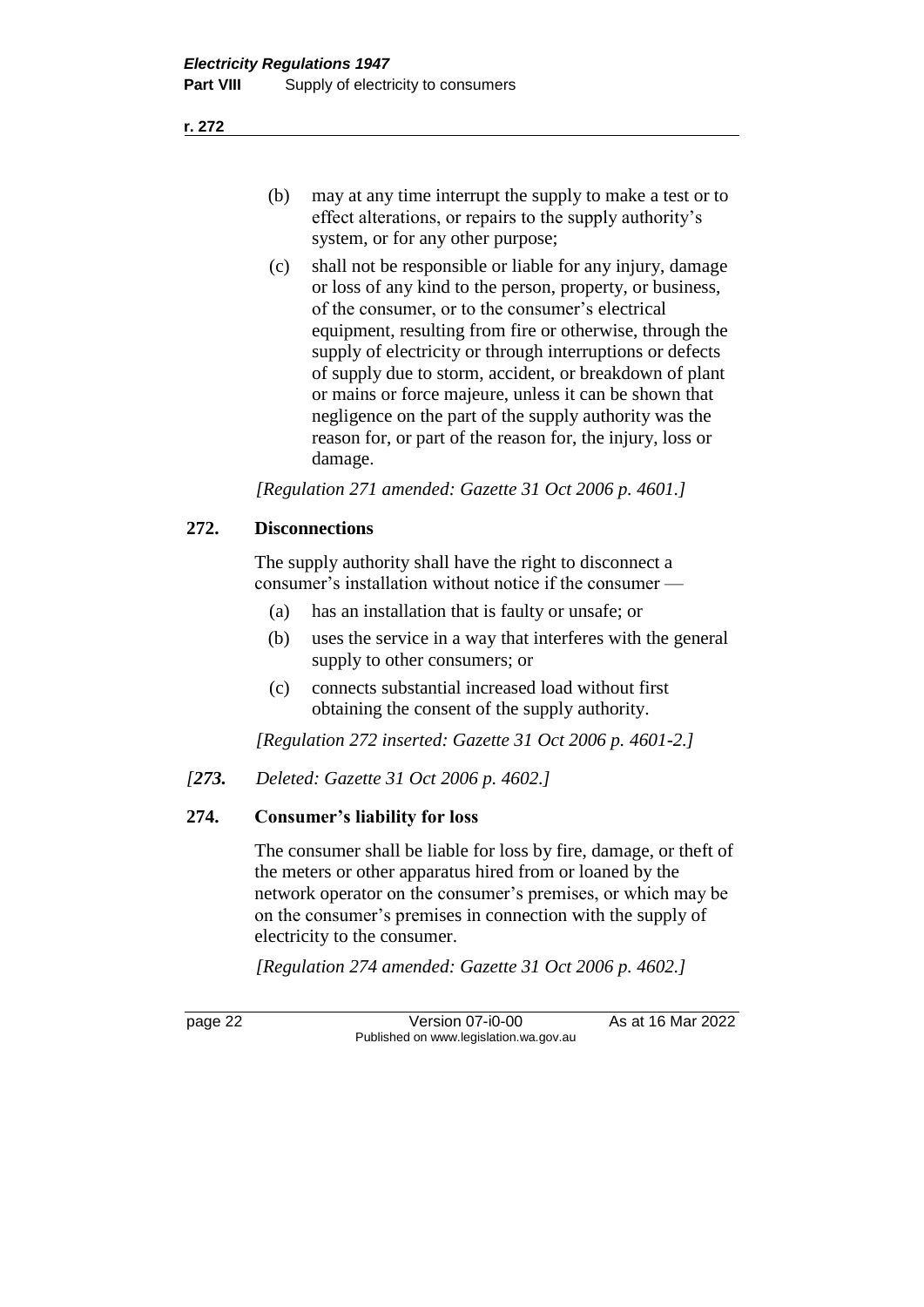(b) may at any time interrupt the supply to make a test or to effect alterations, or repairs to the supply authority's system, or for any other purpose;

(c) shall not be responsible or liable for any injury, damage or loss of any kind to the person, property, or business, of the consumer, or to the consumer's electrical equipment, resulting from fire or otherwise, through the supply of electricity or through interruptions or defects of supply due to storm, accident, or breakdown of plant or mains or force majeure, unless it can be shown that negligence on the part of the supply authority was the reason for, or part of the reason for, the injury, loss or damage.

*[Regulation 271 amended: Gazette 31 Oct 2006 p. 4601.]*

## 272. Disconnections

The supply authority shall have the right to disconnect a consumer's installation without notice if the consumer —

(a) has an installation that is faulty or unsafe; or

(b) uses the service in a way that interferes with the general supply to other consumers; or

(c) connects substantial increased load without first obtaining the consent of the supply authority.

*[Regulation 272 inserted: Gazette 31 Oct 2006 p. 4601-2.]*

*[**273.** Deleted: Gazette 31 Oct 2006 p. 4602.]*

## 274. Consumer's liability for loss

The consumer shall be liable for loss by fire, damage, or theft of the meters or other apparatus hired from or loaned by the network operator on the consumer's premises, or which may be on the consumer's premises in connection with the supply of electricity to the consumer.

*[Regulation 274 amended: Gazette 31 Oct 2006 p. 4602.]*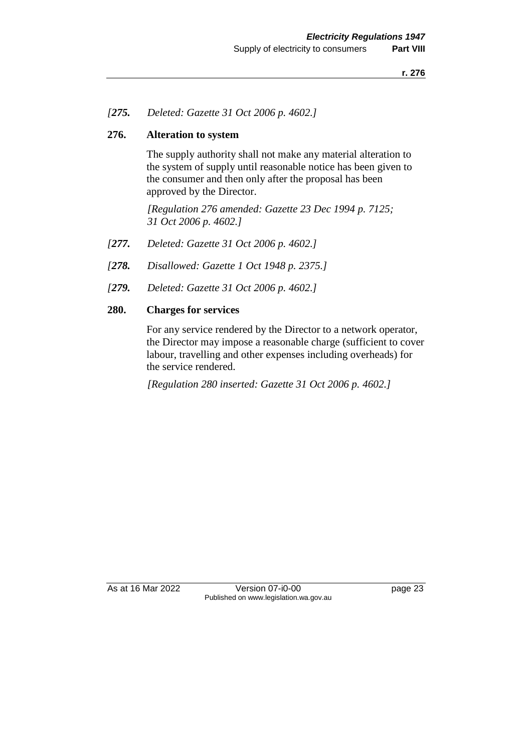*[**275.** Deleted: Gazette 31 Oct 2006 p. 4602.]*

**276. Alteration to system**

The supply authority shall not make any material alteration to the system of supply until reasonable notice has been given to the consumer and then only after the proposal has been approved by the Director.

*[Regulation 276 amended: Gazette 23 Dec 1994 p. 7125; 31 Oct 2006 p. 4602.]*

*[**277.** Deleted: Gazette 31 Oct 2006 p. 4602.]*

*[**278.** Disallowed: Gazette 1 Oct 1948 p. 2375.]*

*[**279.** Deleted: Gazette 31 Oct 2006 p. 4602.]*

**280. Charges for services**

For any service rendered by the Director to a network operator, the Director may impose a reasonable charge (sufficient to cover labour, travelling and other expenses including overheads) for the service rendered.

*[Regulation 280 inserted: Gazette 31 Oct 2006 p. 4602.]*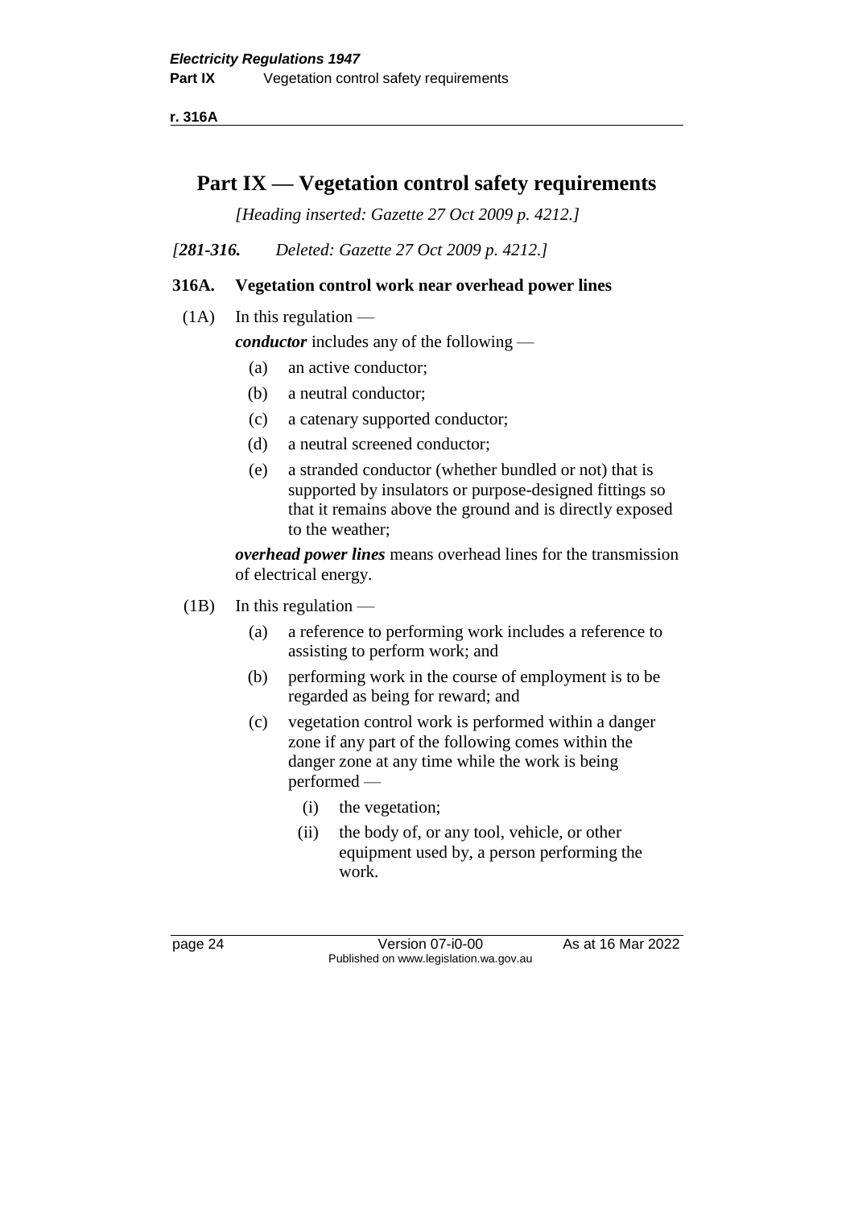# Part IX — Vegetation control safety requirements

*[Heading inserted: Gazette 27 Oct 2009 p. 4212.]*

*[**281-316.** Deleted: Gazette 27 Oct 2009 p. 4212.]*

### 316A. Vegetation control work near overhead power lines

(1A) In this regulation —

***conductor*** includes any of the following —

- (a) an active conductor;
- (b) a neutral conductor;
- (c) a catenary supported conductor;
- (d) a neutral screened conductor;
- (e) a stranded conductor (whether bundled or not) that is supported by insulators or purpose-designed fittings so that it remains above the ground and is directly exposed to the weather;

***overhead power lines*** means overhead lines for the transmission of electrical energy.

(1B) In this regulation —

- (a) a reference to performing work includes a reference to assisting to perform work; and
- (b) performing work in the course of employment is to be regarded as being for reward; and
- (c) vegetation control work is performed within a danger zone if any part of the following comes within the danger zone at any time while the work is being performed —
  - (i) the vegetation;
  - (ii) the body of, or any tool, vehicle, or other equipment used by, a person performing the work.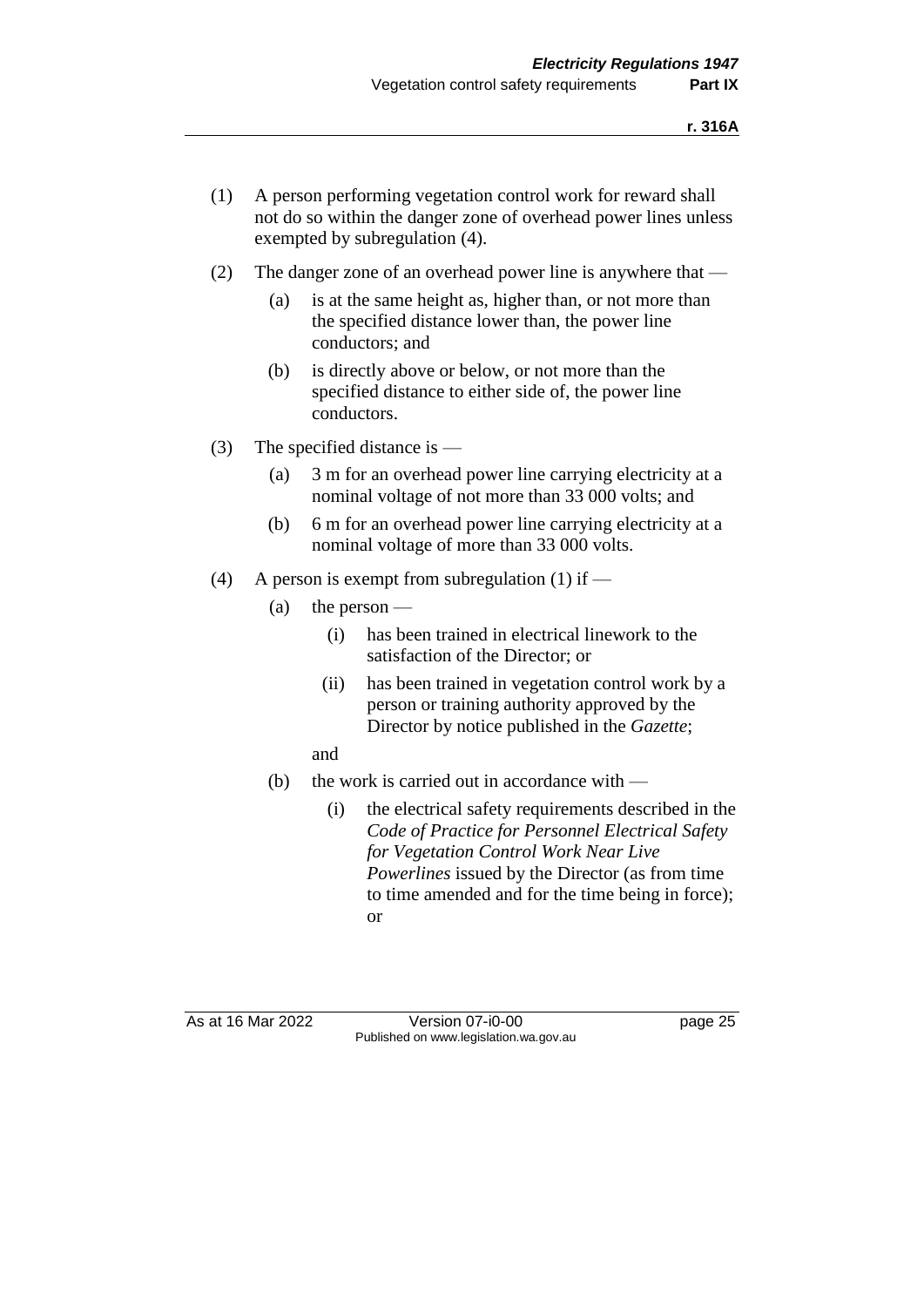(1) A person performing vegetation control work for reward shall not do so within the danger zone of overhead power lines unless exempted by subregulation (4).

(2) The danger zone of an overhead power line is anywhere that —

  (a) is at the same height as, higher than, or not more than the specified distance lower than, the power line conductors; and

  (b) is directly above or below, or not more than the specified distance to either side of, the power line conductors.

(3) The specified distance is —

  (a) 3 m for an overhead power line carrying electricity at a nominal voltage of not more than 33 000 volts; and

  (b) 6 m for an overhead power line carrying electricity at a nominal voltage of more than 33 000 volts.

(4) A person is exempt from subregulation (1) if —

  (a) the person —

    (i) has been trained in electrical linework to the satisfaction of the Director; or

    (ii) has been trained in vegetation control work by a person or training authority approved by the Director by notice published in the *Gazette*;

  and

  (b) the work is carried out in accordance with —

    (i) the electrical safety requirements described in the *Code of Practice for Personnel Electrical Safety for Vegetation Control Work Near Live Powerlines* issued by the Director (as from time to time amended and for the time being in force); or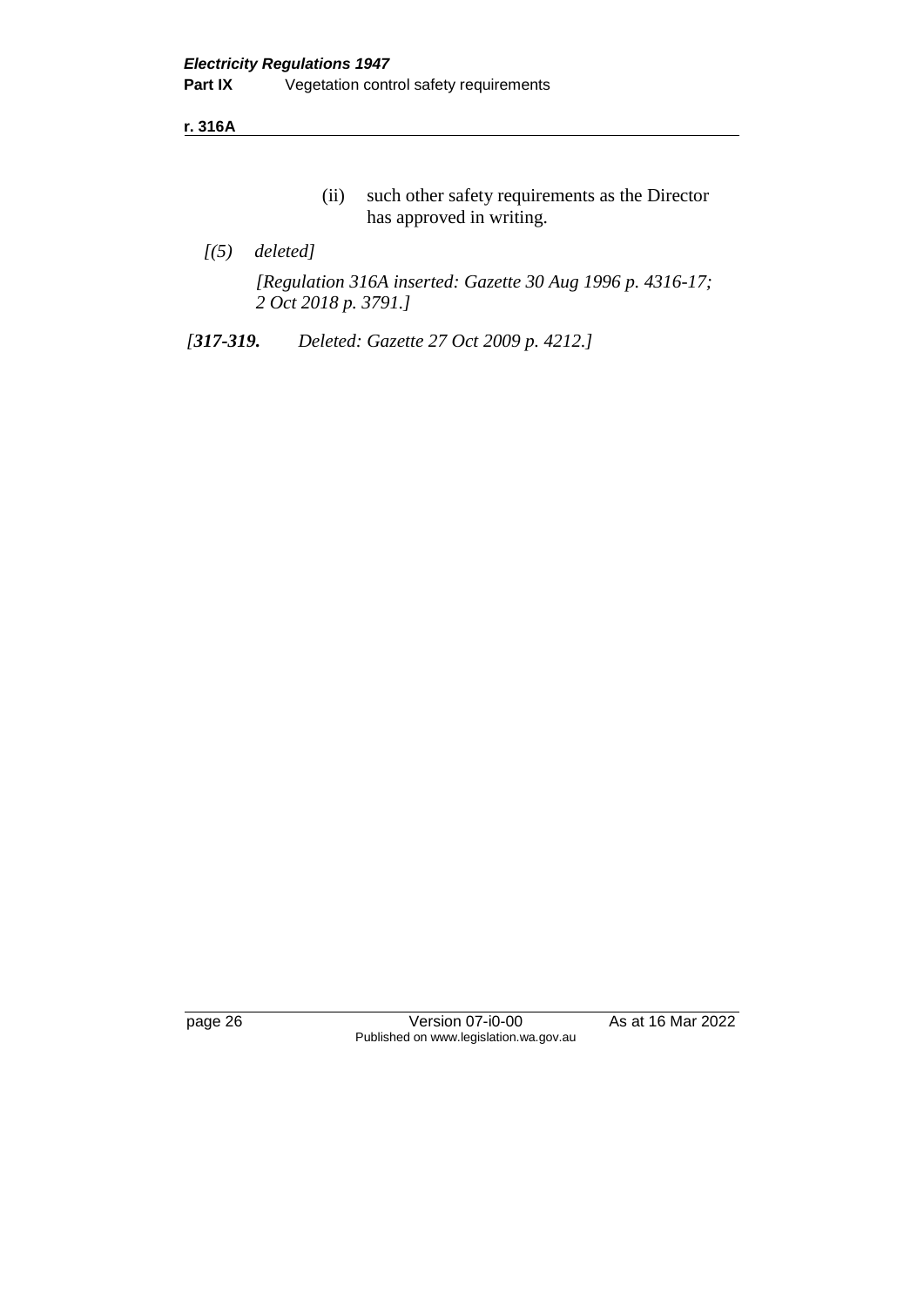(ii) such other safety requirements as the Director has approved in writing.

*[(5) deleted]*

*[Regulation 316A inserted: Gazette 30 Aug 1996 p. 4316-17; 2 Oct 2018 p. 3791.]*

*[**317-319.** Deleted: Gazette 27 Oct 2009 p. 4212.]*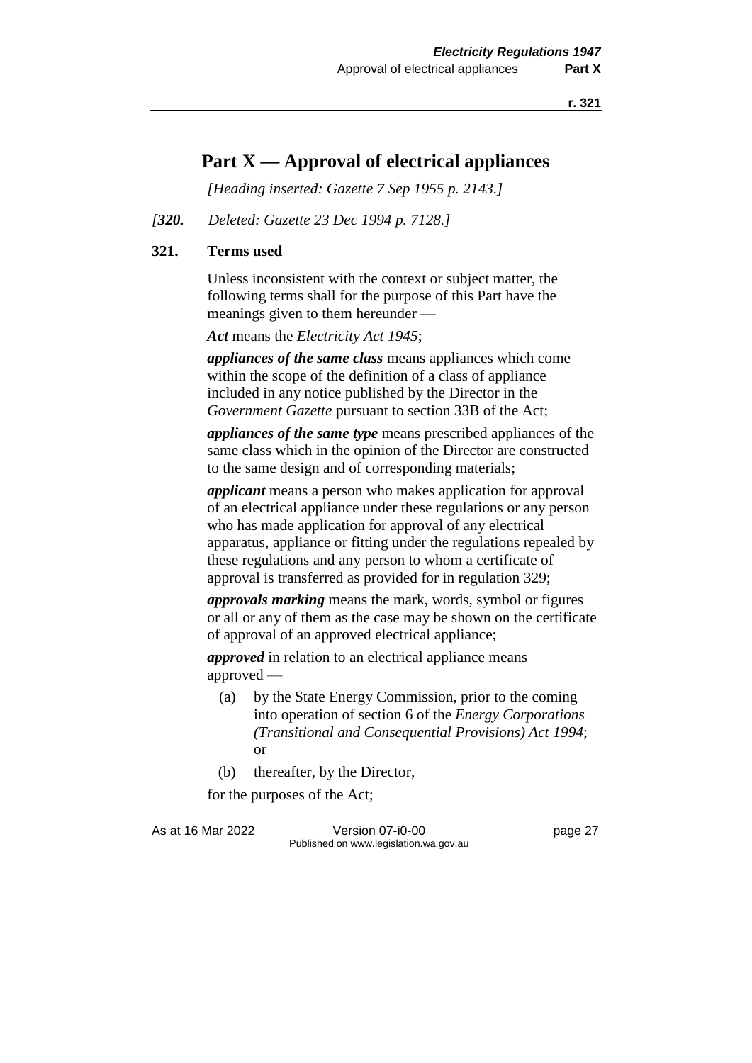# Part X — Approval of electrical appliances

*[Heading inserted: Gazette 7 Sep 1955 p. 2143.]*

*[**320.** Deleted: Gazette 23 Dec 1994 p. 7128.]*

**321. Terms used**

Unless inconsistent with the context or subject matter, the following terms shall for the purpose of this Part have the meanings given to them hereunder —

***Act*** means the *Electricity Act 1945*;

***appliances of the same class*** means appliances which come within the scope of the definition of a class of appliance included in any notice published by the Director in the *Government Gazette* pursuant to section 33B of the Act;

***appliances of the same type*** means prescribed appliances of the same class which in the opinion of the Director are constructed to the same design and of corresponding materials;

***applicant*** means a person who makes application for approval of an electrical appliance under these regulations or any person who has made application for approval of any electrical apparatus, appliance or fitting under the regulations repealed by these regulations and any person to whom a certificate of approval is transferred as provided for in regulation 329;

***approvals marking*** means the mark, words, symbol or figures or all or any of them as the case may be shown on the certificate of approval of an approved electrical appliance;

***approved*** in relation to an electrical appliance means approved —

(a) by the State Energy Commission, prior to the coming into operation of section 6 of the *Energy Corporations (Transitional and Consequential Provisions) Act 1994*; or

(b) thereafter, by the Director,

for the purposes of the Act;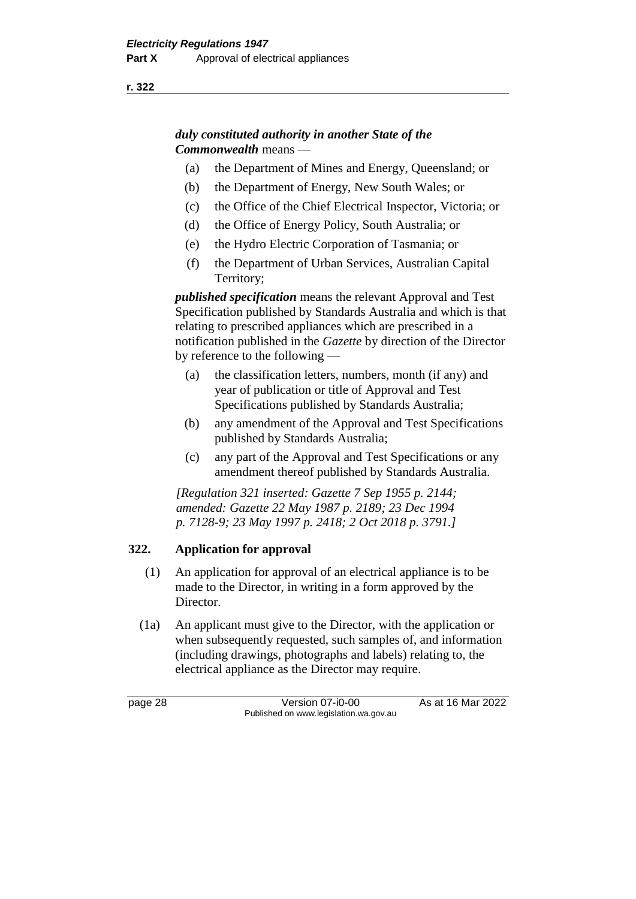***duly constituted authority in another State of the Commonwealth*** means —

(a) the Department of Mines and Energy, Queensland; or

(b) the Department of Energy, New South Wales; or

(c) the Office of the Chief Electrical Inspector, Victoria; or

(d) the Office of Energy Policy, South Australia; or

(e) the Hydro Electric Corporation of Tasmania; or

(f) the Department of Urban Services, Australian Capital Territory;

***published specification*** means the relevant Approval and Test Specification published by Standards Australia and which is that relating to prescribed appliances which are prescribed in a notification published in the *Gazette* by direction of the Director by reference to the following —

(a) the classification letters, numbers, month (if any) and year of publication or title of Approval and Test Specifications published by Standards Australia;

(b) any amendment of the Approval and Test Specifications published by Standards Australia;

(c) any part of the Approval and Test Specifications or any amendment thereof published by Standards Australia.

*[Regulation 321 inserted: Gazette 7 Sep 1955 p. 2144; amended: Gazette 22 May 1987 p. 2189; 23 Dec 1994 p. 7128-9; 23 May 1997 p. 2418; 2 Oct 2018 p. 3791.]*

## 322. Application for approval

(1) An application for approval of an electrical appliance is to be made to the Director, in writing in a form approved by the Director.

(1a) An applicant must give to the Director, with the application or when subsequently requested, such samples of, and information (including drawings, photographs and labels) relating to, the electrical appliance as the Director may require.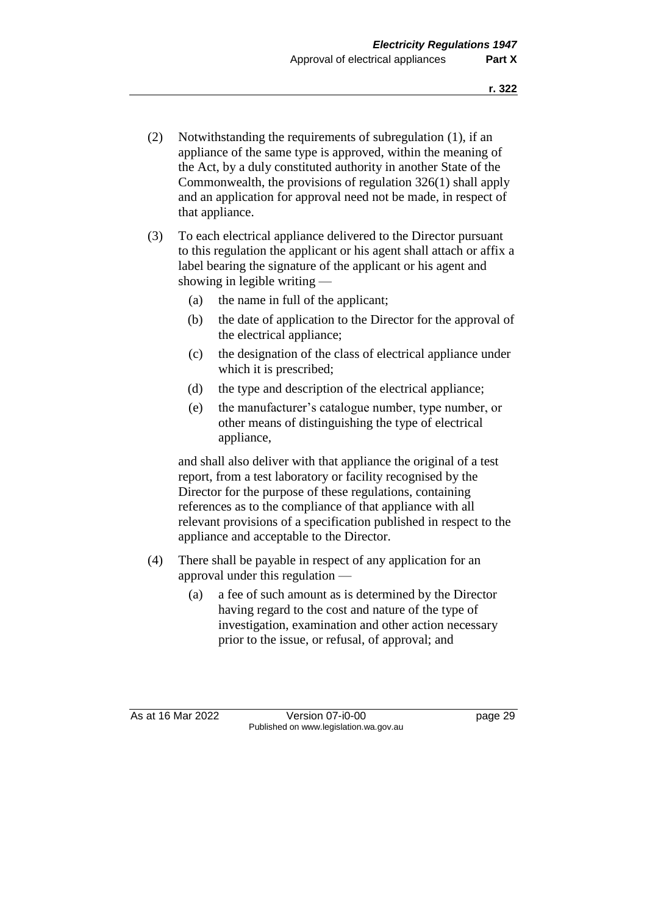(2) Notwithstanding the requirements of subregulation (1), if an appliance of the same type is approved, within the meaning of the Act, by a duly constituted authority in another State of the Commonwealth, the provisions of regulation 326(1) shall apply and an application for approval need not be made, in respect of that appliance.

(3) To each electrical appliance delivered to the Director pursuant to this regulation the applicant or his agent shall attach or affix a label bearing the signature of the applicant or his agent and showing in legible writing —

- (a) the name in full of the applicant;
- (b) the date of application to the Director for the approval of the electrical appliance;
- (c) the designation of the class of electrical appliance under which it is prescribed;
- (d) the type and description of the electrical appliance;
- (e) the manufacturer's catalogue number, type number, or other means of distinguishing the type of electrical appliance,

and shall also deliver with that appliance the original of a test report, from a test laboratory or facility recognised by the Director for the purpose of these regulations, containing references as to the compliance of that appliance with all relevant provisions of a specification published in respect to the appliance and acceptable to the Director.

(4) There shall be payable in respect of any application for an approval under this regulation —

- (a) a fee of such amount as is determined by the Director having regard to the cost and nature of the type of investigation, examination and other action necessary prior to the issue, or refusal, of approval; and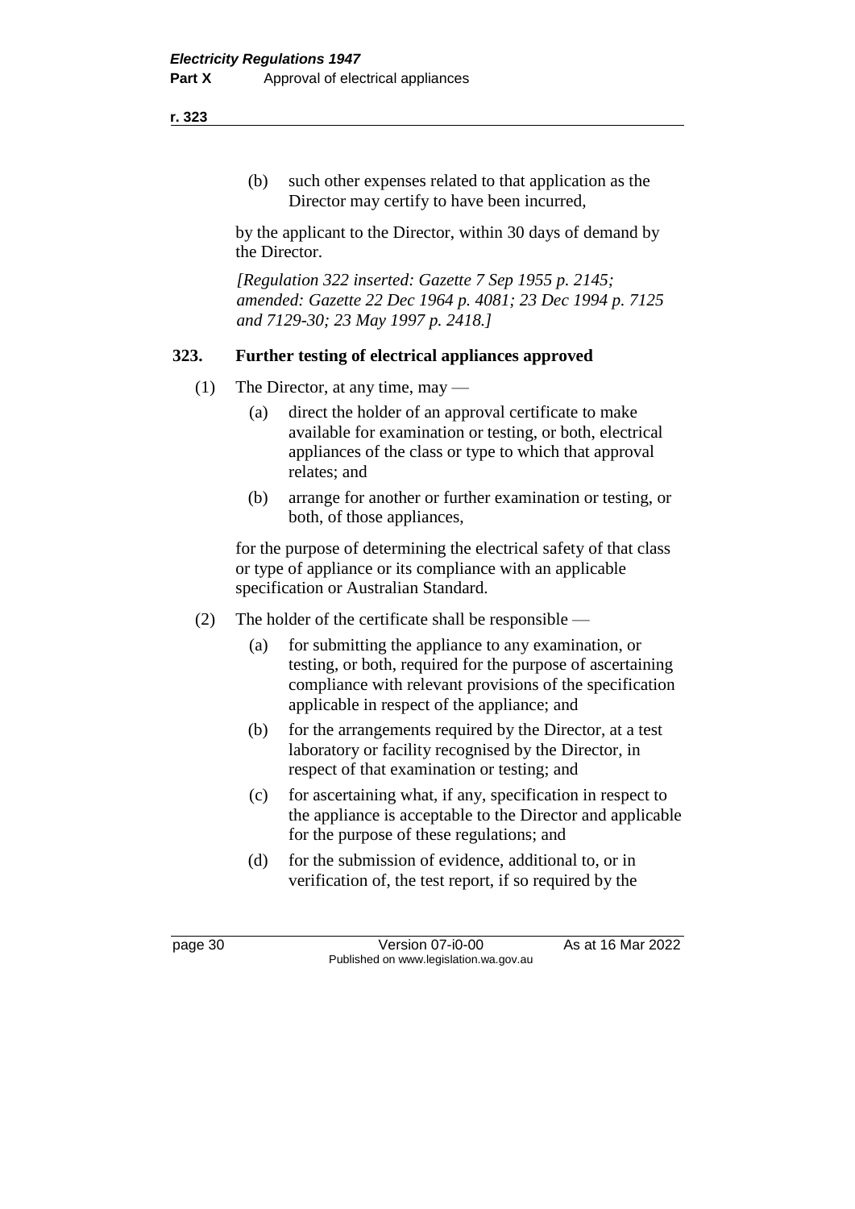(b) such other expenses related to that application as the Director may certify to have been incurred,

by the applicant to the Director, within 30 days of demand by the Director.

*[Regulation 322 inserted: Gazette 7 Sep 1955 p. 2145; amended: Gazette 22 Dec 1964 p. 4081; 23 Dec 1994 p. 7125 and 7129-30; 23 May 1997 p. 2418.]*

### 323. Further testing of electrical appliances approved

(1) The Director, at any time, may —

(a) direct the holder of an approval certificate to make available for examination or testing, or both, electrical appliances of the class or type to which that approval relates; and

(b) arrange for another or further examination or testing, or both, of those appliances,

for the purpose of determining the electrical safety of that class or type of appliance or its compliance with an applicable specification or Australian Standard.

(2) The holder of the certificate shall be responsible —

(a) for submitting the appliance to any examination, or testing, or both, required for the purpose of ascertaining compliance with relevant provisions of the specification applicable in respect of the appliance; and

(b) for the arrangements required by the Director, at a test laboratory or facility recognised by the Director, in respect of that examination or testing; and

(c) for ascertaining what, if any, specification in respect to the appliance is acceptable to the Director and applicable for the purpose of these regulations; and

(d) for the submission of evidence, additional to, or in verification of, the test report, if so required by the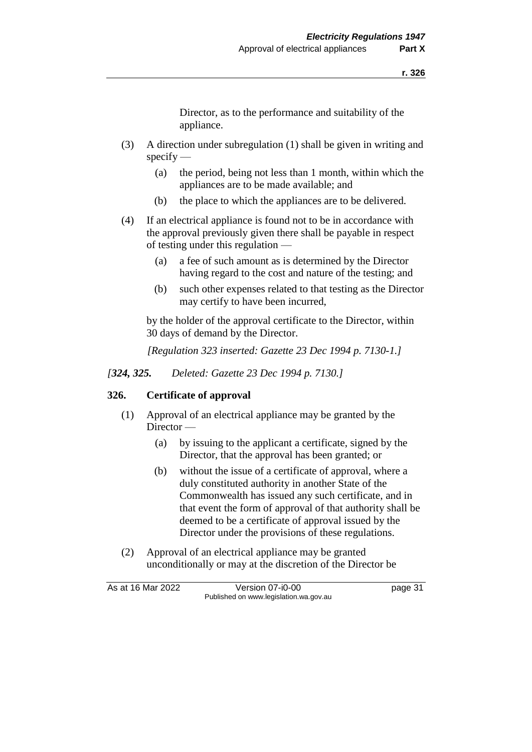Director, as to the performance and suitability of the appliance.

(3) A direction under subregulation (1) shall be given in writing and specify —

(a) the period, being not less than 1 month, within which the appliances are to be made available; and

(b) the place to which the appliances are to be delivered.

(4) If an electrical appliance is found not to be in accordance with the approval previously given there shall be payable in respect of testing under this regulation —

(a) a fee of such amount as is determined by the Director having regard to the cost and nature of the testing; and

(b) such other expenses related to that testing as the Director may certify to have been incurred,

by the holder of the approval certificate to the Director, within 30 days of demand by the Director.

*[Regulation 323 inserted: Gazette 23 Dec 1994 p. 7130-1.]*

*[**324, 325.** Deleted: Gazette 23 Dec 1994 p. 7130.]*

**326. Certificate of approval**

(1) Approval of an electrical appliance may be granted by the Director —

(a) by issuing to the applicant a certificate, signed by the Director, that the approval has been granted; or

(b) without the issue of a certificate of approval, where a duly constituted authority in another State of the Commonwealth has issued any such certificate, and in that event the form of approval of that authority shall be deemed to be a certificate of approval issued by the Director under the provisions of these regulations.

(2) Approval of an electrical appliance may be granted unconditionally or may at the discretion of the Director be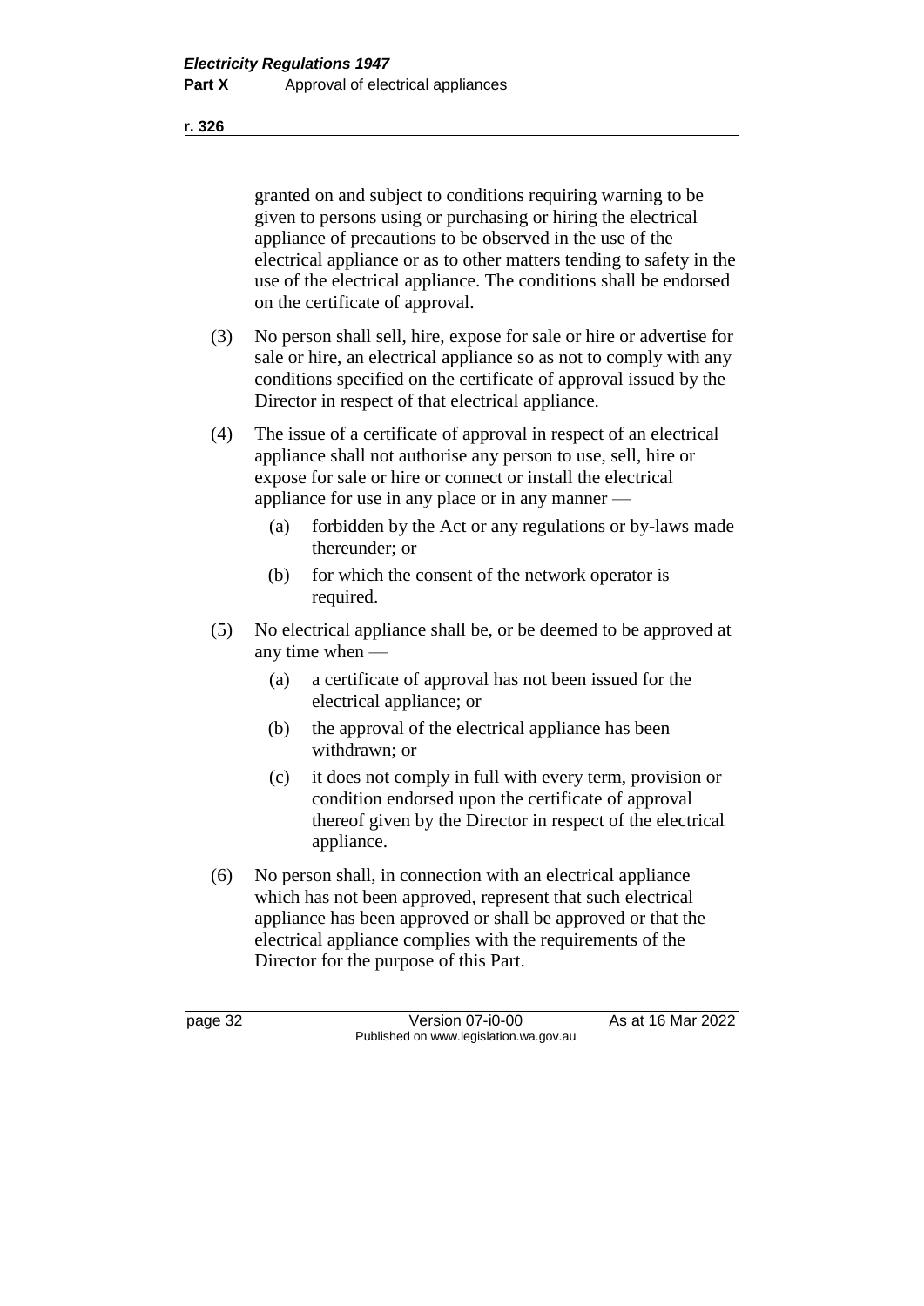granted on and subject to conditions requiring warning to be given to persons using or purchasing or hiring the electrical appliance of precautions to be observed in the use of the electrical appliance or as to other matters tending to safety in the use of the electrical appliance. The conditions shall be endorsed on the certificate of approval.

(3) No person shall sell, hire, expose for sale or hire or advertise for sale or hire, an electrical appliance so as not to comply with any conditions specified on the certificate of approval issued by the Director in respect of that electrical appliance.

(4) The issue of a certificate of approval in respect of an electrical appliance shall not authorise any person to use, sell, hire or expose for sale or hire or connect or install the electrical appliance for use in any place or in any manner —

- (a) forbidden by the Act or any regulations or by-laws made thereunder; or
- (b) for which the consent of the network operator is required.

(5) No electrical appliance shall be, or be deemed to be approved at any time when —

- (a) a certificate of approval has not been issued for the electrical appliance; or
- (b) the approval of the electrical appliance has been withdrawn; or
- (c) it does not comply in full with every term, provision or condition endorsed upon the certificate of approval thereof given by the Director in respect of the electrical appliance.

(6) No person shall, in connection with an electrical appliance which has not been approved, represent that such electrical appliance has been approved or shall be approved or that the electrical appliance complies with the requirements of the Director for the purpose of this Part.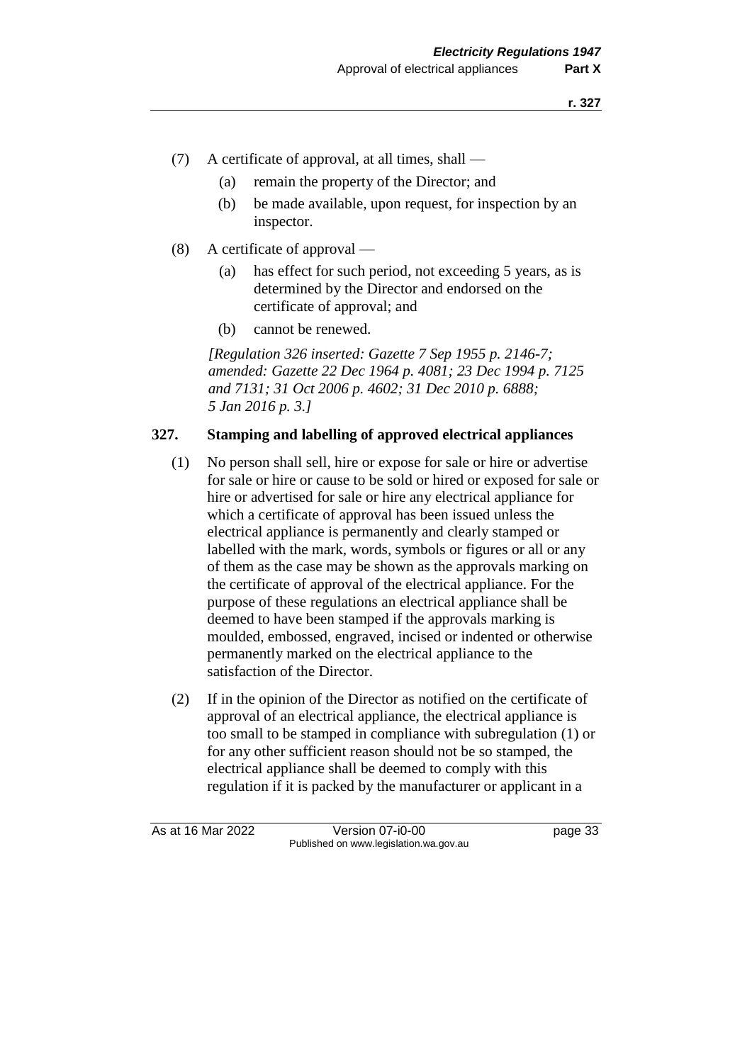(7) A certificate of approval, at all times, shall —

  (a) remain the property of the Director; and

  (b) be made available, upon request, for inspection by an inspector.

(8) A certificate of approval —

  (a) has effect for such period, not exceeding 5 years, as is determined by the Director and endorsed on the certificate of approval; and

  (b) cannot be renewed.

*[Regulation 326 inserted: Gazette 7 Sep 1955 p. 2146-7; amended: Gazette 22 Dec 1964 p. 4081; 23 Dec 1994 p. 7125 and 7131; 31 Oct 2006 p. 4602; 31 Dec 2010 p. 6888; 5 Jan 2016 p. 3.]*

### 327. Stamping and labelling of approved electrical appliances

(1) No person shall sell, hire or expose for sale or hire or advertise for sale or hire or cause to be sold or hired or exposed for sale or hire or advertised for sale or hire any electrical appliance for which a certificate of approval has been issued unless the electrical appliance is permanently and clearly stamped or labelled with the mark, words, symbols or figures or all or any of them as the case may be shown as the approvals marking on the certificate of approval of the electrical appliance. For the purpose of these regulations an electrical appliance shall be deemed to have been stamped if the approvals marking is moulded, embossed, engraved, incised or indented or otherwise permanently marked on the electrical appliance to the satisfaction of the Director.

(2) If in the opinion of the Director as notified on the certificate of approval of an electrical appliance, the electrical appliance is too small to be stamped in compliance with subregulation (1) or for any other sufficient reason should not be so stamped, the electrical appliance shall be deemed to comply with this regulation if it is packed by the manufacturer or applicant in a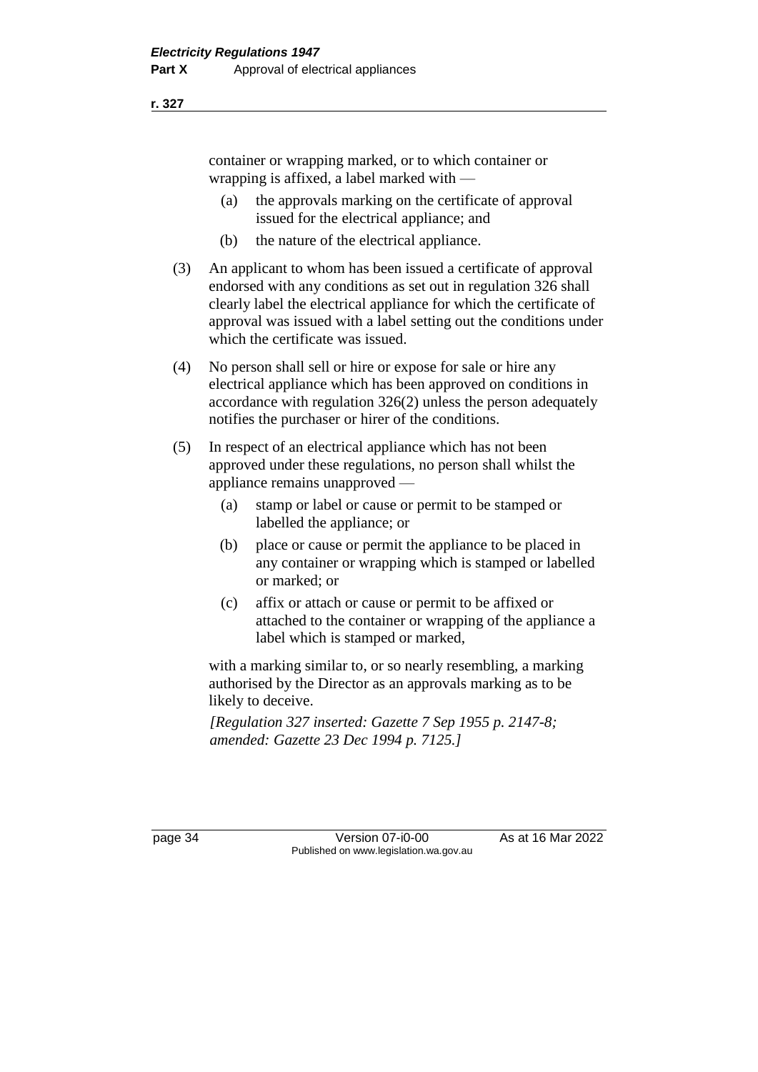container or wrapping marked, or to which container or wrapping is affixed, a label marked with —

(a) the approvals marking on the certificate of approval issued for the electrical appliance; and

(b) the nature of the electrical appliance.

(3) An applicant to whom has been issued a certificate of approval endorsed with any conditions as set out in regulation 326 shall clearly label the electrical appliance for which the certificate of approval was issued with a label setting out the conditions under which the certificate was issued.

(4) No person shall sell or hire or expose for sale or hire any electrical appliance which has been approved on conditions in accordance with regulation 326(2) unless the person adequately notifies the purchaser or hirer of the conditions.

(5) In respect of an electrical appliance which has not been approved under these regulations, no person shall whilst the appliance remains unapproved —

(a) stamp or label or cause or permit to be stamped or labelled the appliance; or

(b) place or cause or permit the appliance to be placed in any container or wrapping which is stamped or labelled or marked; or

(c) affix or attach or cause or permit to be affixed or attached to the container or wrapping of the appliance a label which is stamped or marked,

with a marking similar to, or so nearly resembling, a marking authorised by the Director as an approvals marking as to be likely to deceive.

*[Regulation 327 inserted: Gazette 7 Sep 1955 p. 2147-8; amended: Gazette 23 Dec 1994 p. 7125.]*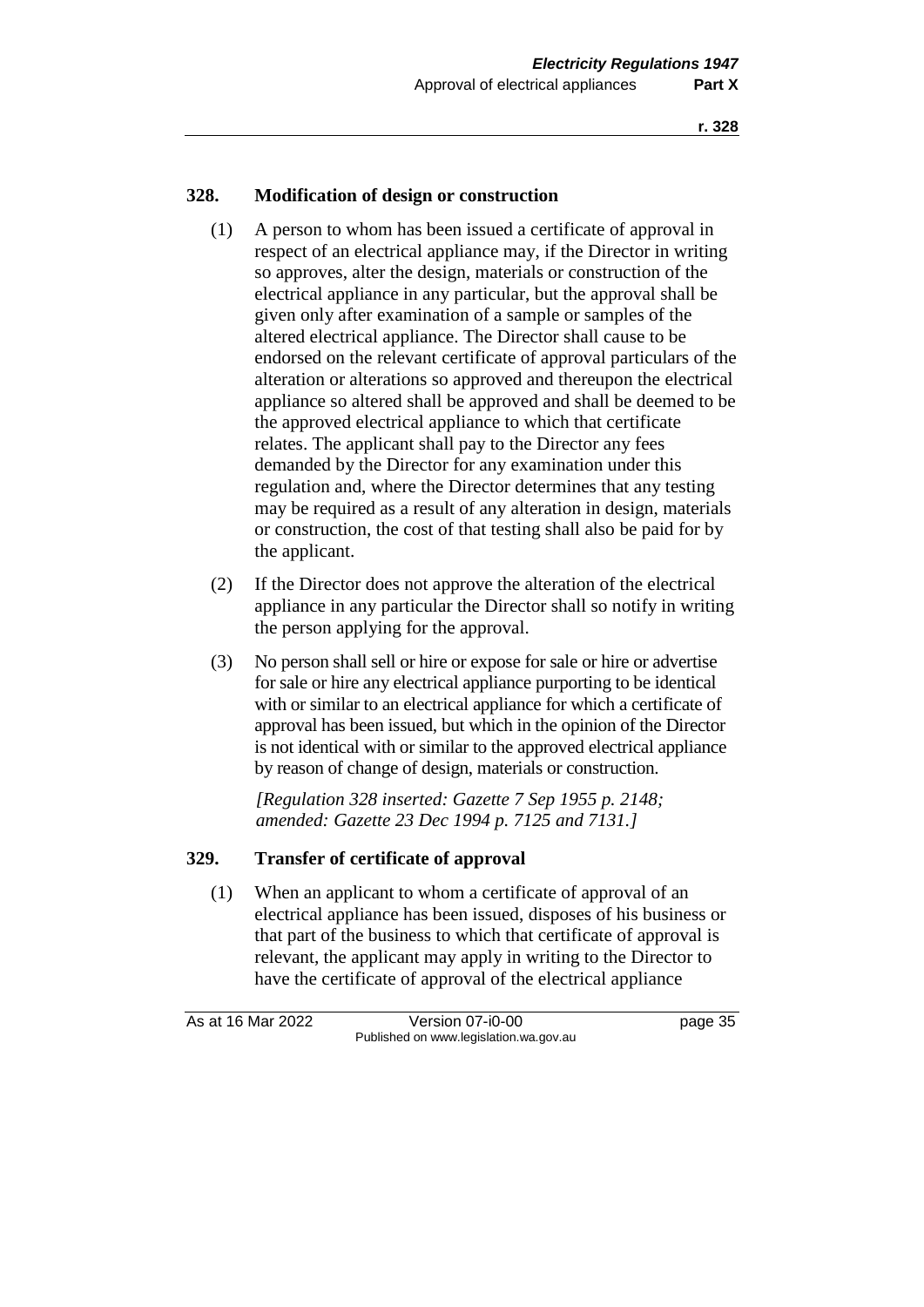## 328. Modification of design or construction

(1) A person to whom has been issued a certificate of approval in respect of an electrical appliance may, if the Director in writing so approves, alter the design, materials or construction of the electrical appliance in any particular, but the approval shall be given only after examination of a sample or samples of the altered electrical appliance. The Director shall cause to be endorsed on the relevant certificate of approval particulars of the alteration or alterations so approved and thereupon the electrical appliance so altered shall be approved and shall be deemed to be the approved electrical appliance to which that certificate relates. The applicant shall pay to the Director any fees demanded by the Director for any examination under this regulation and, where the Director determines that any testing may be required as a result of any alteration in design, materials or construction, the cost of that testing shall also be paid for by the applicant.

(2) If the Director does not approve the alteration of the electrical appliance in any particular the Director shall so notify in writing the person applying for the approval.

(3) No person shall sell or hire or expose for sale or hire or advertise for sale or hire any electrical appliance purporting to be identical with or similar to an electrical appliance for which a certificate of approval has been issued, but which in the opinion of the Director is not identical with or similar to the approved electrical appliance by reason of change of design, materials or construction.

*[Regulation 328 inserted: Gazette 7 Sep 1955 p. 2148; amended: Gazette 23 Dec 1994 p. 7125 and 7131.]*

## 329. Transfer of certificate of approval

(1) When an applicant to whom a certificate of approval of an electrical appliance has been issued, disposes of his business or that part of the business to which that certificate of approval is relevant, the applicant may apply in writing to the Director to have the certificate of approval of the electrical appliance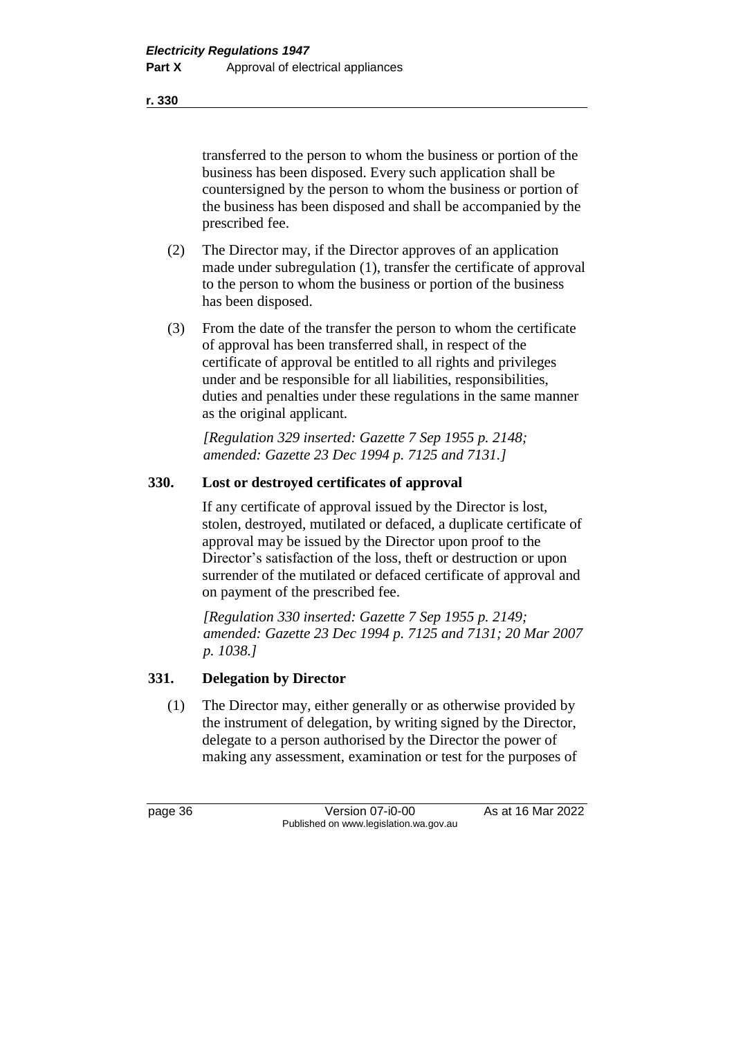transferred to the person to whom the business or portion of the business has been disposed. Every such application shall be countersigned by the person to whom the business or portion of the business has been disposed and shall be accompanied by the prescribed fee.

(2) The Director may, if the Director approves of an application made under subregulation (1), transfer the certificate of approval to the person to whom the business or portion of the business has been disposed.

(3) From the date of the transfer the person to whom the certificate of approval has been transferred shall, in respect of the certificate of approval be entitled to all rights and privileges under and be responsible for all liabilities, responsibilities, duties and penalties under these regulations in the same manner as the original applicant.

*[Regulation 329 inserted: Gazette 7 Sep 1955 p. 2148; amended: Gazette 23 Dec 1994 p. 7125 and 7131.]*

### 330. Lost or destroyed certificates of approval

If any certificate of approval issued by the Director is lost, stolen, destroyed, mutilated or defaced, a duplicate certificate of approval may be issued by the Director upon proof to the Director's satisfaction of the loss, theft or destruction or upon surrender of the mutilated or defaced certificate of approval and on payment of the prescribed fee.

*[Regulation 330 inserted: Gazette 7 Sep 1955 p. 2149; amended: Gazette 23 Dec 1994 p. 7125 and 7131; 20 Mar 2007 p. 1038.]*

### 331. Delegation by Director

(1) The Director may, either generally or as otherwise provided by the instrument of delegation, by writing signed by the Director, delegate to a person authorised by the Director the power of making any assessment, examination or test for the purposes of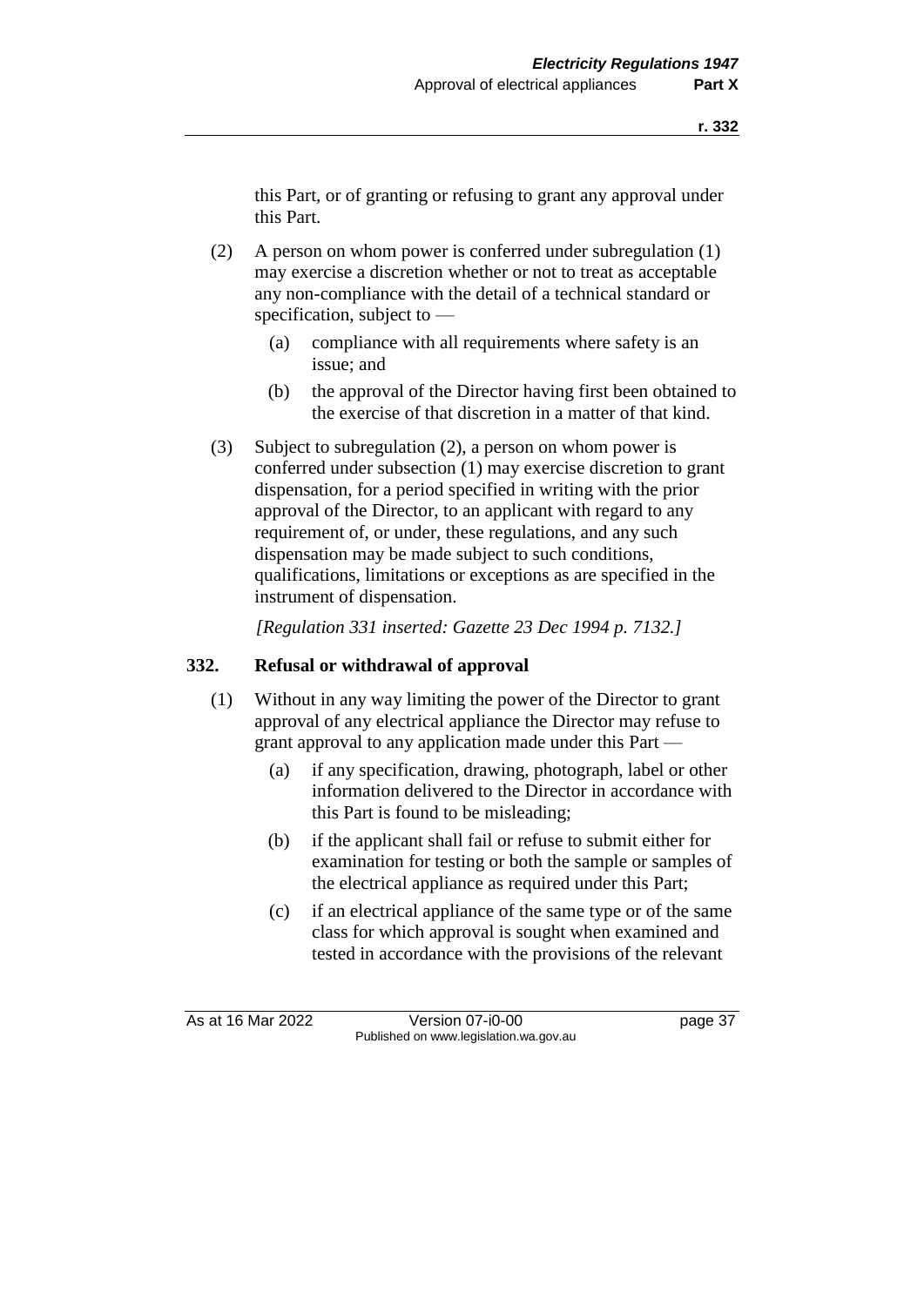this Part, or of granting or refusing to grant any approval under this Part.

(2) A person on whom power is conferred under subregulation (1) may exercise a discretion whether or not to treat as acceptable any non-compliance with the detail of a technical standard or specification, subject to —

(a) compliance with all requirements where safety is an issue; and

(b) the approval of the Director having first been obtained to the exercise of that discretion in a matter of that kind.

(3) Subject to subregulation (2), a person on whom power is conferred under subsection (1) may exercise discretion to grant dispensation, for a period specified in writing with the prior approval of the Director, to an applicant with regard to any requirement of, or under, these regulations, and any such dispensation may be made subject to such conditions, qualifications, limitations or exceptions as are specified in the instrument of dispensation.

*[Regulation 331 inserted: Gazette 23 Dec 1994 p. 7132.]*

### 332. Refusal or withdrawal of approval

(1) Without in any way limiting the power of the Director to grant approval of any electrical appliance the Director may refuse to grant approval to any application made under this Part —

(a) if any specification, drawing, photograph, label or other information delivered to the Director in accordance with this Part is found to be misleading;

(b) if the applicant shall fail or refuse to submit either for examination for testing or both the sample or samples of the electrical appliance as required under this Part;

(c) if an electrical appliance of the same type or of the same class for which approval is sought when examined and tested in accordance with the provisions of the relevant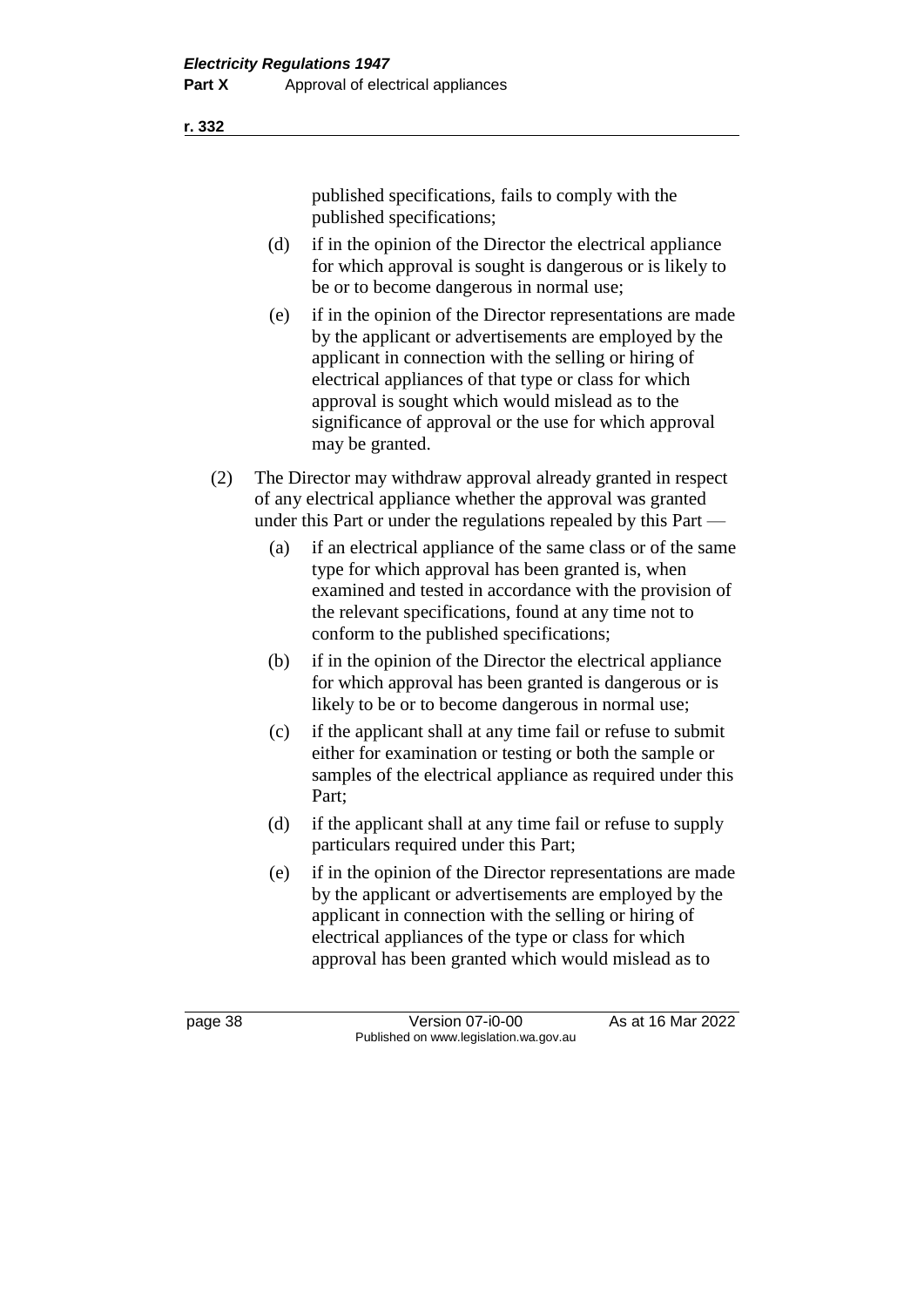published specifications, fails to comply with the published specifications;

(d) if in the opinion of the Director the electrical appliance for which approval is sought is dangerous or is likely to be or to become dangerous in normal use;

(e) if in the opinion of the Director representations are made by the applicant or advertisements are employed by the applicant in connection with the selling or hiring of electrical appliances of that type or class for which approval is sought which would mislead as to the significance of approval or the use for which approval may be granted.

(2) The Director may withdraw approval already granted in respect of any electrical appliance whether the approval was granted under this Part or under the regulations repealed by this Part —

(a) if an electrical appliance of the same class or of the same type for which approval has been granted is, when examined and tested in accordance with the provision of the relevant specifications, found at any time not to conform to the published specifications;

(b) if in the opinion of the Director the electrical appliance for which approval has been granted is dangerous or is likely to be or to become dangerous in normal use;

(c) if the applicant shall at any time fail or refuse to submit either for examination or testing or both the sample or samples of the electrical appliance as required under this Part;

(d) if the applicant shall at any time fail or refuse to supply particulars required under this Part;

(e) if in the opinion of the Director representations are made by the applicant or advertisements are employed by the applicant in connection with the selling or hiring of electrical appliances of the type or class for which approval has been granted which would mislead as to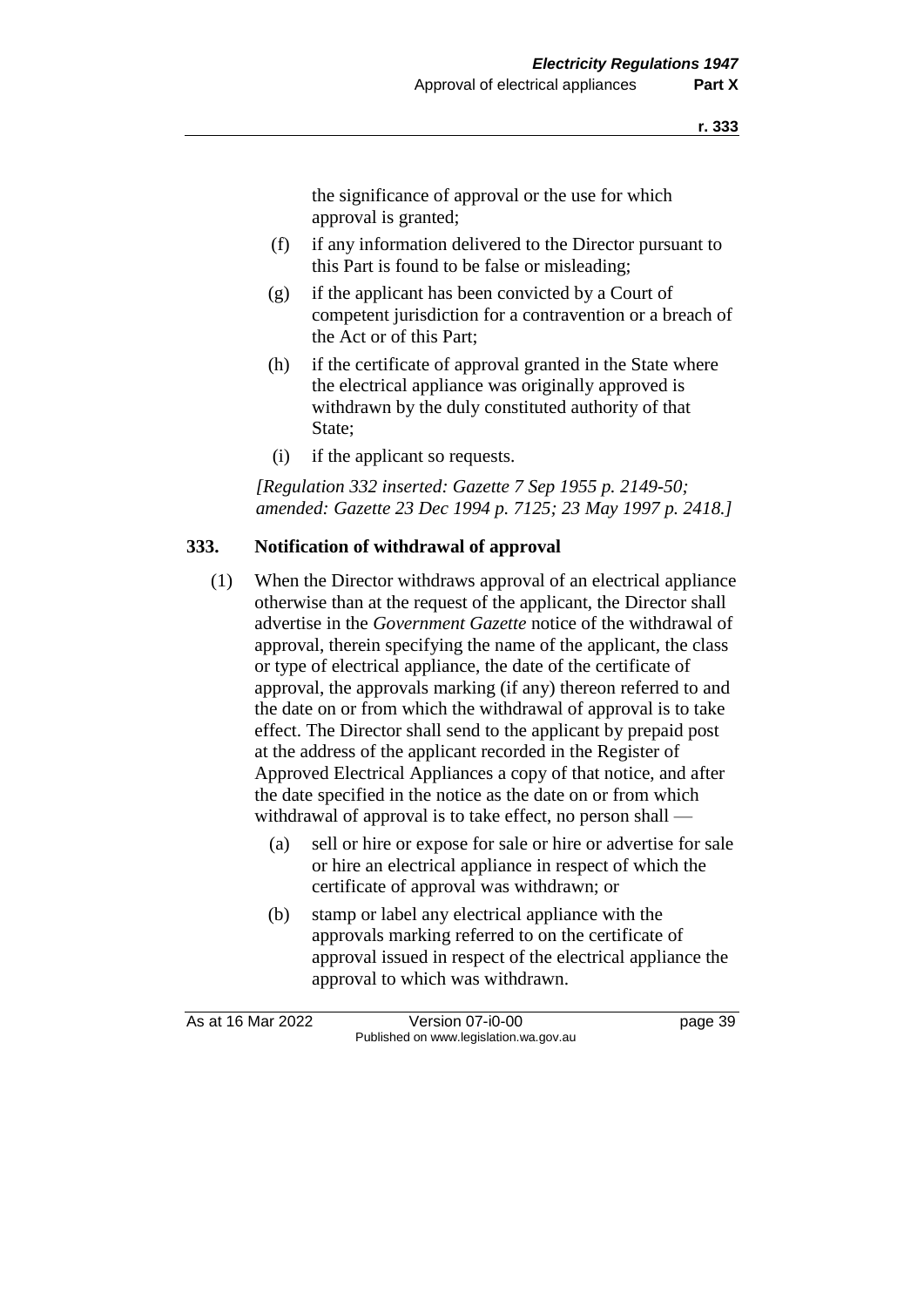the significance of approval or the use for which approval is granted;

(f) if any information delivered to the Director pursuant to this Part is found to be false or misleading;

(g) if the applicant has been convicted by a Court of competent jurisdiction for a contravention or a breach of the Act or of this Part;

(h) if the certificate of approval granted in the State where the electrical appliance was originally approved is withdrawn by the duly constituted authority of that State;

(i) if the applicant so requests.

*[Regulation 332 inserted: Gazette 7 Sep 1955 p. 2149-50; amended: Gazette 23 Dec 1994 p. 7125; 23 May 1997 p. 2418.]*

### 333. Notification of withdrawal of approval

(1) When the Director withdraws approval of an electrical appliance otherwise than at the request of the applicant, the Director shall advertise in the *Government Gazette* notice of the withdrawal of approval, therein specifying the name of the applicant, the class or type of electrical appliance, the date of the certificate of approval, the approvals marking (if any) thereon referred to and the date on or from which the withdrawal of approval is to take effect. The Director shall send to the applicant by prepaid post at the address of the applicant recorded in the Register of Approved Electrical Appliances a copy of that notice, and after the date specified in the notice as the date on or from which withdrawal of approval is to take effect, no person shall —

(a) sell or hire or expose for sale or hire or advertise for sale or hire an electrical appliance in respect of which the certificate of approval was withdrawn; or

(b) stamp or label any electrical appliance with the approvals marking referred to on the certificate of approval issued in respect of the electrical appliance the approval to which was withdrawn.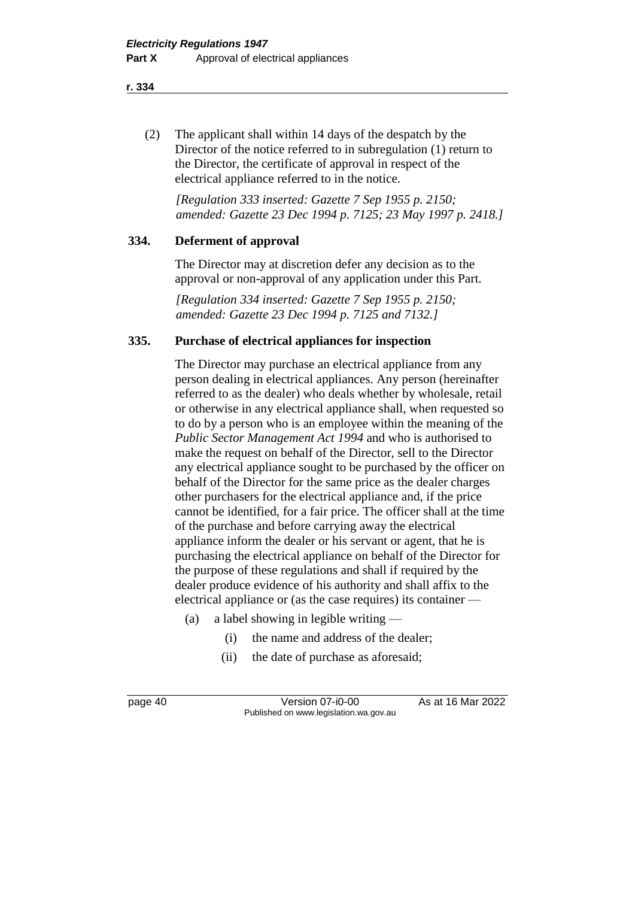(2) The applicant shall within 14 days of the despatch by the Director of the notice referred to in subregulation (1) return to the Director, the certificate of approval in respect of the electrical appliance referred to in the notice.

*[Regulation 333 inserted: Gazette 7 Sep 1955 p. 2150; amended: Gazette 23 Dec 1994 p. 7125; 23 May 1997 p. 2418.]*

### 334. Deferment of approval

The Director may at discretion defer any decision as to the approval or non-approval of any application under this Part.

*[Regulation 334 inserted: Gazette 7 Sep 1955 p. 2150; amended: Gazette 23 Dec 1994 p. 7125 and 7132.]*

### 335. Purchase of electrical appliances for inspection

The Director may purchase an electrical appliance from any person dealing in electrical appliances. Any person (hereinafter referred to as the dealer) who deals whether by wholesale, retail or otherwise in any electrical appliance shall, when requested so to do by a person who is an employee within the meaning of the *Public Sector Management Act 1994* and who is authorised to make the request on behalf of the Director, sell to the Director any electrical appliance sought to be purchased by the officer on behalf of the Director for the same price as the dealer charges other purchasers for the electrical appliance and, if the price cannot be identified, for a fair price. The officer shall at the time of the purchase and before carrying away the electrical appliance inform the dealer or his servant or agent, that he is purchasing the electrical appliance on behalf of the Director for the purpose of these regulations and shall if required by the dealer produce evidence of his authority and shall affix to the electrical appliance or (as the case requires) its container —

(a) a label showing in legible writing —

  (i) the name and address of the dealer;

  (ii) the date of purchase as aforesaid;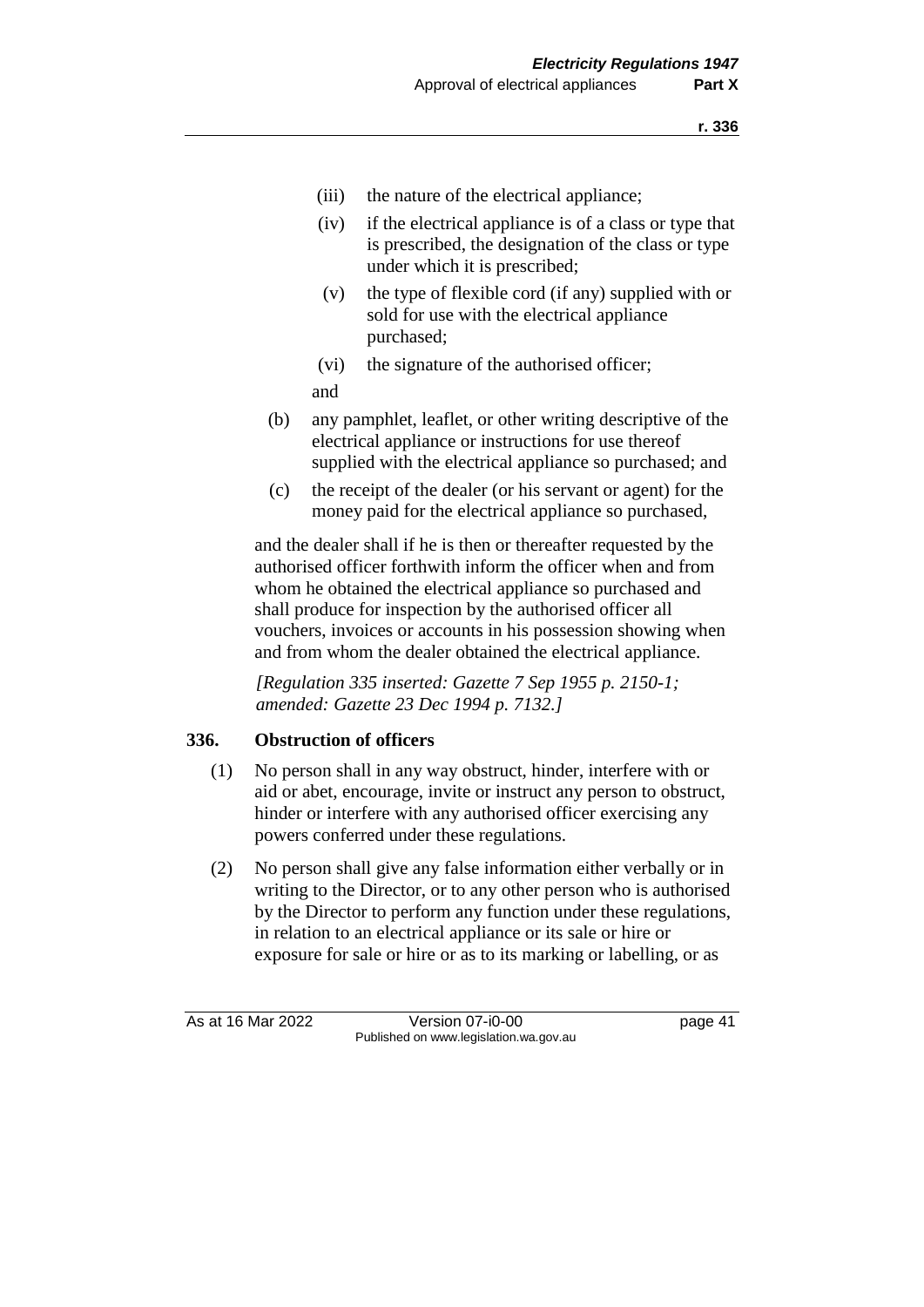(iii) the nature of the electrical appliance;

(iv) if the electrical appliance is of a class or type that is prescribed, the designation of the class or type under which it is prescribed;

(v) the type of flexible cord (if any) supplied with or sold for use with the electrical appliance purchased;

(vi) the signature of the authorised officer;

and

(b) any pamphlet, leaflet, or other writing descriptive of the electrical appliance or instructions for use thereof supplied with the electrical appliance so purchased; and

(c) the receipt of the dealer (or his servant or agent) for the money paid for the electrical appliance so purchased,

and the dealer shall if he is then or thereafter requested by the authorised officer forthwith inform the officer when and from whom he obtained the electrical appliance so purchased and shall produce for inspection by the authorised officer all vouchers, invoices or accounts in his possession showing when and from whom the dealer obtained the electrical appliance.

*[Regulation 335 inserted: Gazette 7 Sep 1955 p. 2150-1; amended: Gazette 23 Dec 1994 p. 7132.]*

### 336. Obstruction of officers

(1) No person shall in any way obstruct, hinder, interfere with or aid or abet, encourage, invite or instruct any person to obstruct, hinder or interfere with any authorised officer exercising any powers conferred under these regulations.

(2) No person shall give any false information either verbally or in writing to the Director, or to any other person who is authorised by the Director to perform any function under these regulations, in relation to an electrical appliance or its sale or hire or exposure for sale or hire or as to its marking or labelling, or as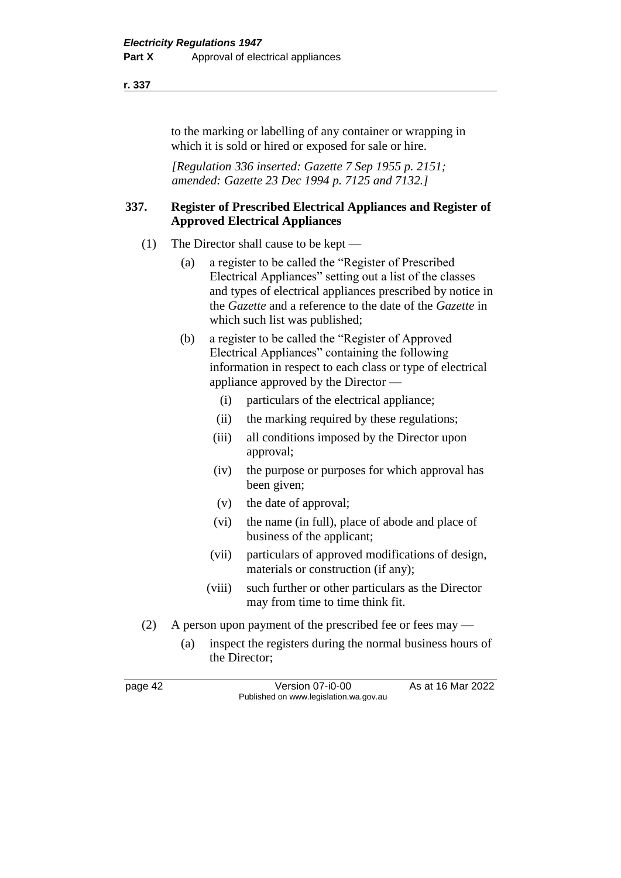to the marking or labelling of any container or wrapping in which it is sold or hired or exposed for sale or hire.

*[Regulation 336 inserted: Gazette 7 Sep 1955 p. 2151; amended: Gazette 23 Dec 1994 p. 7125 and 7132.]*

### 337. Register of Prescribed Electrical Appliances and Register of Approved Electrical Appliances

(1) The Director shall cause to be kept —

(a) a register to be called the "Register of Prescribed Electrical Appliances" setting out a list of the classes and types of electrical appliances prescribed by notice in the *Gazette* and a reference to the date of the *Gazette* in which such list was published;

(b) a register to be called the "Register of Approved Electrical Appliances" containing the following information in respect to each class or type of electrical appliance approved by the Director —

(i) particulars of the electrical appliance;

(ii) the marking required by these regulations;

(iii) all conditions imposed by the Director upon approval;

(iv) the purpose or purposes for which approval has been given;

(v) the date of approval;

(vi) the name (in full), place of abode and place of business of the applicant;

(vii) particulars of approved modifications of design, materials or construction (if any);

(viii) such further or other particulars as the Director may from time to time think fit.

(2) A person upon payment of the prescribed fee or fees may —

(a) inspect the registers during the normal business hours of the Director;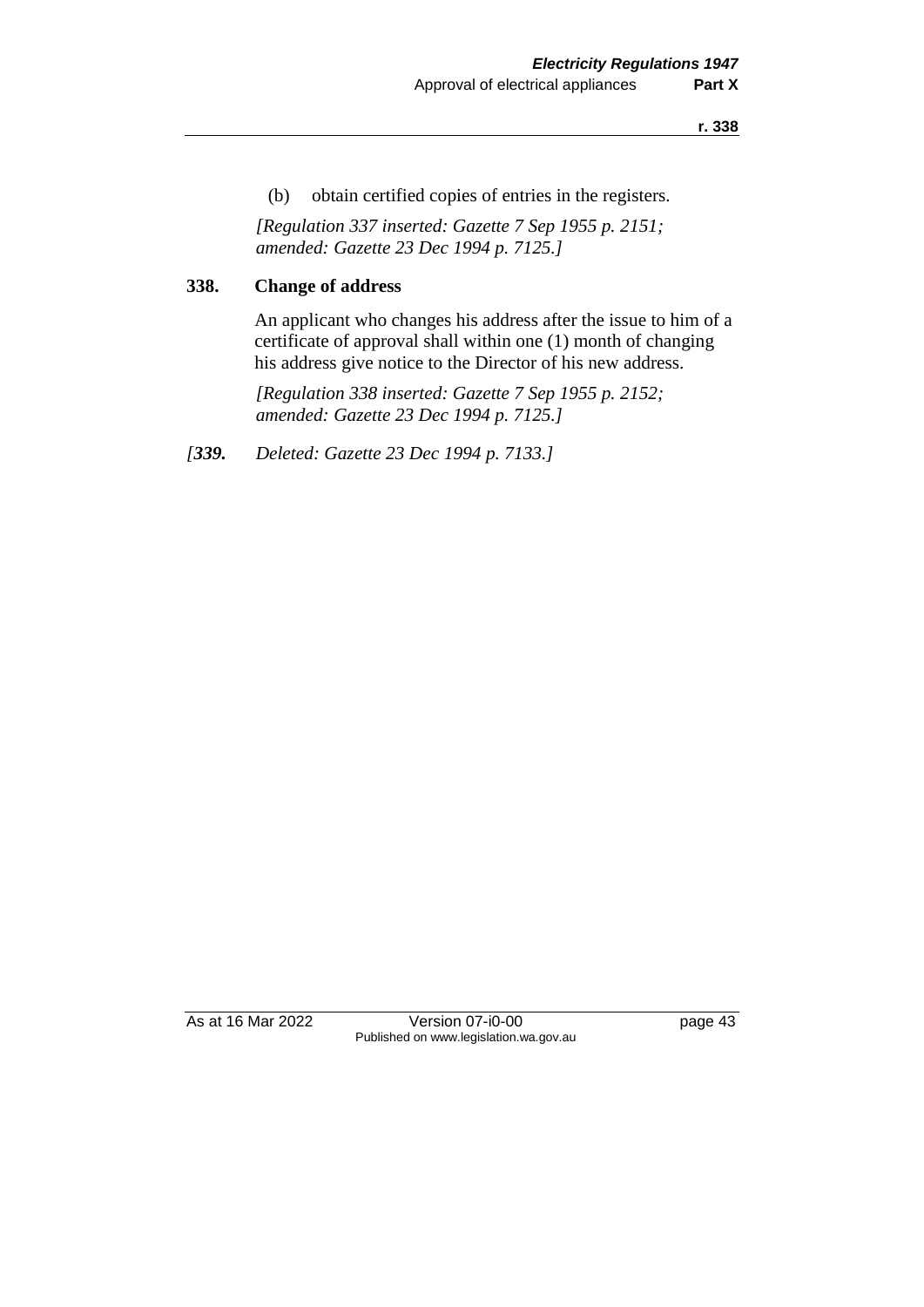(b) obtain certified copies of entries in the registers.

*[Regulation 337 inserted: Gazette 7 Sep 1955 p. 2151; amended: Gazette 23 Dec 1994 p. 7125.]*

### 338. Change of address

An applicant who changes his address after the issue to him of a certificate of approval shall within one (1) month of changing his address give notice to the Director of his new address.

*[Regulation 338 inserted: Gazette 7 Sep 1955 p. 2152; amended: Gazette 23 Dec 1994 p. 7125.]*

*[**339.** Deleted: Gazette 23 Dec 1994 p. 7133.]*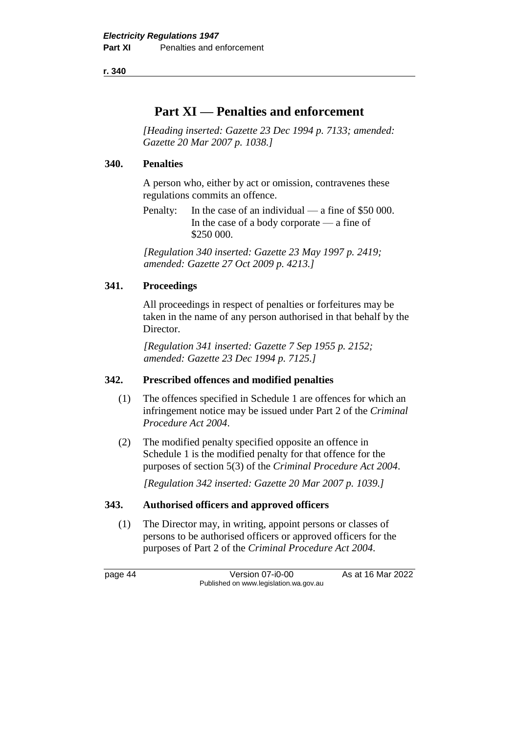# Part XI — Penalties and enforcement

*[Heading inserted: Gazette 23 Dec 1994 p. 7133; amended: Gazette 20 Mar 2007 p. 1038.]*

## 340. Penalties

A person who, either by act or omission, contravenes these regulations commits an offence.

Penalty: In the case of an individual — a fine of $50 000. In the case of a body corporate — a fine of $250 000.

*[Regulation 340 inserted: Gazette 23 May 1997 p. 2419; amended: Gazette 27 Oct 2009 p. 4213.]*

## 341. Proceedings

All proceedings in respect of penalties or forfeitures may be taken in the name of any person authorised in that behalf by the Director.

*[Regulation 341 inserted: Gazette 7 Sep 1955 p. 2152; amended: Gazette 23 Dec 1994 p. 7125.]*

## 342. Prescribed offences and modified penalties

(1) The offences specified in Schedule 1 are offences for which an infringement notice may be issued under Part 2 of the *Criminal Procedure Act 2004*.

(2) The modified penalty specified opposite an offence in Schedule 1 is the modified penalty for that offence for the purposes of section 5(3) of the *Criminal Procedure Act 2004*.

*[Regulation 342 inserted: Gazette 20 Mar 2007 p. 1039.]*

## 343. Authorised officers and approved officers

(1) The Director may, in writing, appoint persons or classes of persons to be authorised officers or approved officers for the purposes of Part 2 of the *Criminal Procedure Act 2004*.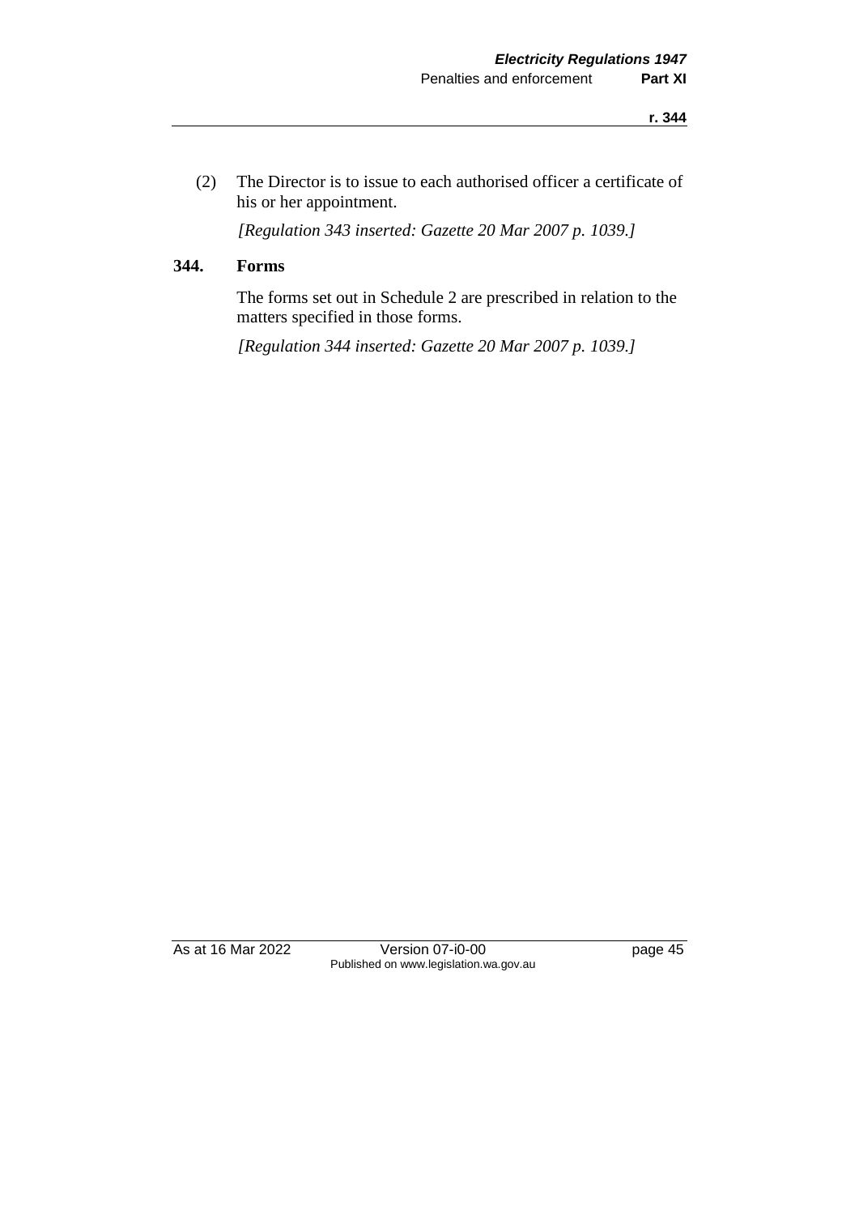(2) The Director is to issue to each authorised officer a certificate of his or her appointment.

*[Regulation 343 inserted: Gazette 20 Mar 2007 p. 1039.]*

## 344. Forms

The forms set out in Schedule 2 are prescribed in relation to the matters specified in those forms.

*[Regulation 344 inserted: Gazette 20 Mar 2007 p. 1039.]*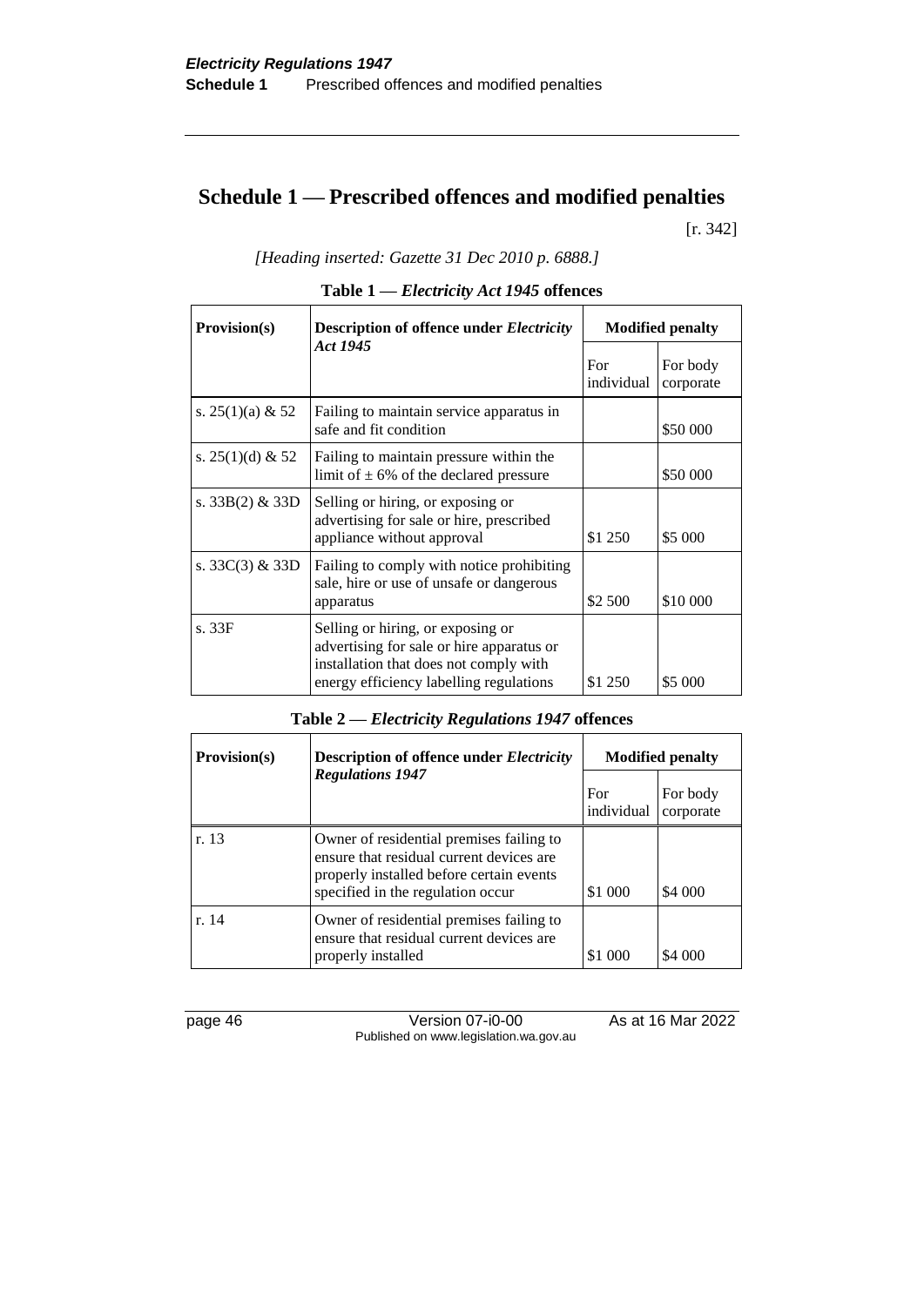# Schedule 1 — Prescribed offences and modified penalties

[r. 342]

*[Heading inserted: Gazette 31 Dec 2010 p. 6888.]*

**Table 1 — *Electricity Act 1945* offences**

| Provision(s) | Description of offence under *Electricity Act 1945* | Modified penalty | |
|---|---|---|---|
| | | For individual | For body corporate |
| s. 25(1)(a) & 52 | Failing to maintain service apparatus in safe and fit condition | | $50 000 |
| s. 25(1)(d) & 52 | Failing to maintain pressure within the limit of ± 6% of the declared pressure | | $50 000 |
| s. 33B(2) & 33D | Selling or hiring, or exposing or advertising for sale or hire, prescribed appliance without approval | $1 250 | $5 000 |
| s. 33C(3) & 33D | Failing to comply with notice prohibiting sale, hire or use of unsafe or dangerous apparatus | $2 500 | $10 000 |
| s. 33F | Selling or hiring, or exposing or advertising for sale or hire apparatus or installation that does not comply with energy efficiency labelling regulations | $1 250 | $5 000 |

**Table 2 — *Electricity Regulations 1947* offences**

| Provision(s) | Description of offence under *Electricity Regulations 1947* | Modified penalty | |
|---|---|---|---|
| | | For individual | For body corporate |
| r. 13 | Owner of residential premises failing to ensure that residual current devices are properly installed before certain events specified in the regulation occur | $1 000 | $4 000 |
| r. 14 | Owner of residential premises failing to ensure that residual current devices are properly installed | $1 000 | $4 000 |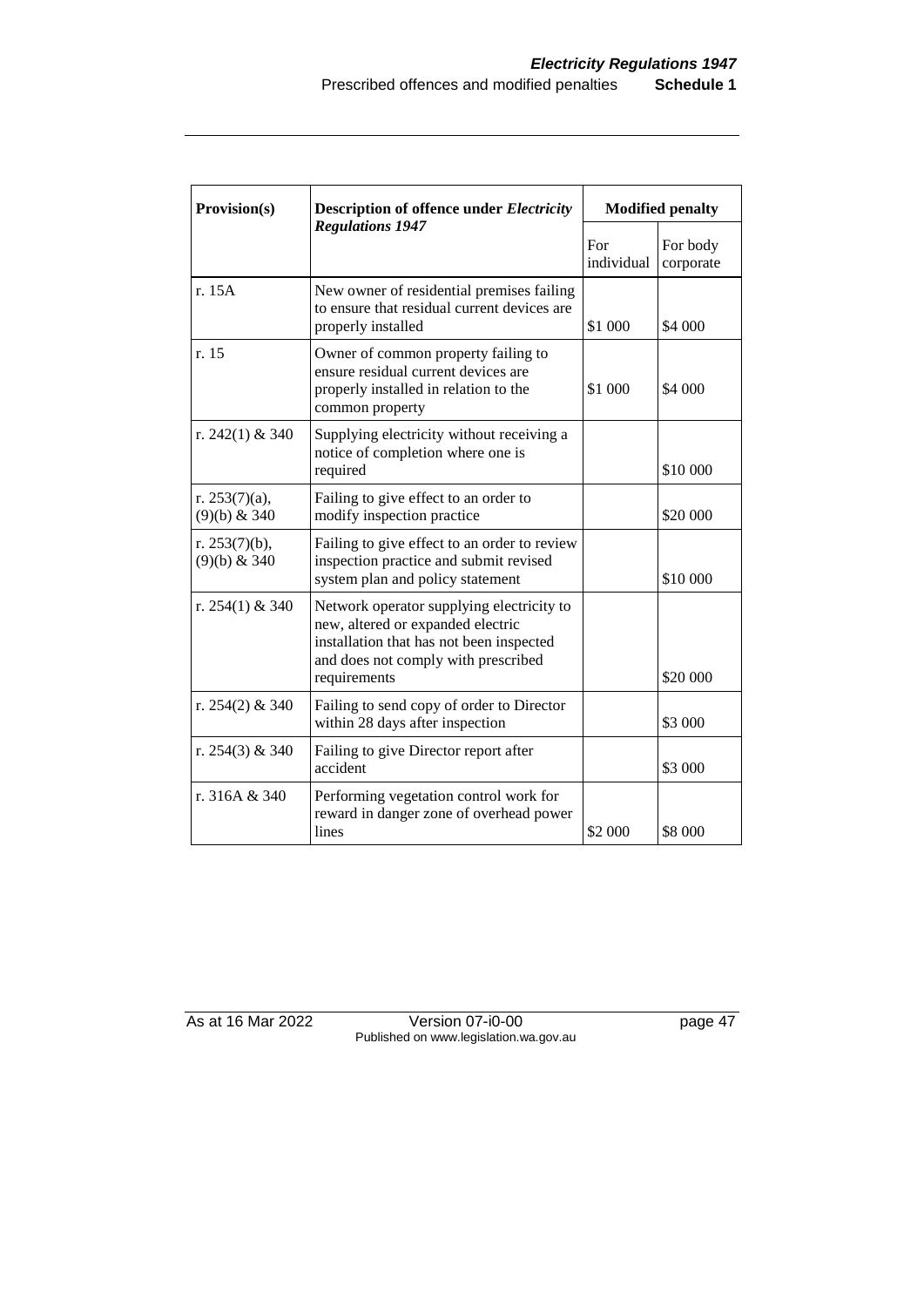| Provision(s) | Description of offence under *Electricity Regulations 1947* | Modified penalty | |
|---|---|---|---|
| | | For individual | For body corporate |
| r. 15A | New owner of residential premises failing to ensure that residual current devices are properly installed | $1 000 | $4 000 |
| r. 15 | Owner of common property failing to ensure residual current devices are properly installed in relation to the common property | $1 000 | $4 000 |
| r. 242(1) & 340 | Supplying electricity without receiving a notice of completion where one is required | | $10 000 |
| r. 253(7)(a), (9)(b) & 340 | Failing to give effect to an order to modify inspection practice | | $20 000 |
| r. 253(7)(b), (9)(b) & 340 | Failing to give effect to an order to review inspection practice and submit revised system plan and policy statement | | $10 000 |
| r. 254(1) & 340 | Network operator supplying electricity to new, altered or expanded electric installation that has not been inspected and does not comply with prescribed requirements | | $20 000 |
| r. 254(2) & 340 | Failing to send copy of order to Director within 28 days after inspection | | $3 000 |
| r. 254(3) & 340 | Failing to give Director report after accident | | $3 000 |
| r. 316A & 340 | Performing vegetation control work for reward in danger zone of overhead power lines | $2 000 | $8 000 |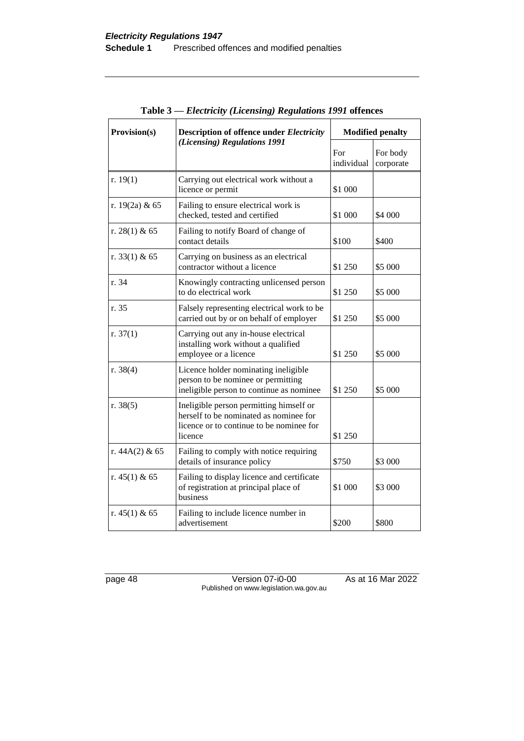**Table 3 — *Electricity (Licensing) Regulations 1991* offences**

| Provision(s) | Description of offence under *Electricity (Licensing) Regulations 1991* | Modified penalty | |
|---|---|---|---|
| | | For individual | For body corporate |
| r. 19(1) | Carrying out electrical work without a licence or permit | $1 000 | |
| r. 19(2a) & 65 | Failing to ensure electrical work is checked, tested and certified | $1 000 | $4 000 |
| r. 28(1) & 65 | Failing to notify Board of change of contact details | $100 | $400 |
| r. 33(1) & 65 | Carrying on business as an electrical contractor without a licence | $1 250 | $5 000 |
| r. 34 | Knowingly contracting unlicensed person to do electrical work | $1 250 | $5 000 |
| r. 35 | Falsely representing electrical work to be carried out by or on behalf of employer | $1 250 | $5 000 |
| r. 37(1) | Carrying out any in-house electrical installing work without a qualified employee or a licence | $1 250 | $5 000 |
| r. 38(4) | Licence holder nominating ineligible person to be nominee or permitting ineligible person to continue as nominee | $1 250 | $5 000 |
| r. 38(5) | Ineligible person permitting himself or herself to be nominated as nominee for licence or to continue to be nominee for licence | $1 250 | |
| r. 44A(2) & 65 | Failing to comply with notice requiring details of insurance policy | $750 | $3 000 |
| r. 45(1) & 65 | Failing to display licence and certificate of registration at principal place of business | $1 000 | $3 000 |
| r. 45(1) & 65 | Failing to include licence number in advertisement | $200 | $800 |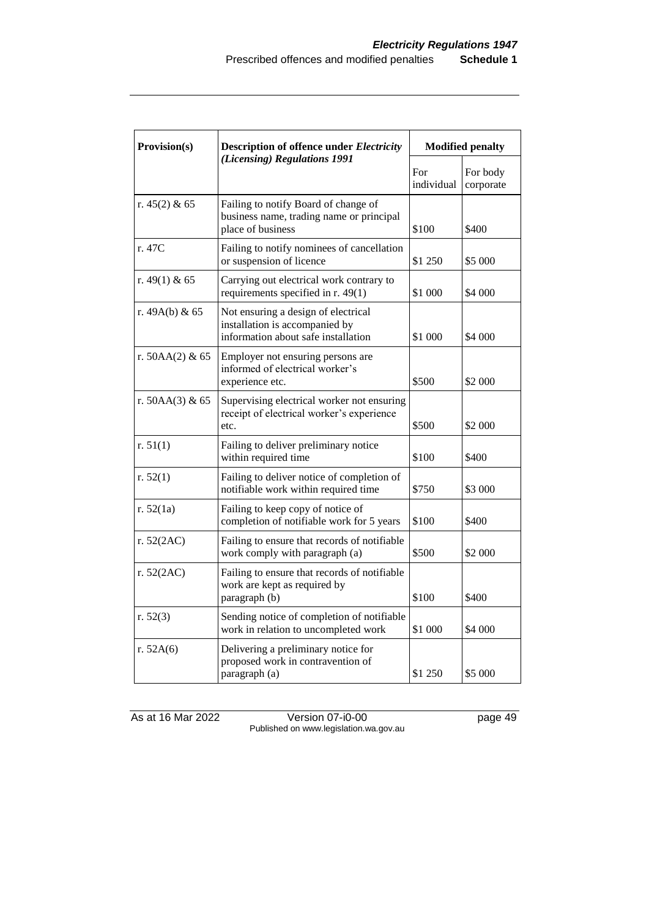| Provision(s) | Description of offence under *Electricity (Licensing) Regulations 1991* | Modified penalty | |
|---|---|---|---|
| | | For individual | For body corporate |
| r. 45(2) & 65 | Failing to notify Board of change of business name, trading name or principal place of business | $100 | $400 |
| r. 47C | Failing to notify nominees of cancellation or suspension of licence | $1 250 | $5 000 |
| r. 49(1) & 65 | Carrying out electrical work contrary to requirements specified in r. 49(1) | $1 000 | $4 000 |
| r. 49A(b) & 65 | Not ensuring a design of electrical installation is accompanied by information about safe installation | $1 000 | $4 000 |
| r. 50AA(2) & 65 | Employer not ensuring persons are informed of electrical worker's experience etc. | $500 | $2 000 |
| r. 50AA(3) & 65 | Supervising electrical worker not ensuring receipt of electrical worker's experience etc. | $500 | $2 000 |
| r. 51(1) | Failing to deliver preliminary notice within required time | $100 | $400 |
| r. 52(1) | Failing to deliver notice of completion of notifiable work within required time | $750 | $3 000 |
| r. 52(1a) | Failing to keep copy of notice of completion of notifiable work for 5 years | $100 | $400 |
| r. 52(2AC) | Failing to ensure that records of notifiable work comply with paragraph (a) | $500 | $2 000 |
| r. 52(2AC) | Failing to ensure that records of notifiable work are kept as required by paragraph (b) | $100 | $400 |
| r. 52(3) | Sending notice of completion of notifiable work in relation to uncompleted work | $1 000 | $4 000 |
| r. 52A(6) | Delivering a preliminary notice for proposed work in contravention of paragraph (a) | $1 250 | $5 000 |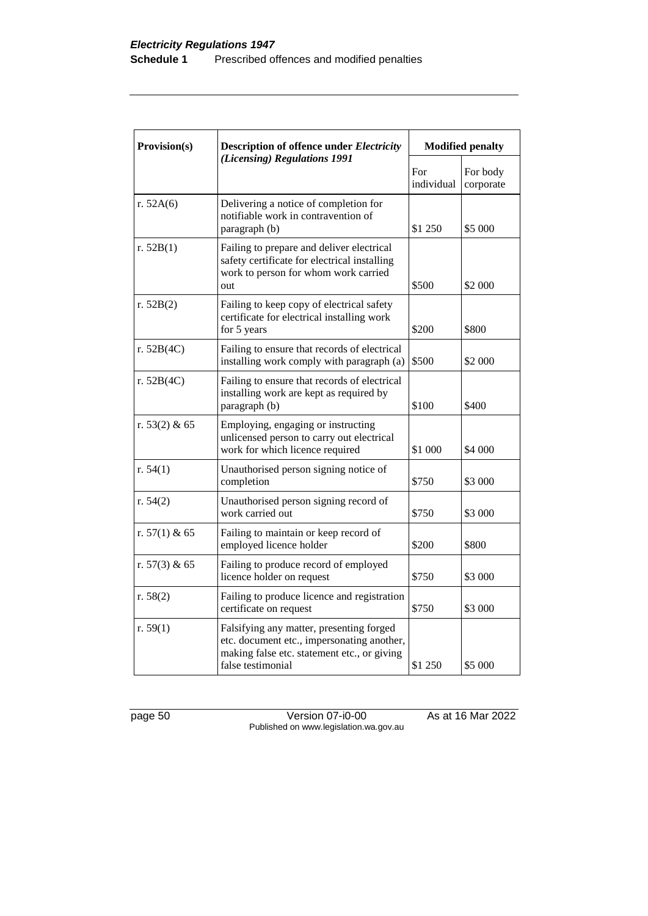| Provision(s) | Description of offence under *Electricity (Licensing) Regulations 1991* | Modified penalty | |
|---|---|---|---|
| | | For individual | For body corporate |
| r. 52A(6) | Delivering a notice of completion for notifiable work in contravention of paragraph (b) | $1 250 | $5 000 |
| r. 52B(1) | Failing to prepare and deliver electrical safety certificate for electrical installing work to person for whom work carried out | $500 | $2 000 |
| r. 52B(2) | Failing to keep copy of electrical safety certificate for electrical installing work for 5 years | $200 | $800 |
| r. 52B(4C) | Failing to ensure that records of electrical installing work comply with paragraph (a) | $500 | $2 000 |
| r. 52B(4C) | Failing to ensure that records of electrical installing work are kept as required by paragraph (b) | $100 | $400 |
| r. 53(2) & 65 | Employing, engaging or instructing unlicensed person to carry out electrical work for which licence required | $1 000 | $4 000 |
| r. 54(1) | Unauthorised person signing notice of completion | $750 | $3 000 |
| r. 54(2) | Unauthorised person signing record of work carried out | $750 | $3 000 |
| r. 57(1) & 65 | Failing to maintain or keep record of employed licence holder | $200 | $800 |
| r. 57(3) & 65 | Failing to produce record of employed licence holder on request | $750 | $3 000 |
| r. 58(2) | Failing to produce licence and registration certificate on request | $750 | $3 000 |
| r. 59(1) | Falsifying any matter, presenting forged etc. document etc., impersonating another, making false etc. statement etc., or giving false testimonial | $1 250 | $5 000 |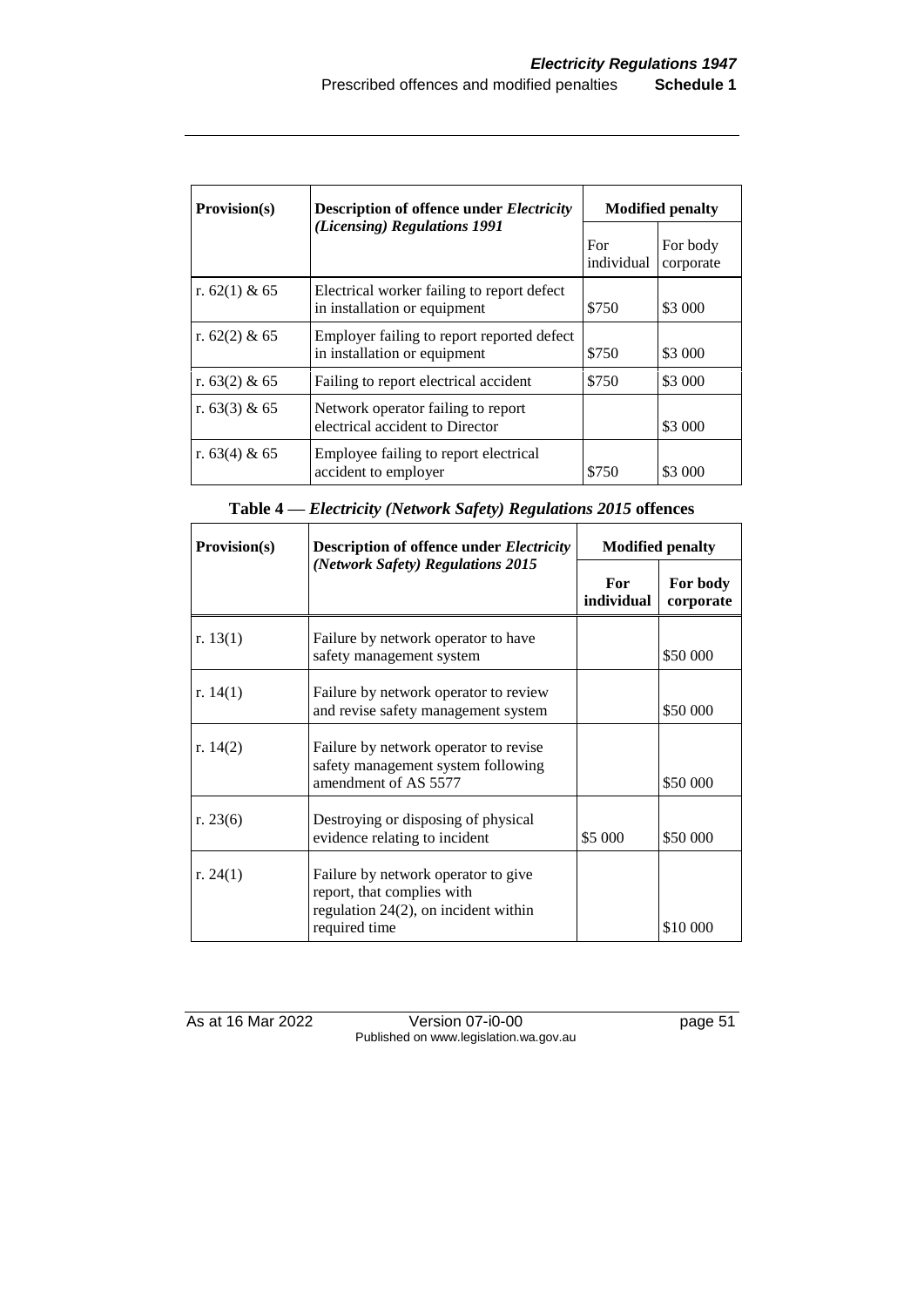| Provision(s) | Description of offence under *Electricity (Licensing) Regulations 1991* | Modified penalty | |
|---|---|---|---|
| | | For individual | For body corporate |
| r. 62(1) & 65 | Electrical worker failing to report defect in installation or equipment | $750 | $3 000 |
| r. 62(2) & 65 | Employer failing to report reported defect in installation or equipment | $750 | $3 000 |
| r. 63(2) & 65 | Failing to report electrical accident | $750 | $3 000 |
| r. 63(3) & 65 | Network operator failing to report electrical accident to Director | | $3 000 |
| r. 63(4) & 65 | Employee failing to report electrical accident to employer | $750 | $3 000 |

### Table 4 — *Electricity (Network Safety) Regulations 2015* offences

| Provision(s) | Description of offence under *Electricity (Network Safety) Regulations 2015* | Modified penalty | |
|---|---|---|---|
| | | **For individual** | **For body corporate** |
| r. 13(1) | Failure by network operator to have safety management system | | $50 000 |
| r. 14(1) | Failure by network operator to review and revise safety management system | | $50 000 |
| r. 14(2) | Failure by network operator to revise safety management system following amendment of AS 5577 | | $50 000 |
| r. 23(6) | Destroying or disposing of physical evidence relating to incident | $5 000 | $50 000 |
| r. 24(1) | Failure by network operator to give report, that complies with regulation 24(2), on incident within required time | | $10 000 |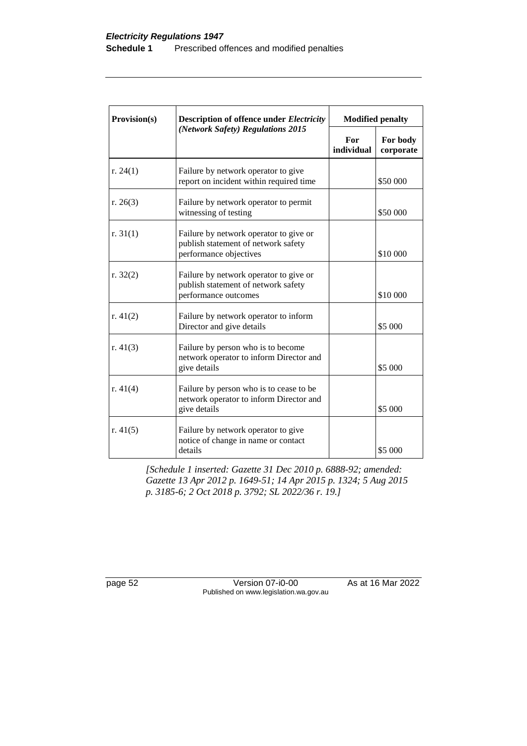| Provision(s) | Description of offence under *Electricity (Network Safety) Regulations 2015* | Modified penalty | |
|---|---|---|---|
| | | For individual | For body corporate |
| r. 24(1) | Failure by network operator to give report on incident within required time | | $50 000 |
| r. 26(3) | Failure by network operator to permit witnessing of testing | | $50 000 |
| r. 31(1) | Failure by network operator to give or publish statement of network safety performance objectives | | $10 000 |
| r. 32(2) | Failure by network operator to give or publish statement of network safety performance outcomes | | $10 000 |
| r. 41(2) | Failure by network operator to inform Director and give details | | $5 000 |
| r. 41(3) | Failure by person who is to become network operator to inform Director and give details | | $5 000 |
| r. 41(4) | Failure by person who is to cease to be network operator to inform Director and give details | | $5 000 |
| r. 41(5) | Failure by network operator to give notice of change in name or contact details | | $5 000 |

*[Schedule 1 inserted: Gazette 31 Dec 2010 p. 6888-92; amended: Gazette 13 Apr 2012 p. 1649-51; 14 Apr 2015 p. 1324; 5 Aug 2015 p. 3185-6; 2 Oct 2018 p. 3792; SL 2022/36 r. 19.]*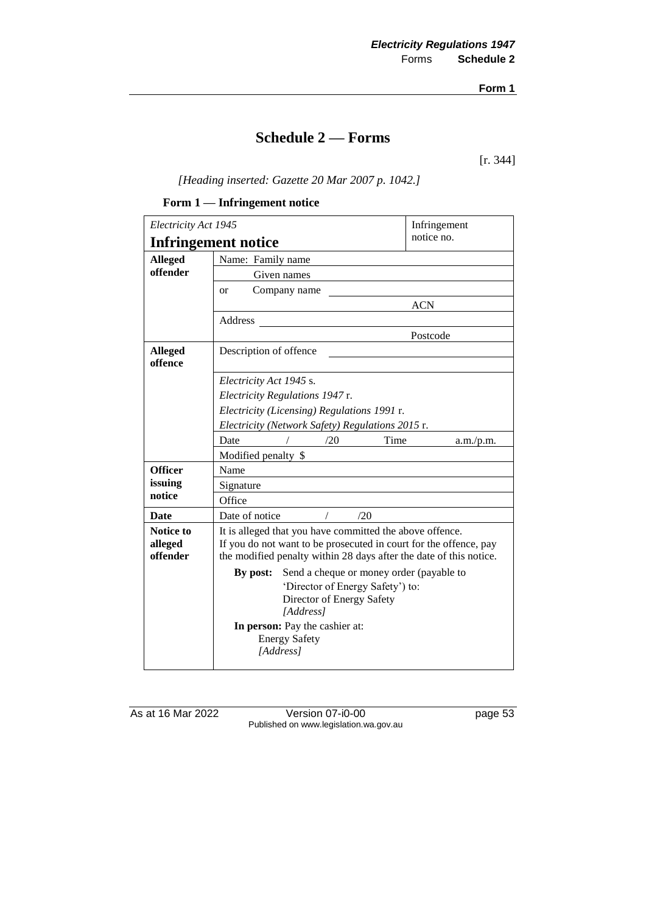# Schedule 2 — Forms

[r. 344]

*[Heading inserted: Gazette 20 Mar 2007 p. 1042.]*

### Form 1 — Infringement notice

| *Electricity Act 1945* **Infringement notice** | | Infringement notice no. |
|---|---|---|
| **Alleged offender** | Name: Family name | |
| | Given names | |
| | or Company name | |
| | | ACN |
| | Address | |
| | | Postcode |
| **Alleged offence** | Description of offence | |
| | | |
| | *Electricity Act 1945* s. *Electricity Regulations 1947* r. *Electricity (Licensing) Regulations 1991* r. *Electricity (Network Safety) Regulations 2015* r. | |
| | Date / /20 Time | a.m./p.m. |
| | Modified penalty $ | |
| **Officer issuing notice** | Name | |
| | Signature | |
| | Office | |
| **Date** | Date of notice / /20 | |
| **Notice to alleged offender** | It is alleged that you have committed the above offence. If you do not want to be prosecuted in court for the offence, pay the modified penalty within 28 days after the date of this notice. **By post:** Send a cheque or money order (payable to 'Director of Energy Safety') to: Director of Energy Safety *[Address]* **In person:** Pay the cashier at: Energy Safety *[Address]* | |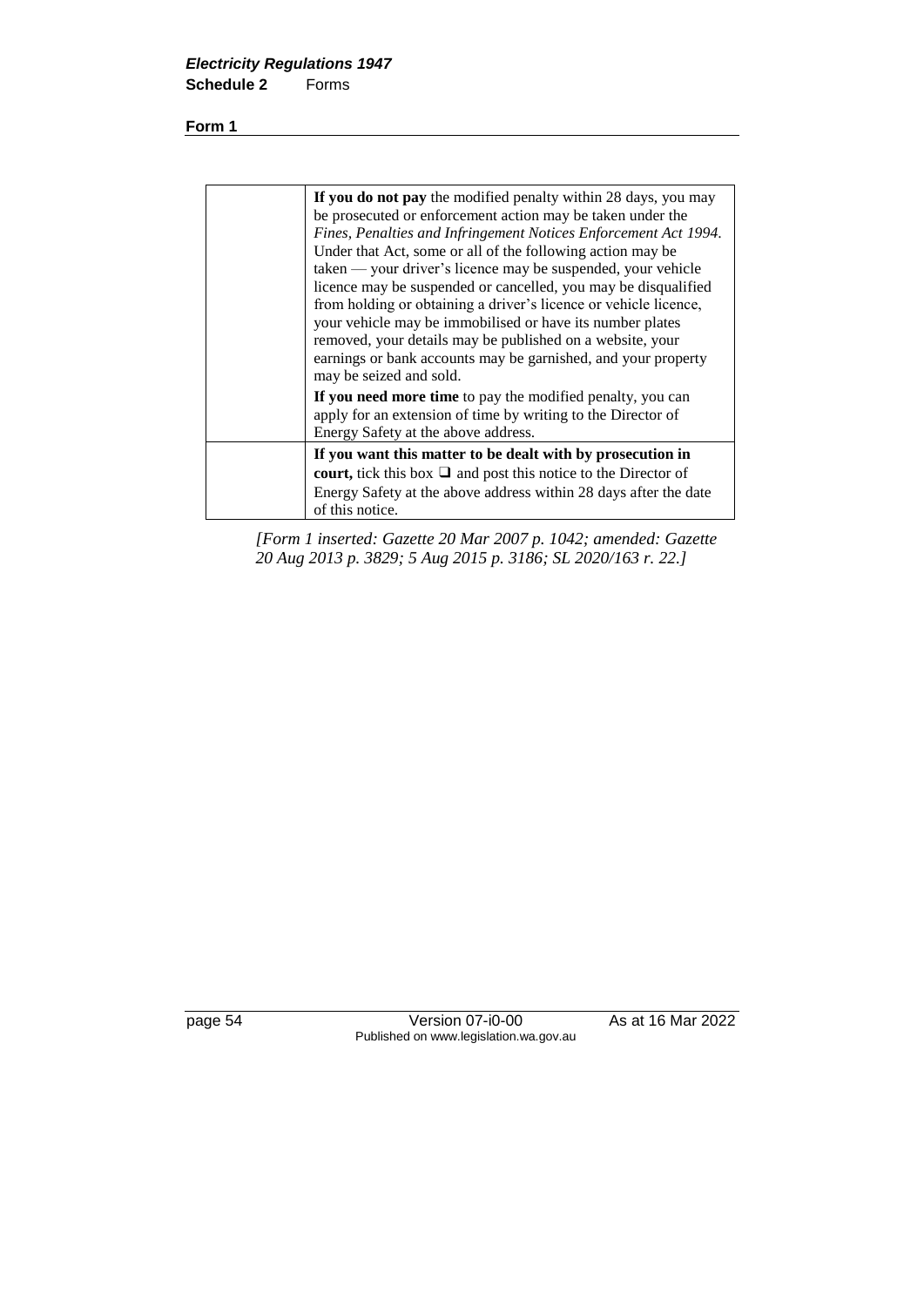**Form 1**

| | |
|---|---|
| | **If you do not pay** the modified penalty within 28 days, you may be prosecuted or enforcement action may be taken under the *Fines, Penalties and Infringement Notices Enforcement Act 1994*. Under that Act, some or all of the following action may be taken — your driver's licence may be suspended, your vehicle licence may be suspended or cancelled, you may be disqualified from holding or obtaining a driver's licence or vehicle licence, your vehicle may be immobilised or have its number plates removed, your details may be published on a website, your earnings or bank accounts may be garnished, and your property may be seized and sold.<br>**If you need more time** to pay the modified penalty, you can apply for an extension of time by writing to the Director of Energy Safety at the above address. |
| | **If you want this matter to be dealt with by prosecution in court,** tick this box ❑ and post this notice to the Director of Energy Safety at the above address within 28 days after the date of this notice. |

*[Form 1 inserted: Gazette 20 Mar 2007 p. 1042; amended: Gazette 20 Aug 2013 p. 3829; 5 Aug 2015 p. 3186; SL 2020/163 r. 22.]*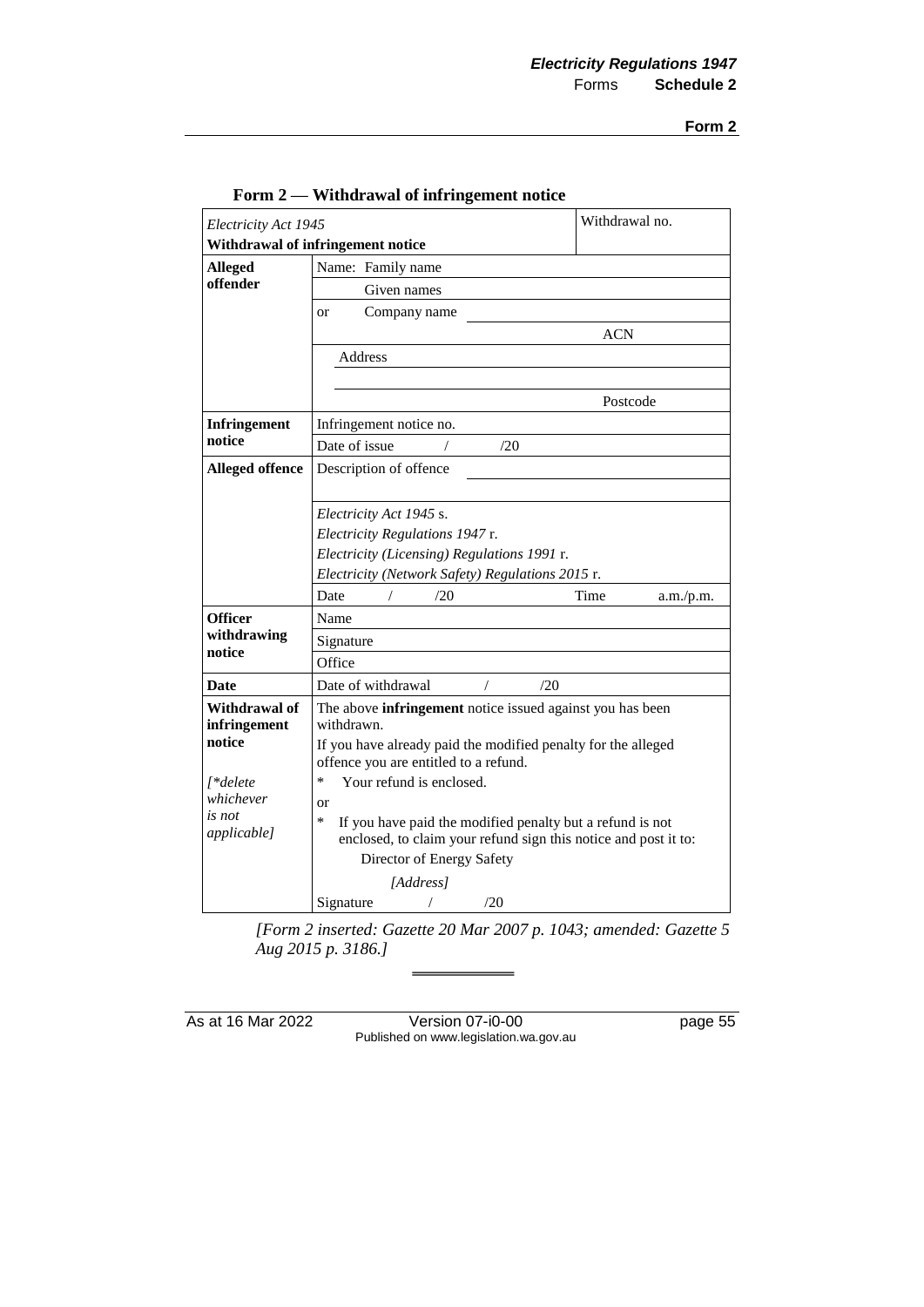### Form 2 — Withdrawal of infringement notice

| *Electricity Act 1945*<br>**Withdrawal of infringement notice** | | Withdrawal no. |
|---|---|---|
| **Alleged offender** | Name: Family name | |
| | Given names | |
| | or Company name | |
| | | ACN |
| | Address | |
| | | |
| | | Postcode |
| **Infringement notice** | Infringement notice no. | |
| | Date of issue / /20 | |
| **Alleged offence** | Description of offence | |
| | | |
| | *Electricity Act 1945* s.<br>*Electricity Regulations 1947* r.<br>*Electricity (Licensing) Regulations 1991* r.<br>*Electricity (Network Safety) Regulations 2015* r. | |
| | Date / /20 | Time a.m./p.m. |
| **Officer withdrawing notice** | Name | |
| | Signature | |
| | Office | |
| **Date** | Date of withdrawal / /20 | |
| **Withdrawal of infringement notice**<br><br>*[*delete whichever is not applicable]* | The above **infringement** notice issued against you has been withdrawn.<br>If you have already paid the modified penalty for the alleged offence you are entitled to a refund.<br>* Your refund is enclosed.<br>or<br>* If you have paid the modified penalty but a refund is not enclosed, to claim your refund sign this notice and post it to:<br>Director of Energy Safety<br>*[Address]*<br>Signature / /20 | |

*[Form 2 inserted: Gazette 20 Mar 2007 p. 1043; amended: Gazette 5 Aug 2015 p. 3186.]*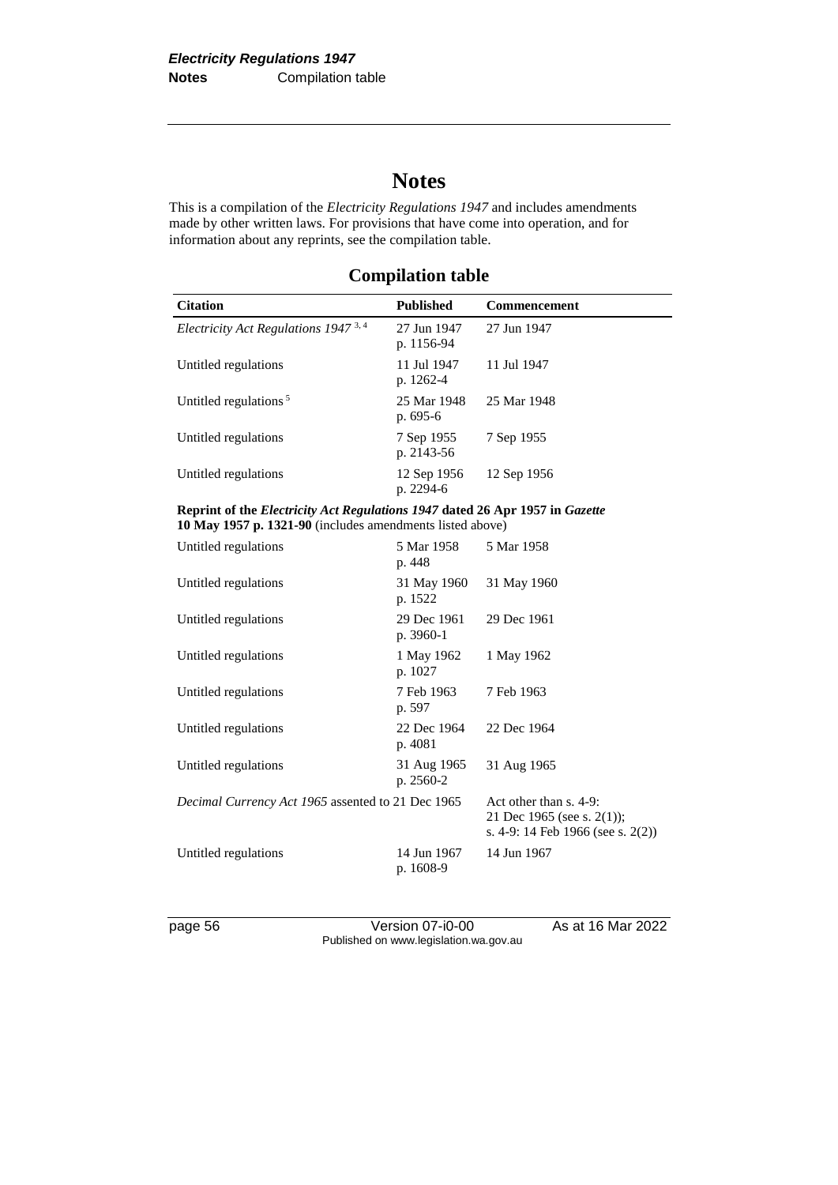# Notes

This is a compilation of the *Electricity Regulations 1947* and includes amendments made by other written laws. For provisions that have come into operation, and for information about any reprints, see the compilation table.

## Compilation table

| Citation | Published | Commencement |
|---|---|---|
| *Electricity Act Regulations 1947* [3, 4] | 27 Jun 1947 p. 1156-94 | 27 Jun 1947 |
| Untitled regulations | 11 Jul 1947 p. 1262-4 | 11 Jul 1947 |
| Untitled regulations [5] | 25 Mar 1948 p. 695-6 | 25 Mar 1948 |
| Untitled regulations | 7 Sep 1955 p. 2143-56 | 7 Sep 1955 |
| Untitled regulations | 12 Sep 1956 p. 2294-6 | 12 Sep 1956 |
| **Reprint of the *Electricity Act Regulations 1947* dated 26 Apr 1957 in *Gazette* 10 May 1957 p. 1321-90** (includes amendments listed above) | | |
| Untitled regulations | 5 Mar 1958 p. 448 | 5 Mar 1958 |
| Untitled regulations | 31 May 1960 p. 1522 | 31 May 1960 |
| Untitled regulations | 29 Dec 1961 p. 3960-1 | 29 Dec 1961 |
| Untitled regulations | 1 May 1962 p. 1027 | 1 May 1962 |
| Untitled regulations | 7 Feb 1963 p. 597 | 7 Feb 1963 |
| Untitled regulations | 22 Dec 1964 p. 4081 | 22 Dec 1964 |
| Untitled regulations | 31 Aug 1965 p. 2560-2 | 31 Aug 1965 |
| *Decimal Currency Act 1965* assented to 21 Dec 1965 | | Act other than s. 4-9: 21 Dec 1965 (see s. 2(1)); s. 4-9: 14 Feb 1966 (see s. 2(2)) |
| Untitled regulations | 14 Jun 1967 p. 1608-9 | 14 Jun 1967 |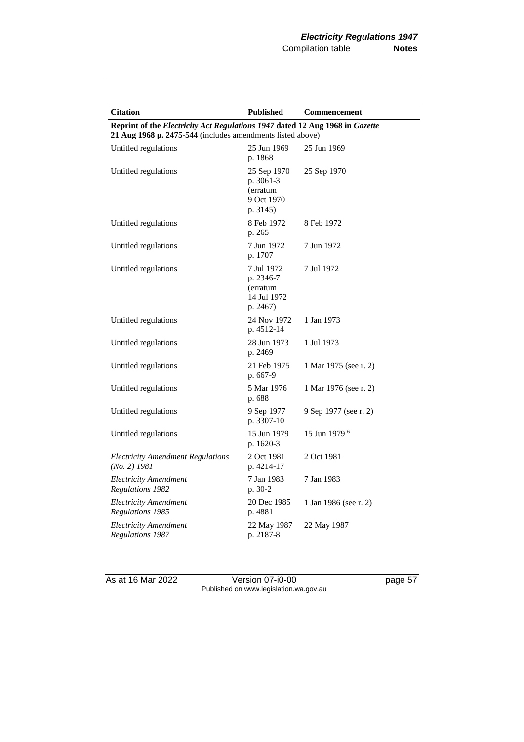| Citation | Published | Commencement |
|---|---|---|
| **Reprint of the *Electricity Act Regulations 1947* dated 12 Aug 1968 in *Gazette* 21 Aug 1968 p. 2475-544** (includes amendments listed above) | | |
| Untitled regulations | 25 Jun 1969 p. 1868 | 25 Jun 1969 |
| Untitled regulations | 25 Sep 1970 p. 3061-3 (erratum 9 Oct 1970 p. 3145) | 25 Sep 1970 |
| Untitled regulations | 8 Feb 1972 p. 265 | 8 Feb 1972 |
| Untitled regulations | 7 Jun 1972 p. 1707 | 7 Jun 1972 |
| Untitled regulations | 7 Jul 1972 p. 2346-7 (erratum 14 Jul 1972 p. 2467) | 7 Jul 1972 |
| Untitled regulations | 24 Nov 1972 p. 4512-14 | 1 Jan 1973 |
| Untitled regulations | 28 Jun 1973 p. 2469 | 1 Jul 1973 |
| Untitled regulations | 21 Feb 1975 p. 667-9 | 1 Mar 1975 (see r. 2) |
| Untitled regulations | 5 Mar 1976 p. 688 | 1 Mar 1976 (see r. 2) |
| Untitled regulations | 9 Sep 1977 p. 3307-10 | 9 Sep 1977 (see r. 2) |
| Untitled regulations | 15 Jun 1979 p. 1620-3 | 15 Jun 1979 [6] |
| *Electricity Amendment Regulations (No. 2) 1981* | 2 Oct 1981 p. 4214-17 | 2 Oct 1981 |
| *Electricity Amendment Regulations 1982* | 7 Jan 1983 p. 30-2 | 7 Jan 1983 |
| *Electricity Amendment Regulations 1985* | 20 Dec 1985 p. 4881 | 1 Jan 1986 (see r. 2) |
| *Electricity Amendment Regulations 1987* | 22 May 1987 p. 2187-8 | 22 May 1987 |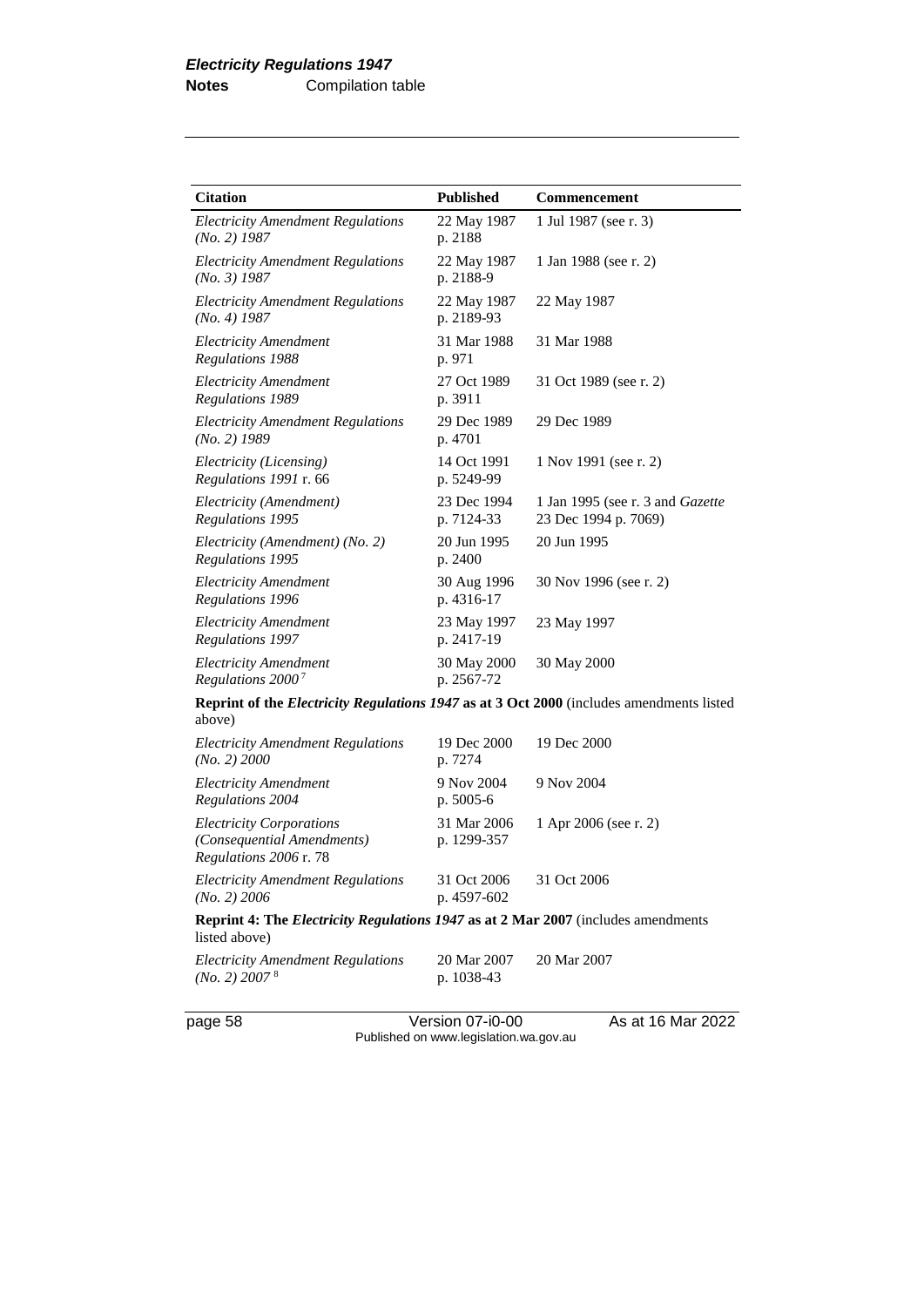| Citation | Published | Commencement |
|---|---|---|
| *Electricity Amendment Regulations (No. 2) 1987* | 22 May 1987 p. 2188 | 1 Jul 1987 (see r. 3) |
| *Electricity Amendment Regulations (No. 3) 1987* | 22 May 1987 p. 2188-9 | 1 Jan 1988 (see r. 2) |
| *Electricity Amendment Regulations (No. 4) 1987* | 22 May 1987 p. 2189-93 | 22 May 1987 |
| *Electricity Amendment Regulations 1988* | 31 Mar 1988 p. 971 | 31 Mar 1988 |
| *Electricity Amendment Regulations 1989* | 27 Oct 1989 p. 3911 | 31 Oct 1989 (see r. 2) |
| *Electricity Amendment Regulations (No. 2) 1989* | 29 Dec 1989 p. 4701 | 29 Dec 1989 |
| *Electricity (Licensing) Regulations 1991* r. 66 | 14 Oct 1991 p. 5249-99 | 1 Nov 1991 (see r. 2) |
| *Electricity (Amendment) Regulations 1995* | 23 Dec 1994 p. 7124-33 | 1 Jan 1995 (see r. 3 and *Gazette* 23 Dec 1994 p. 7069) |
| *Electricity (Amendment) (No. 2) Regulations 1995* | 20 Jun 1995 p. 2400 | 20 Jun 1995 |
| *Electricity Amendment Regulations 1996* | 30 Aug 1996 p. 4316-17 | 30 Nov 1996 (see r. 2) |
| *Electricity Amendment Regulations 1997* | 23 May 1997 p. 2417-19 | 23 May 1997 |
| *Electricity Amendment Regulations 2000* [7] | 30 May 2000 p. 2567-72 | 30 May 2000 |
| **Reprint of the *Electricity Regulations 1947* as at 3 Oct 2000** (includes amendments listed above) | | |
| *Electricity Amendment Regulations (No. 2) 2000* | 19 Dec 2000 p. 7274 | 19 Dec 2000 |
| *Electricity Amendment Regulations 2004* | 9 Nov 2004 p. 5005-6 | 9 Nov 2004 |
| *Electricity Corporations (Consequential Amendments) Regulations 2006* r. 78 | 31 Mar 2006 p. 1299-357 | 1 Apr 2006 (see r. 2) |
| *Electricity Amendment Regulations (No. 2) 2006* | 31 Oct 2006 p. 4597-602 | 31 Oct 2006 |
| **Reprint 4: The *Electricity Regulations 1947* as at 2 Mar 2007** (includes amendments listed above) | | |
| *Electricity Amendment Regulations (No. 2) 2007* [8] | 20 Mar 2007 p. 1038-43 | 20 Mar 2007 |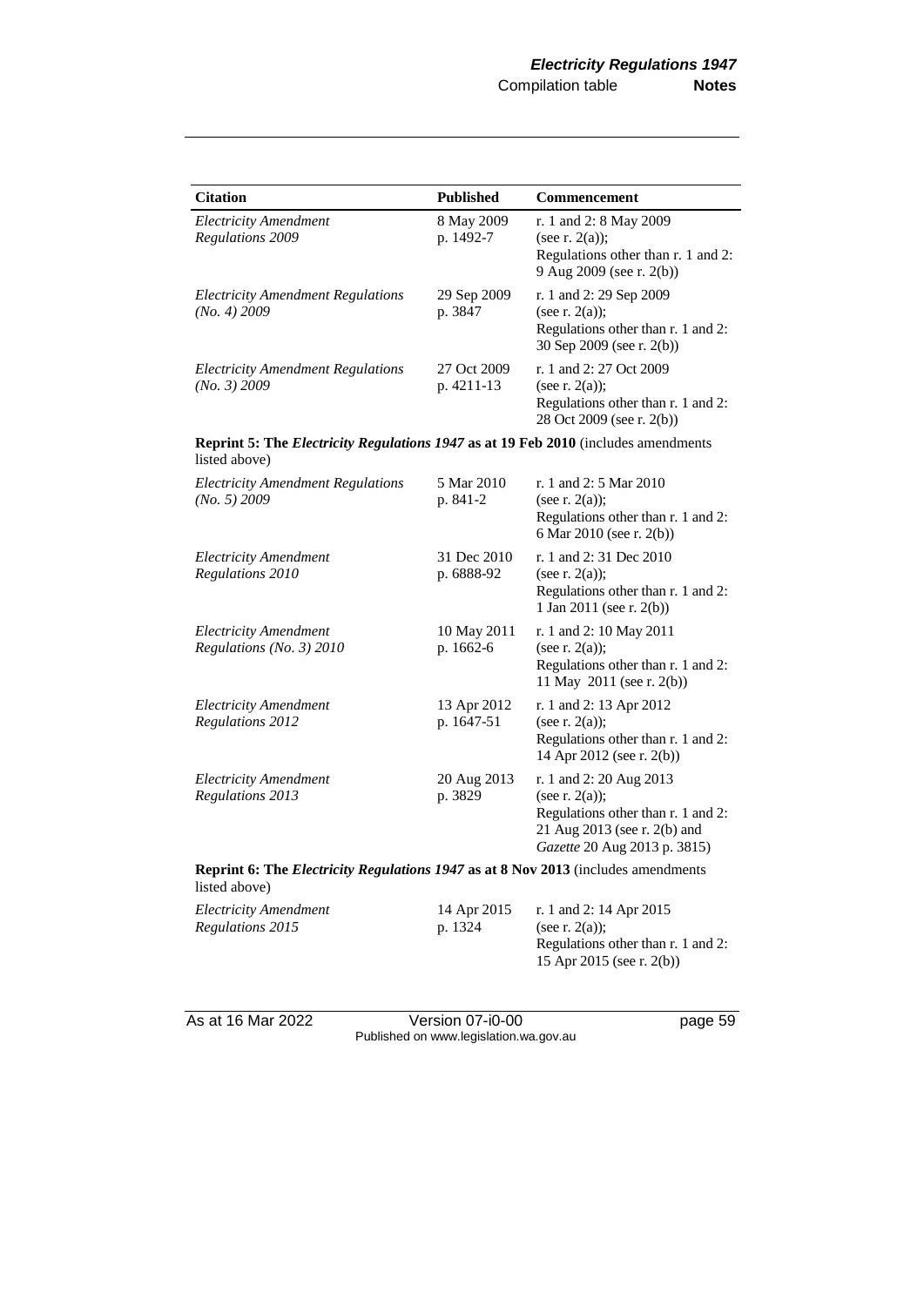| Citation | Published | Commencement |
|---|---|---|
| *Electricity Amendment Regulations 2009* | 8 May 2009 p. 1492-7 | r. 1 and 2: 8 May 2009 (see r. 2(a)); Regulations other than r. 1 and 2: 9 Aug 2009 (see r. 2(b)) |
| *Electricity Amendment Regulations (No. 4) 2009* | 29 Sep 2009 p. 3847 | r. 1 and 2: 29 Sep 2009 (see r. 2(a)); Regulations other than r. 1 and 2: 30 Sep 2009 (see r. 2(b)) |
| *Electricity Amendment Regulations (No. 3) 2009* | 27 Oct 2009 p. 4211-13 | r. 1 and 2: 27 Oct 2009 (see r. 2(a)); Regulations other than r. 1 and 2: 28 Oct 2009 (see r. 2(b)) |
| **Reprint 5: The *Electricity Regulations 1947* as at 19 Feb 2010** (includes amendments listed above) | | |
| *Electricity Amendment Regulations (No. 5) 2009* | 5 Mar 2010 p. 841-2 | r. 1 and 2: 5 Mar 2010 (see r. 2(a)); Regulations other than r. 1 and 2: 6 Mar 2010 (see r. 2(b)) |
| *Electricity Amendment Regulations 2010* | 31 Dec 2010 p. 6888-92 | r. 1 and 2: 31 Dec 2010 (see r. 2(a)); Regulations other than r. 1 and 2: 1 Jan 2011 (see r. 2(b)) |
| *Electricity Amendment Regulations (No. 3) 2010* | 10 May 2011 p. 1662-6 | r. 1 and 2: 10 May 2011 (see r. 2(a)); Regulations other than r. 1 and 2: 11 May 2011 (see r. 2(b)) |
| *Electricity Amendment Regulations 2012* | 13 Apr 2012 p. 1647-51 | r. 1 and 2: 13 Apr 2012 (see r. 2(a)); Regulations other than r. 1 and 2: 14 Apr 2012 (see r. 2(b)) |
| *Electricity Amendment Regulations 2013* | 20 Aug 2013 p. 3829 | r. 1 and 2: 20 Aug 2013 (see r. 2(a)); Regulations other than r. 1 and 2: 21 Aug 2013 (see r. 2(b) and *Gazette* 20 Aug 2013 p. 3815) |
| **Reprint 6: The *Electricity Regulations 1947* as at 8 Nov 2013** (includes amendments listed above) | | |
| *Electricity Amendment Regulations 2015* | 14 Apr 2015 p. 1324 | r. 1 and 2: 14 Apr 2015 (see r. 2(a)); Regulations other than r. 1 and 2: 15 Apr 2015 (see r. 2(b)) |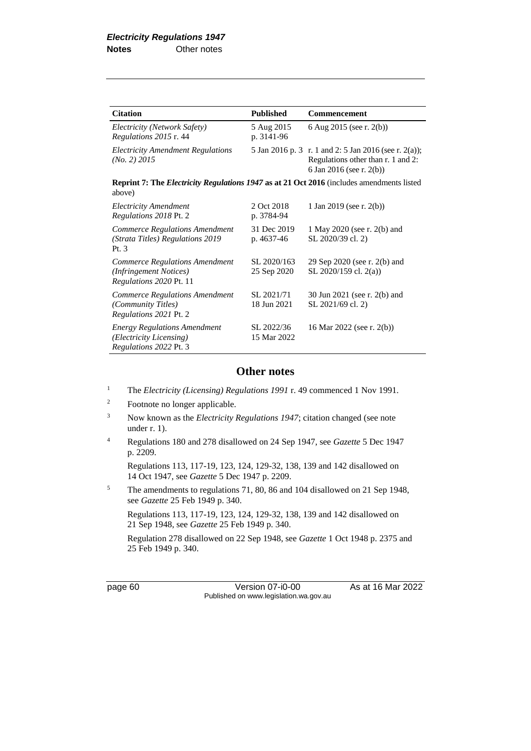| Citation | Published | Commencement |
|---|---|---|
| *Electricity (Network Safety) Regulations 2015* r. 44 | 5 Aug 2015 p. 3141-96 | 6 Aug 2015 (see r. 2(b)) |
| *Electricity Amendment Regulations (No. 2) 2015* | 5 Jan 2016 p. 3 | r. 1 and 2: 5 Jan 2016 (see r. 2(a)); Regulations other than r. 1 and 2: 6 Jan 2016 (see r. 2(b)) |
| **Reprint 7: The *Electricity Regulations 1947* as at 21 Oct 2016** (includes amendments listed above) | | |
| *Electricity Amendment Regulations 2018* Pt. 2 | 2 Oct 2018 p. 3784-94 | 1 Jan 2019 (see r. 2(b)) |
| *Commerce Regulations Amendment (Strata Titles) Regulations 2019* Pt. 3 | 31 Dec 2019 p. 4637-46 | 1 May 2020 (see r. 2(b) and SL 2020/39 cl. 2) |
| *Commerce Regulations Amendment (Infringement Notices) Regulations 2020* Pt. 11 | SL 2020/163 25 Sep 2020 | 29 Sep 2020 (see r. 2(b) and SL 2020/159 cl. 2(a)) |
| *Commerce Regulations Amendment (Community Titles) Regulations 2021* Pt. 2 | SL 2021/71 18 Jun 2021 | 30 Jun 2021 (see r. 2(b) and SL 2021/69 cl. 2) |
| *Energy Regulations Amendment (Electricity Licensing) Regulations 2022* Pt. 3 | SL 2022/36 15 Mar 2022 | 16 Mar 2022 (see r. 2(b)) |

## Other notes

[1] The *Electricity (Licensing) Regulations 1991* r. 49 commenced 1 Nov 1991.

[2] Footnote no longer applicable.

[3] Now known as the *Electricity Regulations 1947*; citation changed (see note under r. 1).

[4] Regulations 180 and 278 disallowed on 24 Sep 1947, see *Gazette* 5 Dec 1947 p. 2209.

Regulations 113, 117-19, 123, 124, 129-32, 138, 139 and 142 disallowed on 14 Oct 1947, see *Gazette* 5 Dec 1947 p. 2209.

[5] The amendments to regulations 71, 80, 86 and 104 disallowed on 21 Sep 1948, see *Gazette* 25 Feb 1949 p. 340.

Regulations 113, 117-19, 123, 124, 129-32, 138, 139 and 142 disallowed on 21 Sep 1948, see *Gazette* 25 Feb 1949 p. 340.

Regulation 278 disallowed on 22 Sep 1948, see *Gazette* 1 Oct 1948 p. 2375 and 25 Feb 1949 p. 340.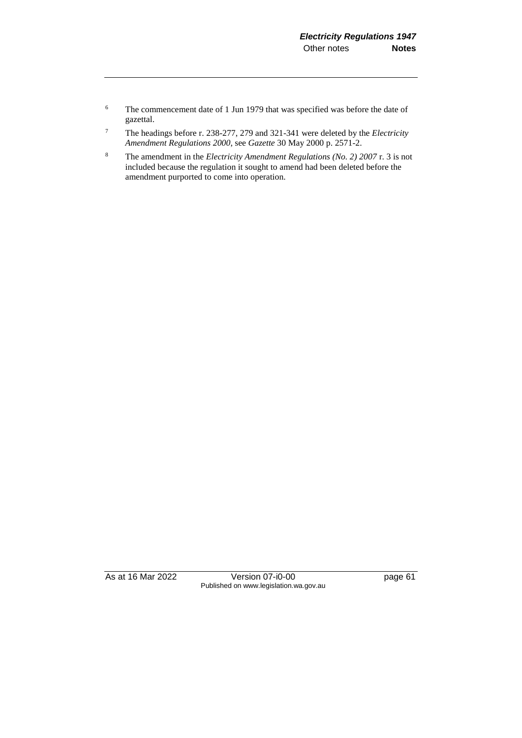[6] The commencement date of 1 Jun 1979 that was specified was before the date of gazettal.

[7] The headings before r. 238-277, 279 and 321-341 were deleted by the *Electricity Amendment Regulations 2000*, see *Gazette* 30 May 2000 p. 2571-2.

[8] The amendment in the *Electricity Amendment Regulations (No. 2) 2007* r. 3 is not included because the regulation it sought to amend had been deleted before the amendment purported to come into operation.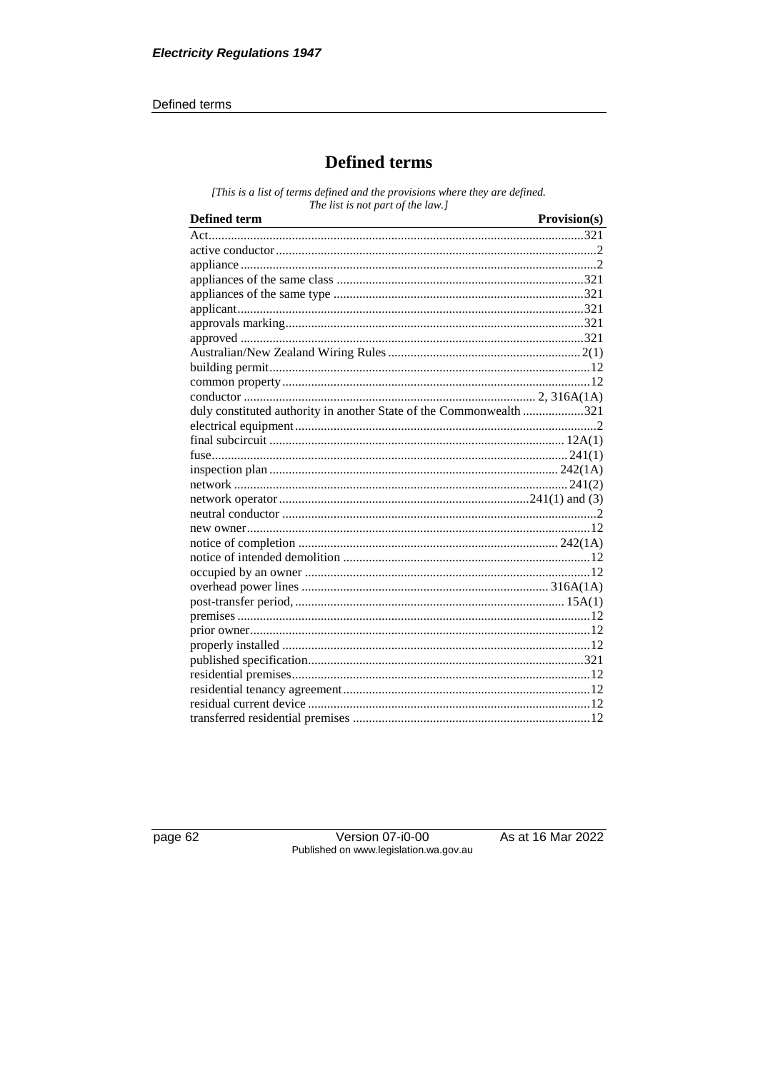# Defined terms

*[This is a list of terms defined and the provisions where they are defined. The list is not part of the law.]*

| Defined term | Provision(s) |
|---|---|
| Act | 321 |
| active conductor | 2 |
| appliance | 2 |
| appliances of the same class | 321 |
| appliances of the same type | 321 |
| applicant | 321 |
| approvals marking | 321 |
| approved | 321 |
| Australian/New Zealand Wiring Rules | 2(1) |
| building permit | 12 |
| common property | 12 |
| conductor | 2, 316A(1A) |
| duly constituted authority in another State of the Commonwealth | 321 |
| electrical equipment | 2 |
| final subcircuit | 12A(1) |
| fuse | 241(1) |
| inspection plan | 242(1A) |
| network | 241(2) |
| network operator | 241(1) and (3) |
| neutral conductor | 2 |
| new owner | 12 |
| notice of completion | 242(1A) |
| notice of intended demolition | 12 |
| occupied by an owner | 12 |
| overhead power lines | 316A(1A) |
| post-transfer period, | 15A(1) |
| premises | 12 |
| prior owner | 12 |
| properly installed | 12 |
| published specification | 321 |
| residential premises | 12 |
| residential tenancy agreement | 12 |
| residual current device | 12 |
| transferred residential premises | 12 |